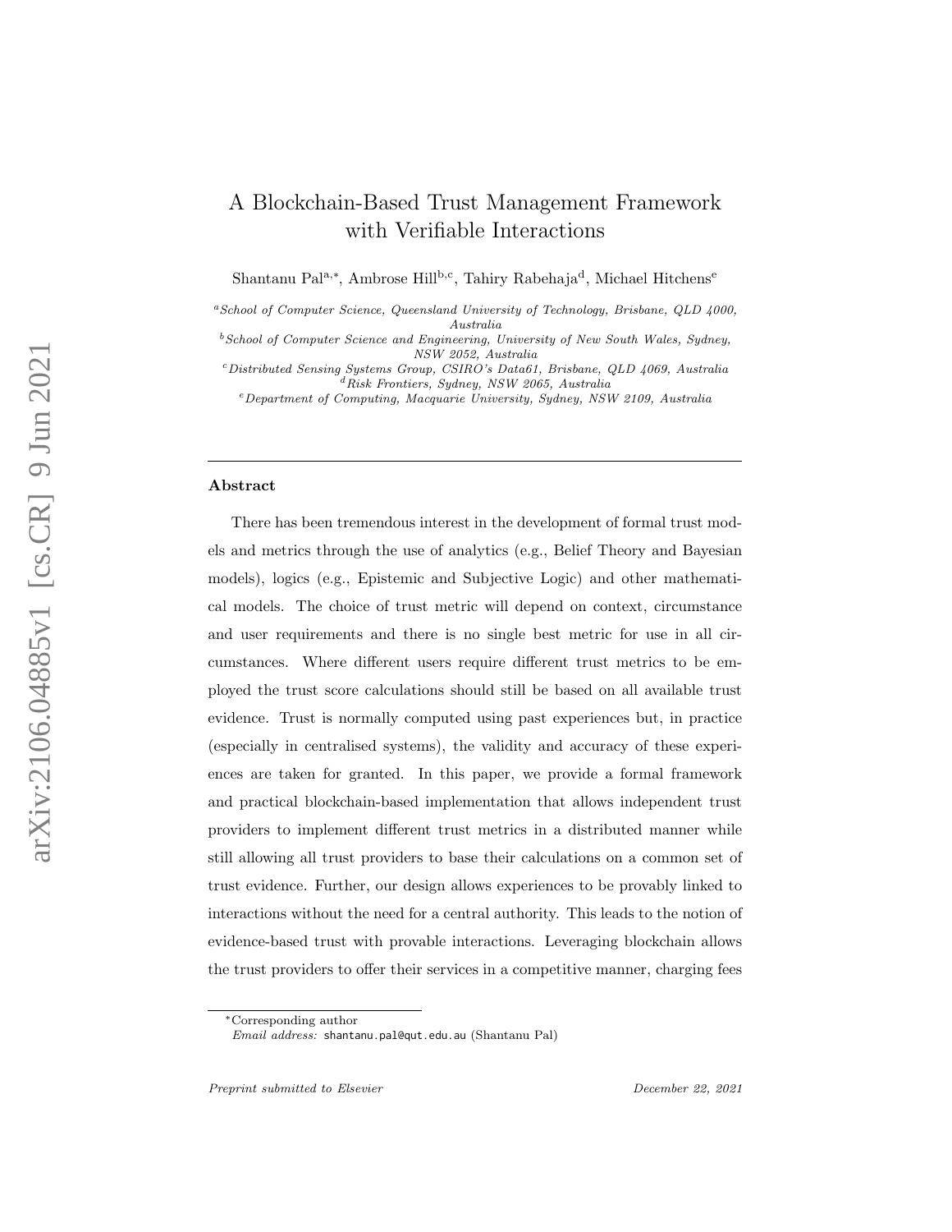# A Blockchain-Based Trust Management Framework with Verifiable Interactions

Shantanu Pal[a,*], Ambrose Hill[b,c], Tahiry Rabehaja[d], Michael Hitchens[e]

[a] *School of Computer Science, Queensland University of Technology, Brisbane, QLD 4000, Australia*

[b] *School of Computer Science and Engineering, University of New South Wales, Sydney, NSW 2052, Australia*

[c] *Distributed Sensing Systems Group, CSIRO's Data61, Brisbane, QLD 4069, Australia*

[d] *Risk Frontiers, Sydney, NSW 2065, Australia*

[e] *Department of Computing, Macquarie University, Sydney, NSW 2109, Australia*

---

## Abstract

There has been tremendous interest in the development of formal trust models and metrics through the use of analytics (e.g., Belief Theory and Bayesian models), logics (e.g., Epistemic and Subjective Logic) and other mathematical models. The choice of trust metric will depend on context, circumstance and user requirements and there is no single best metric for use in all circumstances. Where different users require different trust metrics to be employed the trust score calculations should still be based on all available trust evidence. Trust is normally computed using past experiences but, in practice (especially in centralised systems), the validity and accuracy of these experiences are taken for granted. In this paper, we provide a formal framework and practical blockchain-based implementation that allows independent trust providers to implement different trust metrics in a distributed manner while still allowing all trust providers to base their calculations on a common set of trust evidence. Further, our design allows experiences to be provably linked to interactions without the need for a central authority. This leads to the notion of evidence-based trust with provable interactions. Leveraging blockchain allows the trust providers to offer their services in a competitive manner, charging fees

---

*Corresponding author

*Email address:* shantanu.pal@qut.edu.au (Shantanu Pal)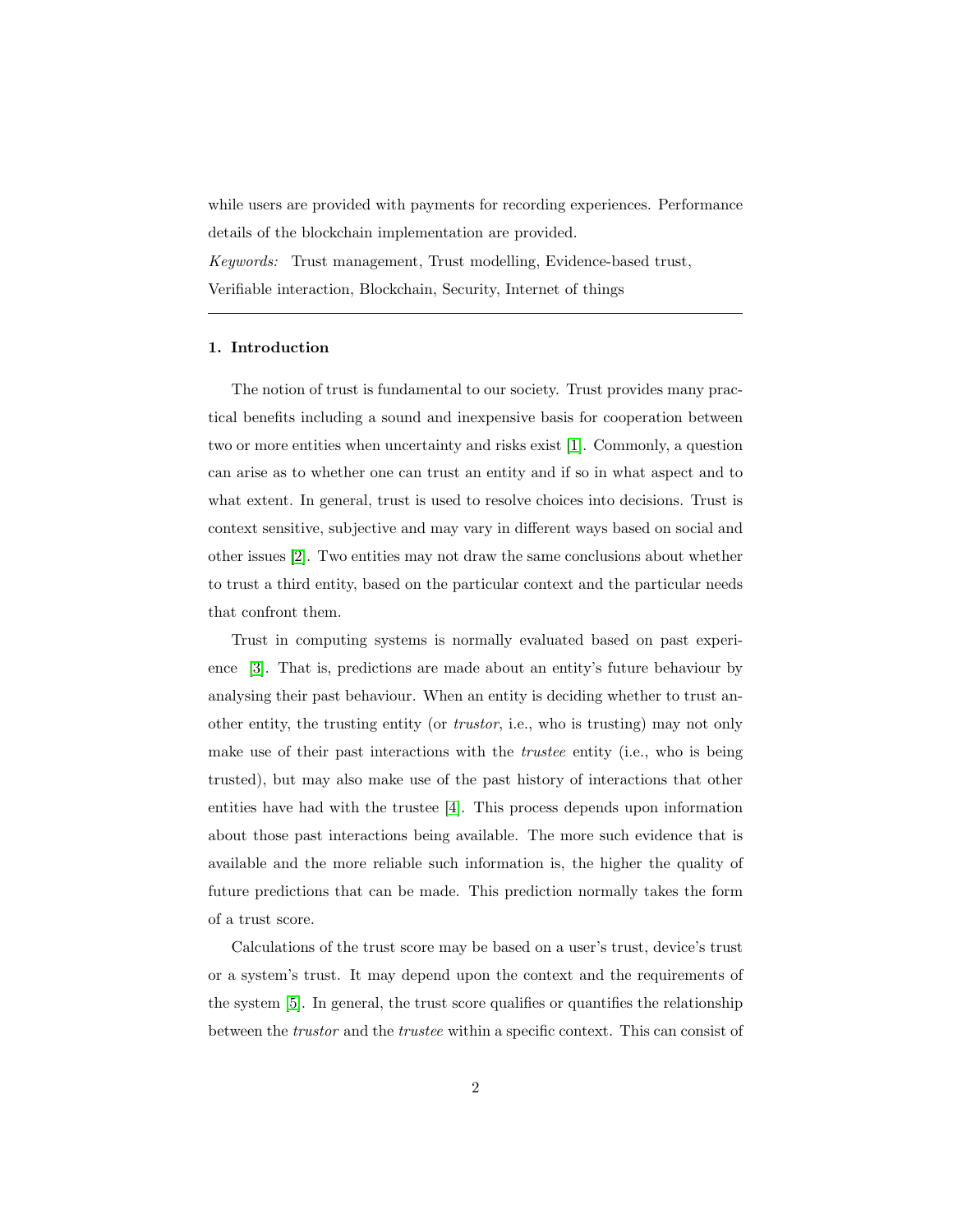while users are provided with payments for recording experiences. Performance details of the blockchain implementation are provided.

*Keywords:* Trust management, Trust modelling, Evidence-based trust, Verifiable interaction, Blockchain, Security, Internet of things

---

## 1. Introduction

The notion of trust is fundamental to our society. Trust provides many practical benefits including a sound and inexpensive basis for cooperation between two or more entities when uncertainty and risks exist [1]. Commonly, a question can arise as to whether one can trust an entity and if so in what aspect and to what extent. In general, trust is used to resolve choices into decisions. Trust is context sensitive, subjective and may vary in different ways based on social and other issues [2]. Two entities may not draw the same conclusions about whether to trust a third entity, based on the particular context and the particular needs that confront them.

Trust in computing systems is normally evaluated based on past experience [3]. That is, predictions are made about an entity's future behaviour by analysing their past behaviour. When an entity is deciding whether to trust another entity, the trusting entity (or *trustor*, i.e., who is trusting) may not only make use of their past interactions with the *trustee* entity (i.e., who is being trusted), but may also make use of the past history of interactions that other entities have had with the trustee [4]. This process depends upon information about those past interactions being available. The more such evidence that is available and the more reliable such information is, the higher the quality of future predictions that can be made. This prediction normally takes the form of a trust score.

Calculations of the trust score may be based on a user's trust, device's trust or a system's trust. It may depend upon the context and the requirements of the system [5]. In general, the trust score qualifies or quantifies the relationship between the *trustor* and the *trustee* within a specific context. This can consist of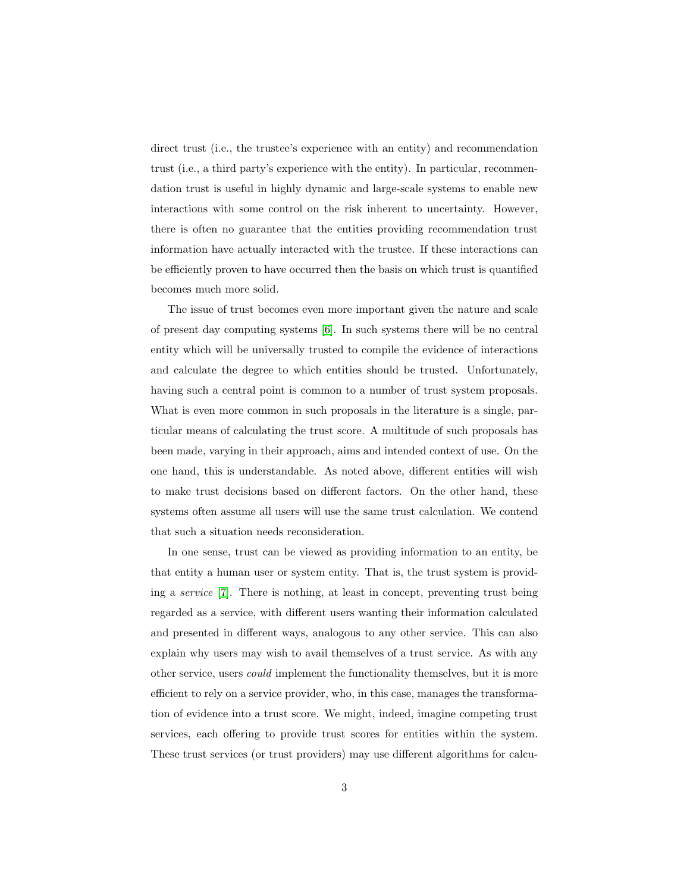direct trust (i.e., the trustee's experience with an entity) and recommendation trust (i.e., a third party's experience with the entity). In particular, recommendation trust is useful in highly dynamic and large-scale systems to enable new interactions with some control on the risk inherent to uncertainty. However, there is often no guarantee that the entities providing recommendation trust information have actually interacted with the trustee. If these interactions can be efficiently proven to have occurred then the basis on which trust is quantified becomes much more solid.

The issue of trust becomes even more important given the nature and scale of present day computing systems [6]. In such systems there will be no central entity which will be universally trusted to compile the evidence of interactions and calculate the degree to which entities should be trusted. Unfortunately, having such a central point is common to a number of trust system proposals. What is even more common in such proposals in the literature is a single, particular means of calculating the trust score. A multitude of such proposals has been made, varying in their approach, aims and intended context of use. On the one hand, this is understandable. As noted above, different entities will wish to make trust decisions based on different factors. On the other hand, these systems often assume all users will use the same trust calculation. We contend that such a situation needs reconsideration.

In one sense, trust can be viewed as providing information to an entity, be that entity a human user or system entity. That is, the trust system is providing a *service* [7]. There is nothing, at least in concept, preventing trust being regarded as a service, with different users wanting their information calculated and presented in different ways, analogous to any other service. This can also explain why users may wish to avail themselves of a trust service. As with any other service, users *could* implement the functionality themselves, but it is more efficient to rely on a service provider, who, in this case, manages the transformation of evidence into a trust score. We might, indeed, imagine competing trust services, each offering to provide trust scores for entities within the system. These trust services (or trust providers) may use different algorithms for calcu-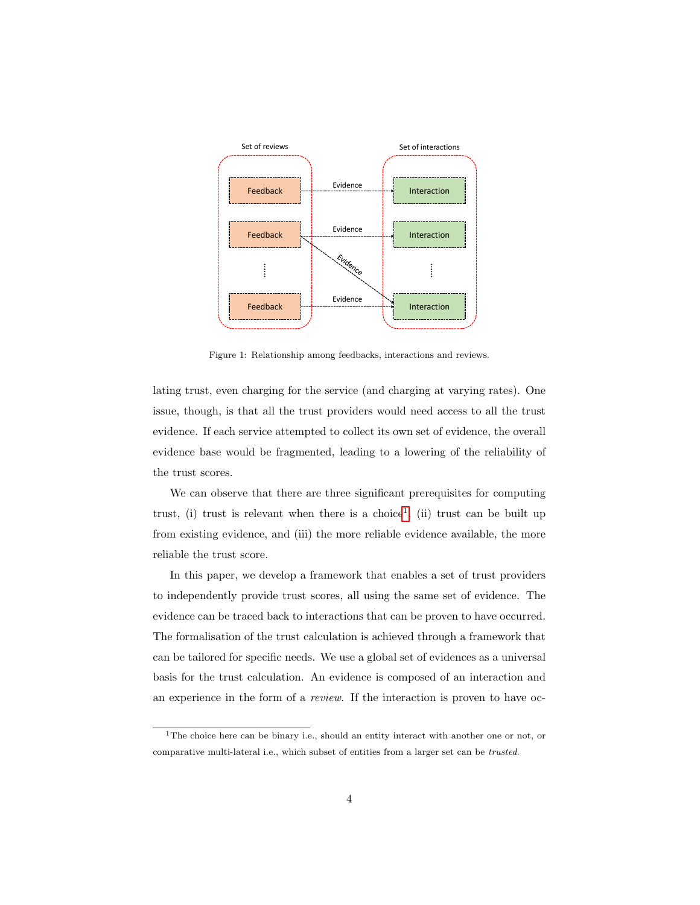Figure 1: Relationship among feedbacks, interactions and reviews.

lating trust, even charging for the service (and charging at varying rates). One issue, though, is that all the trust providers would need access to all the trust evidence. If each service attempted to collect its own set of evidence, the overall evidence base would be fragmented, leading to a lowering of the reliability of the trust scores.

We can observe that there are three significant prerequisites for computing trust, (i) trust is relevant when there is a choice[1], (ii) trust can be built up from existing evidence, and (iii) the more reliable evidence available, the more reliable the trust score.

In this paper, we develop a framework that enables a set of trust providers to independently provide trust scores, all using the same set of evidence. The evidence can be traced back to interactions that can be proven to have occurred. The formalisation of the trust calculation is achieved through a framework that can be tailored for specific needs. We use a global set of evidences as a universal basis for the trust calculation. An evidence is composed of an interaction and an experience in the form of a *review*. If the interaction is proven to have oc-

[1]The choice here can be binary i.e., should an entity interact with another one or not, or comparative multi-lateral i.e., which subset of entities from a larger set can be *trusted*.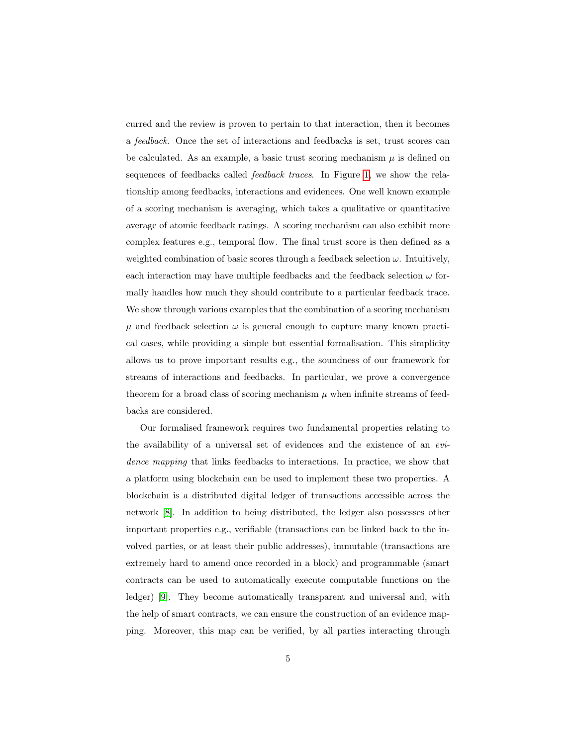curred and the review is proven to pertain to that interaction, then it becomes a *feedback*. Once the set of interactions and feedbacks is set, trust scores can be calculated. As an example, a basic trust scoring mechanism $\mu$ is defined on sequences of feedbacks called *feedback traces*. In Figure 1, we show the relationship among feedbacks, interactions and evidences. One well known example of a scoring mechanism is averaging, which takes a qualitative or quantitative average of atomic feedback ratings. A scoring mechanism can also exhibit more complex features e.g., temporal flow. The final trust score is then defined as a weighted combination of basic scores through a feedback selection $\omega$. Intuitively, each interaction may have multiple feedbacks and the feedback selection $\omega$ formally handles how much they should contribute to a particular feedback trace. We show through various examples that the combination of a scoring mechanism $\mu$ and feedback selection $\omega$ is general enough to capture many known practical cases, while providing a simple but essential formalisation. This simplicity allows us to prove important results e.g., the soundness of our framework for streams of interactions and feedbacks. In particular, we prove a convergence theorem for a broad class of scoring mechanism $\mu$ when infinite streams of feedbacks are considered.

Our formalised framework requires two fundamental properties relating to the availability of a universal set of evidences and the existence of an *evidence mapping* that links feedbacks to interactions. In practice, we show that a platform using blockchain can be used to implement these two properties. A blockchain is a distributed digital ledger of transactions accessible across the network [8]. In addition to being distributed, the ledger also possesses other important properties e.g., verifiable (transactions can be linked back to the involved parties, or at least their public addresses), immutable (transactions are extremely hard to amend once recorded in a block) and programmable (smart contracts can be used to automatically execute computable functions on the ledger) [9]. They become automatically transparent and universal and, with the help of smart contracts, we can ensure the construction of an evidence mapping. Moreover, this map can be verified, by all parties interacting through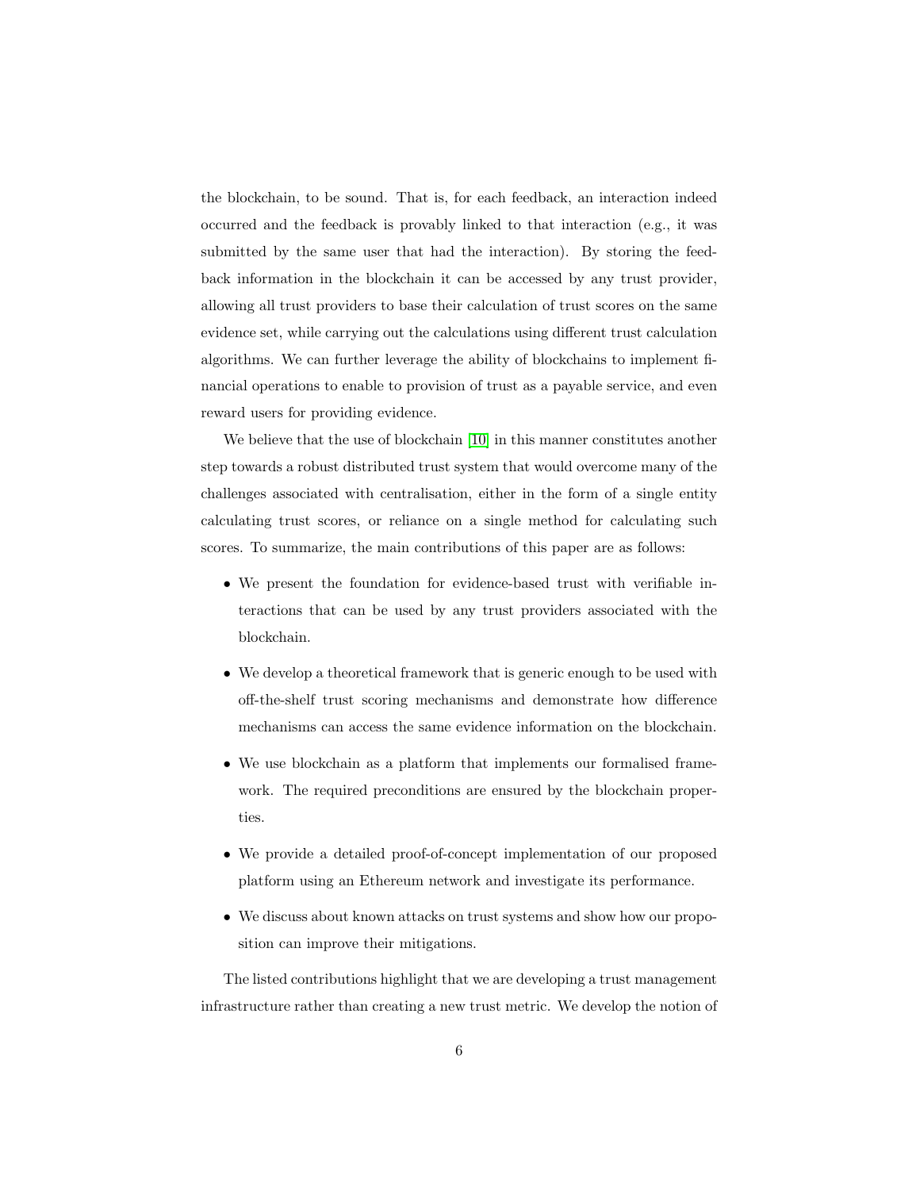the blockchain, to be sound. That is, for each feedback, an interaction indeed occurred and the feedback is provably linked to that interaction (e.g., it was submitted by the same user that had the interaction). By storing the feedback information in the blockchain it can be accessed by any trust provider, allowing all trust providers to base their calculation of trust scores on the same evidence set, while carrying out the calculations using different trust calculation algorithms. We can further leverage the ability of blockchains to implement financial operations to enable to provision of trust as a payable service, and even reward users for providing evidence.

We believe that the use of blockchain [10] in this manner constitutes another step towards a robust distributed trust system that would overcome many of the challenges associated with centralisation, either in the form of a single entity calculating trust scores, or reliance on a single method for calculating such scores. To summarize, the main contributions of this paper are as follows:

- We present the foundation for evidence-based trust with verifiable interactions that can be used by any trust providers associated with the blockchain.
- We develop a theoretical framework that is generic enough to be used with off-the-shelf trust scoring mechanisms and demonstrate how difference mechanisms can access the same evidence information on the blockchain.
- We use blockchain as a platform that implements our formalised framework. The required preconditions are ensured by the blockchain properties.
- We provide a detailed proof-of-concept implementation of our proposed platform using an Ethereum network and investigate its performance.
- We discuss about known attacks on trust systems and show how our proposition can improve their mitigations.

The listed contributions highlight that we are developing a trust management infrastructure rather than creating a new trust metric. We develop the notion of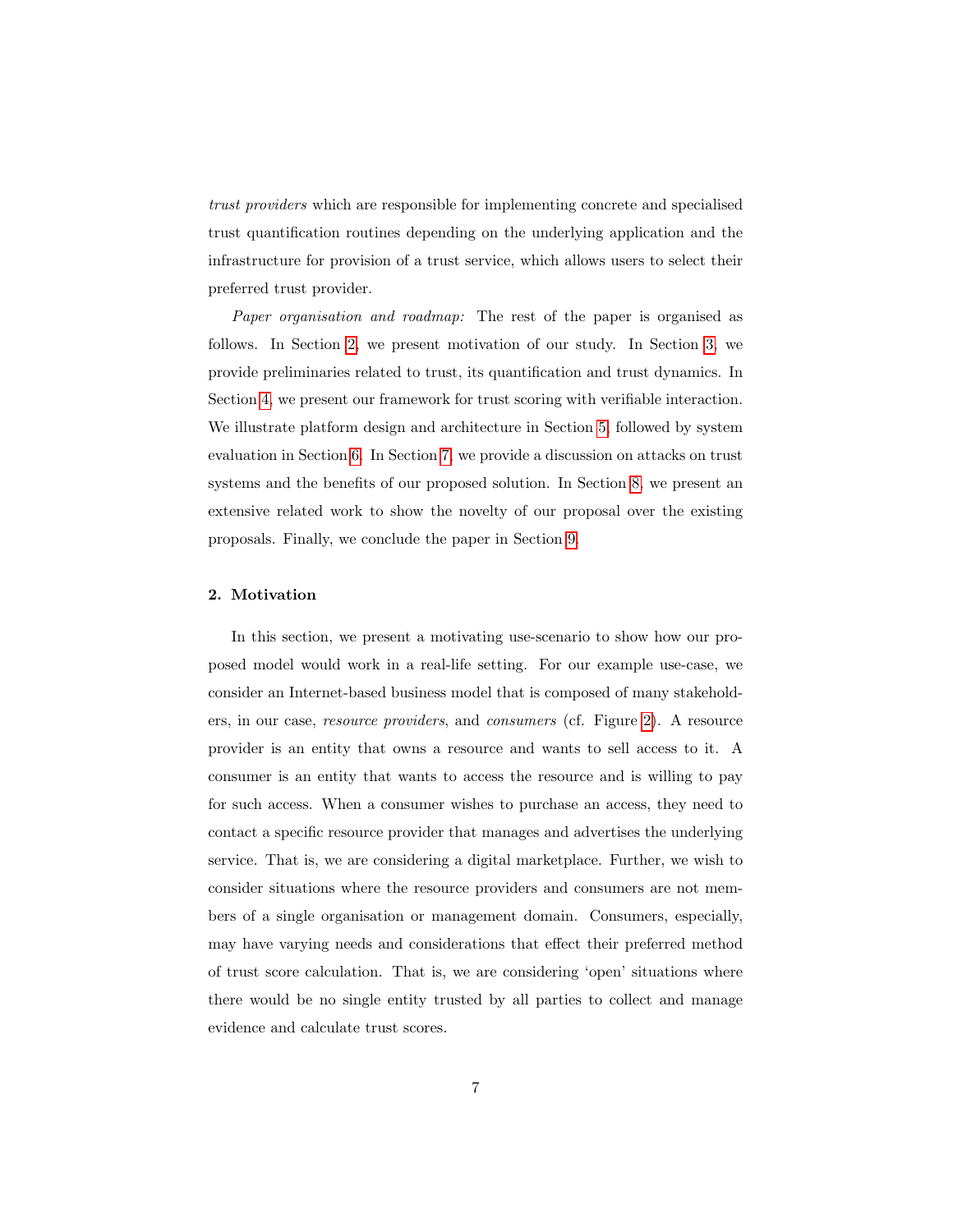*trust providers* which are responsible for implementing concrete and specialised trust quantification routines depending on the underlying application and the infrastructure for provision of a trust service, which allows users to select their preferred trust provider.

*Paper organisation and roadmap:* The rest of the paper is organised as follows. In Section 2, we present motivation of our study. In Section 3, we provide preliminaries related to trust, its quantification and trust dynamics. In Section 4, we present our framework for trust scoring with verifiable interaction. We illustrate platform design and architecture in Section 5, followed by system evaluation in Section 6. In Section 7, we provide a discussion on attacks on trust systems and the benefits of our proposed solution. In Section 8, we present an extensive related work to show the novelty of our proposal over the existing proposals. Finally, we conclude the paper in Section 9.

## 2. Motivation

In this section, we present a motivating use-scenario to show how our proposed model would work in a real-life setting. For our example use-case, we consider an Internet-based business model that is composed of many stakeholders, in our case, *resource providers*, and *consumers* (cf. Figure 2). A resource provider is an entity that owns a resource and wants to sell access to it. A consumer is an entity that wants to access the resource and is willing to pay for such access. When a consumer wishes to purchase an access, they need to contact a specific resource provider that manages and advertises the underlying service. That is, we are considering a digital marketplace. Further, we wish to consider situations where the resource providers and consumers are not members of a single organisation or management domain. Consumers, especially, may have varying needs and considerations that effect their preferred method of trust score calculation. That is, we are considering 'open' situations where there would be no single entity trusted by all parties to collect and manage evidence and calculate trust scores.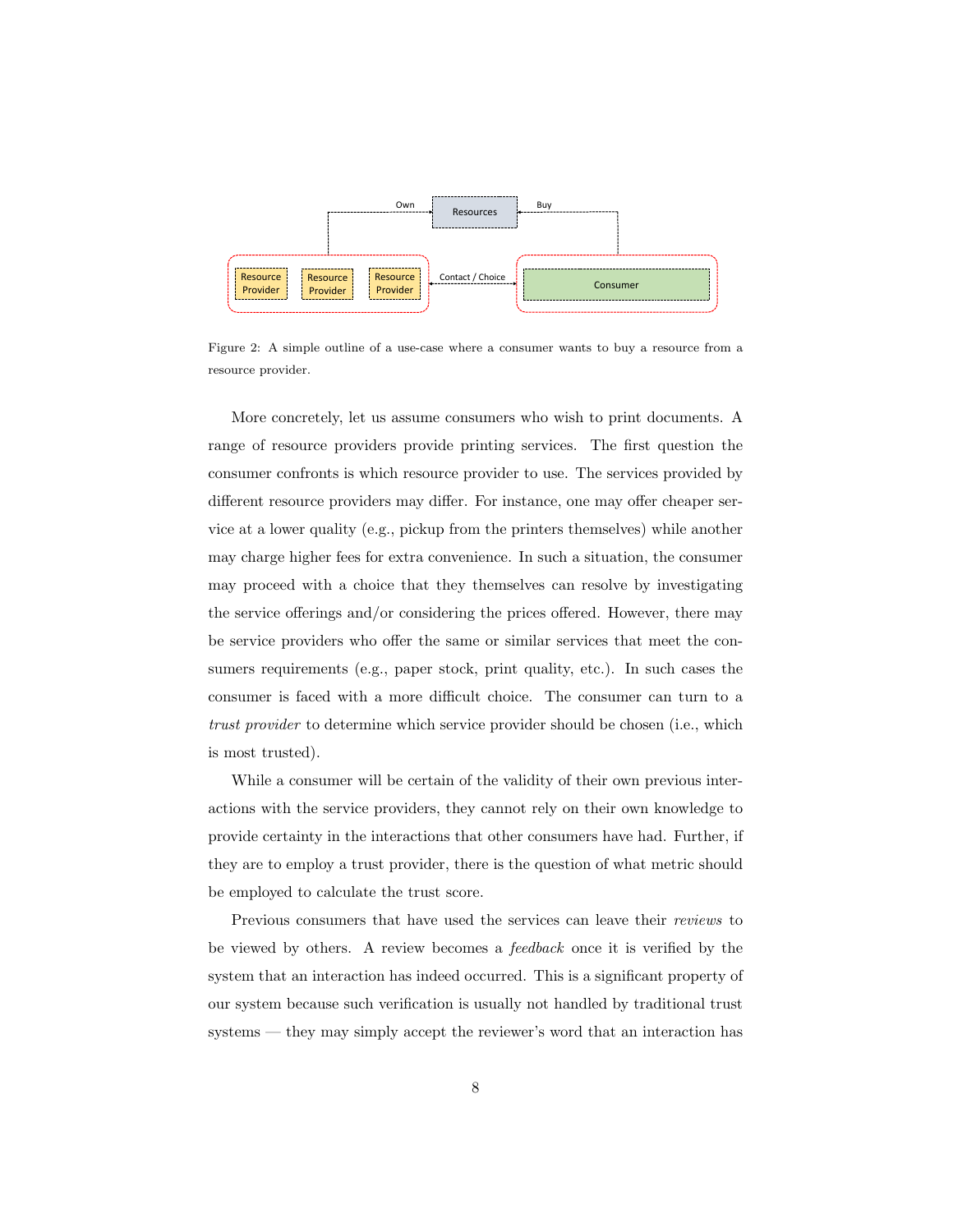Figure 2: A simple outline of a use-case where a consumer wants to buy a resource from a resource provider.

More concretely, let us assume consumers who wish to print documents. A range of resource providers provide printing services. The first question the consumer confronts is which resource provider to use. The services provided by different resource providers may differ. For instance, one may offer cheaper service at a lower quality (e.g., pickup from the printers themselves) while another may charge higher fees for extra convenience. In such a situation, the consumer may proceed with a choice that they themselves can resolve by investigating the service offerings and/or considering the prices offered. However, there may be service providers who offer the same or similar services that meet the consumers requirements (e.g., paper stock, print quality, etc.). In such cases the consumer is faced with a more difficult choice. The consumer can turn to a *trust provider* to determine which service provider should be chosen (i.e., which is most trusted).

While a consumer will be certain of the validity of their own previous interactions with the service providers, they cannot rely on their own knowledge to provide certainty in the interactions that other consumers have had. Further, if they are to employ a trust provider, there is the question of what metric should be employed to calculate the trust score.

Previous consumers that have used the services can leave their *reviews* to be viewed by others. A review becomes a *feedback* once it is verified by the system that an interaction has indeed occurred. This is a significant property of our system because such verification is usually not handled by traditional trust systems — they may simply accept the reviewer's word that an interaction has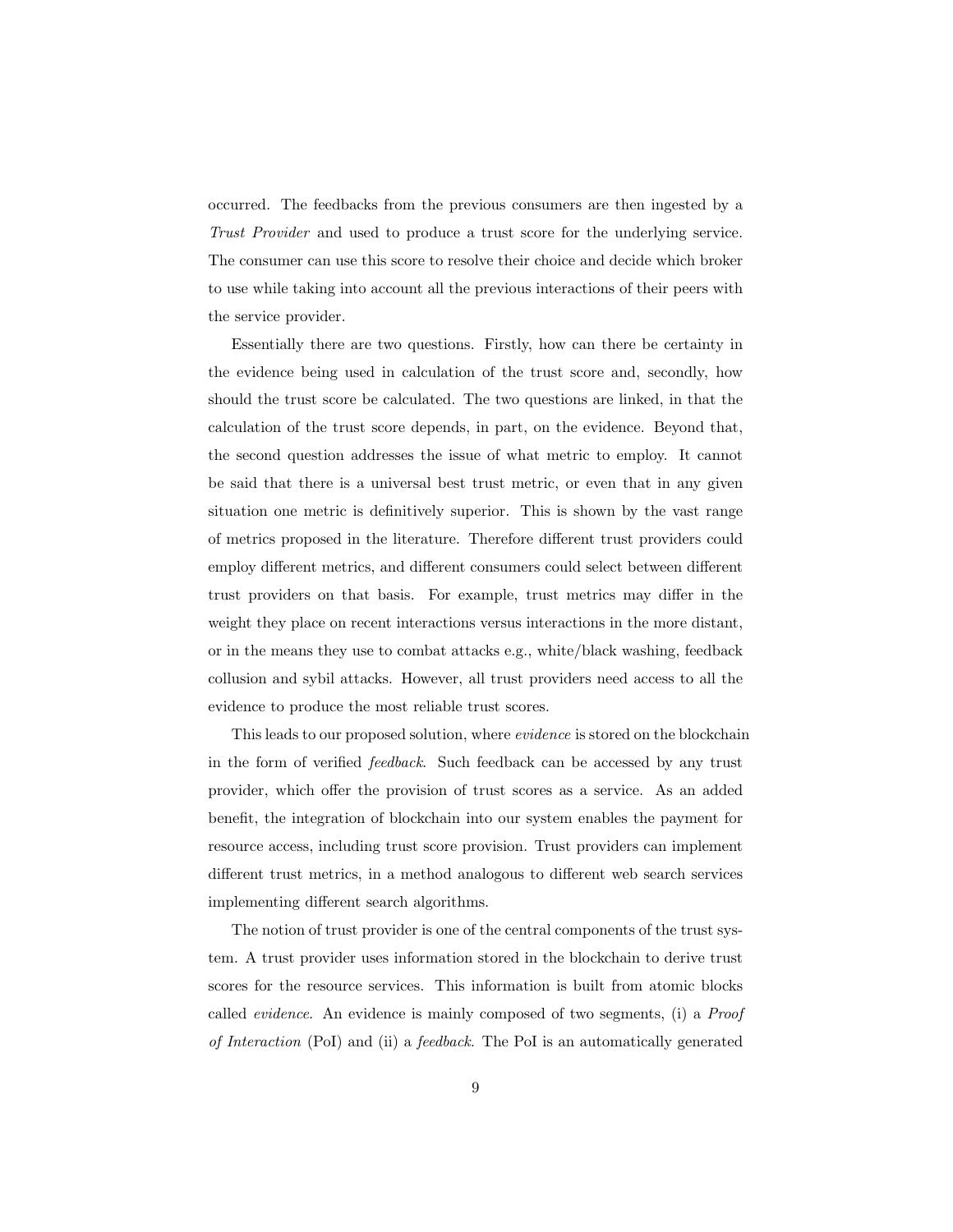occurred. The feedbacks from the previous consumers are then ingested by a *Trust Provider* and used to produce a trust score for the underlying service. The consumer can use this score to resolve their choice and decide which broker to use while taking into account all the previous interactions of their peers with the service provider.

Essentially there are two questions. Firstly, how can there be certainty in the evidence being used in calculation of the trust score and, secondly, how should the trust score be calculated. The two questions are linked, in that the calculation of the trust score depends, in part, on the evidence. Beyond that, the second question addresses the issue of what metric to employ. It cannot be said that there is a universal best trust metric, or even that in any given situation one metric is definitively superior. This is shown by the vast range of metrics proposed in the literature. Therefore different trust providers could employ different metrics, and different consumers could select between different trust providers on that basis. For example, trust metrics may differ in the weight they place on recent interactions versus interactions in the more distant, or in the means they use to combat attacks e.g., white/black washing, feedback collusion and sybil attacks. However, all trust providers need access to all the evidence to produce the most reliable trust scores.

This leads to our proposed solution, where *evidence* is stored on the blockchain in the form of verified *feedback*. Such feedback can be accessed by any trust provider, which offer the provision of trust scores as a service. As an added benefit, the integration of blockchain into our system enables the payment for resource access, including trust score provision. Trust providers can implement different trust metrics, in a method analogous to different web search services implementing different search algorithms.

The notion of trust provider is one of the central components of the trust system. A trust provider uses information stored in the blockchain to derive trust scores for the resource services. This information is built from atomic blocks called *evidence*. An evidence is mainly composed of two segments, (i) a *Proof of Interaction* (PoI) and (ii) a *feedback*. The PoI is an automatically generated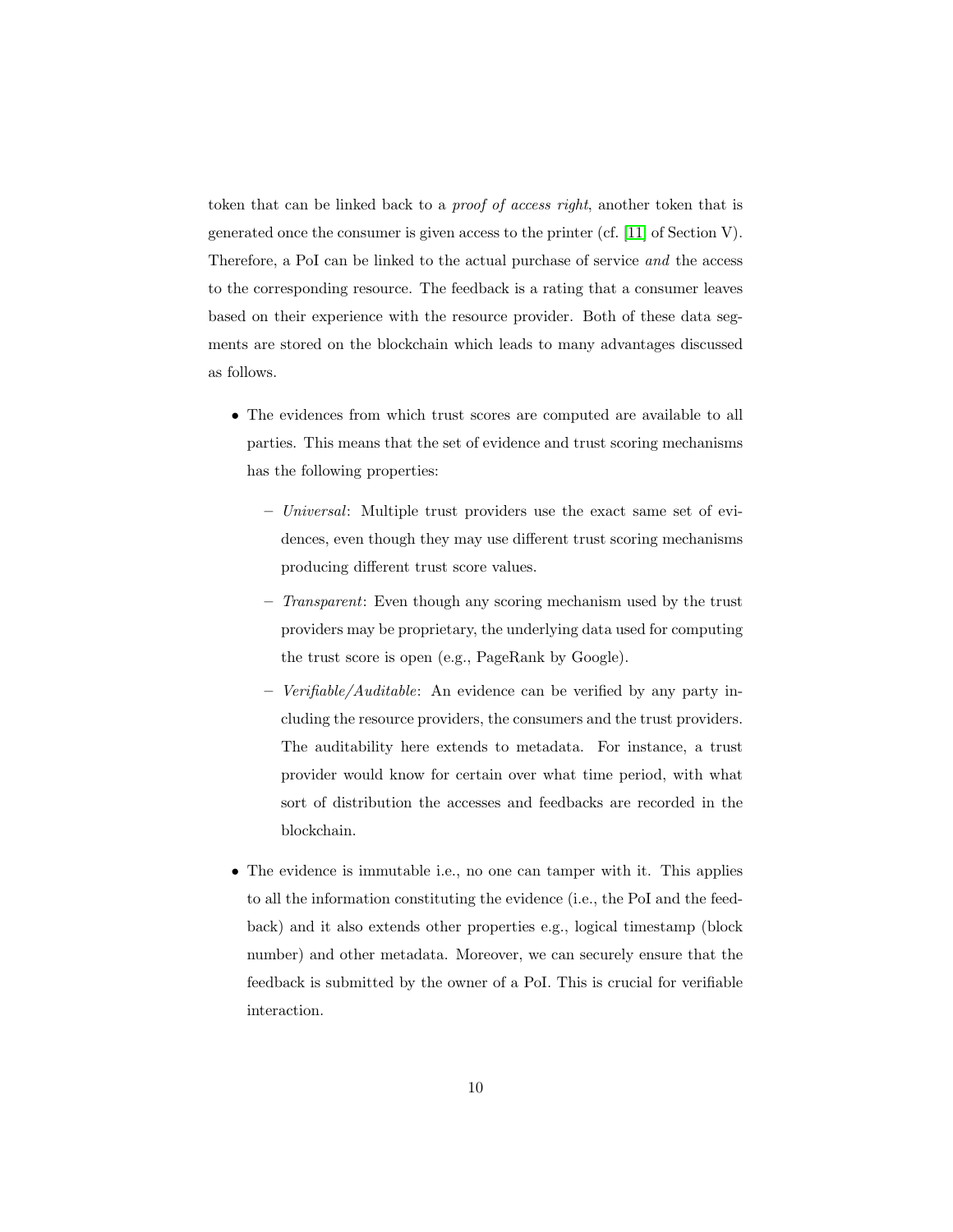token that can be linked back to a *proof of access right*, another token that is generated once the consumer is given access to the printer (cf. [11] of Section V). Therefore, a PoI can be linked to the actual purchase of service *and* the access to the corresponding resource. The feedback is a rating that a consumer leaves based on their experience with the resource provider. Both of these data segments are stored on the blockchain which leads to many advantages discussed as follows.

- The evidences from which trust scores are computed are available to all parties. This means that the set of evidence and trust scoring mechanisms has the following properties:
  - *Universal*: Multiple trust providers use the exact same set of evidences, even though they may use different trust scoring mechanisms producing different trust score values.
  - *Transparent*: Even though any scoring mechanism used by the trust providers may be proprietary, the underlying data used for computing the trust score is open (e.g., PageRank by Google).
  - *Verifiable/Auditable*: An evidence can be verified by any party including the resource providers, the consumers and the trust providers. The auditability here extends to metadata. For instance, a trust provider would know for certain over what time period, with what sort of distribution the accesses and feedbacks are recorded in the blockchain.
- The evidence is immutable i.e., no one can tamper with it. This applies to all the information constituting the evidence (i.e., the PoI and the feedback) and it also extends other properties e.g., logical timestamp (block number) and other metadata. Moreover, we can securely ensure that the feedback is submitted by the owner of a PoI. This is crucial for verifiable interaction.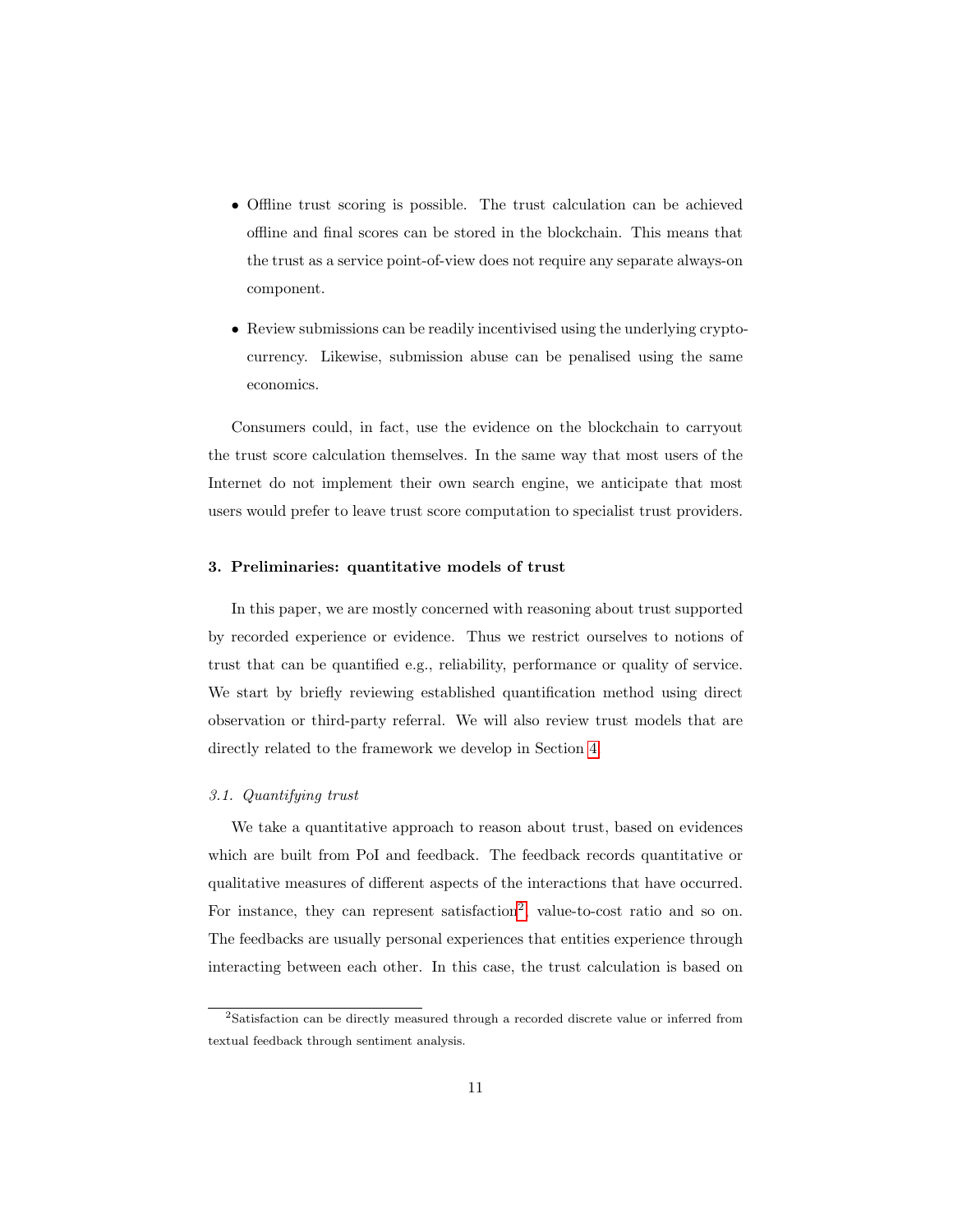- Offline trust scoring is possible. The trust calculation can be achieved offline and final scores can be stored in the blockchain. This means that the trust as a service point-of-view does not require any separate always-on component.
- Review submissions can be readily incentivised using the underlying crypto-currency. Likewise, submission abuse can be penalised using the same economics.

Consumers could, in fact, use the evidence on the blockchain to carryout the trust score calculation themselves. In the same way that most users of the Internet do not implement their own search engine, we anticipate that most users would prefer to leave trust score computation to specialist trust providers.

### 3. Preliminaries: quantitative models of trust

In this paper, we are mostly concerned with reasoning about trust supported by recorded experience or evidence. Thus we restrict ourselves to notions of trust that can be quantified e.g., reliability, performance or quality of service. We start by briefly reviewing established quantification method using direct observation or third-party referral. We will also review trust models that are directly related to the framework we develop in Section 4.

#### *3.1. Quantifying trust*

We take a quantitative approach to reason about trust, based on evidences which are built from PoI and feedback. The feedback records quantitative or qualitative measures of different aspects of the interactions that have occurred. For instance, they can represent satisfaction[2], value-to-cost ratio and so on. The feedbacks are usually personal experiences that entities experience through interacting between each other. In this case, the trust calculation is based on

[2]Satisfaction can be directly measured through a recorded discrete value or inferred from textual feedback through sentiment analysis.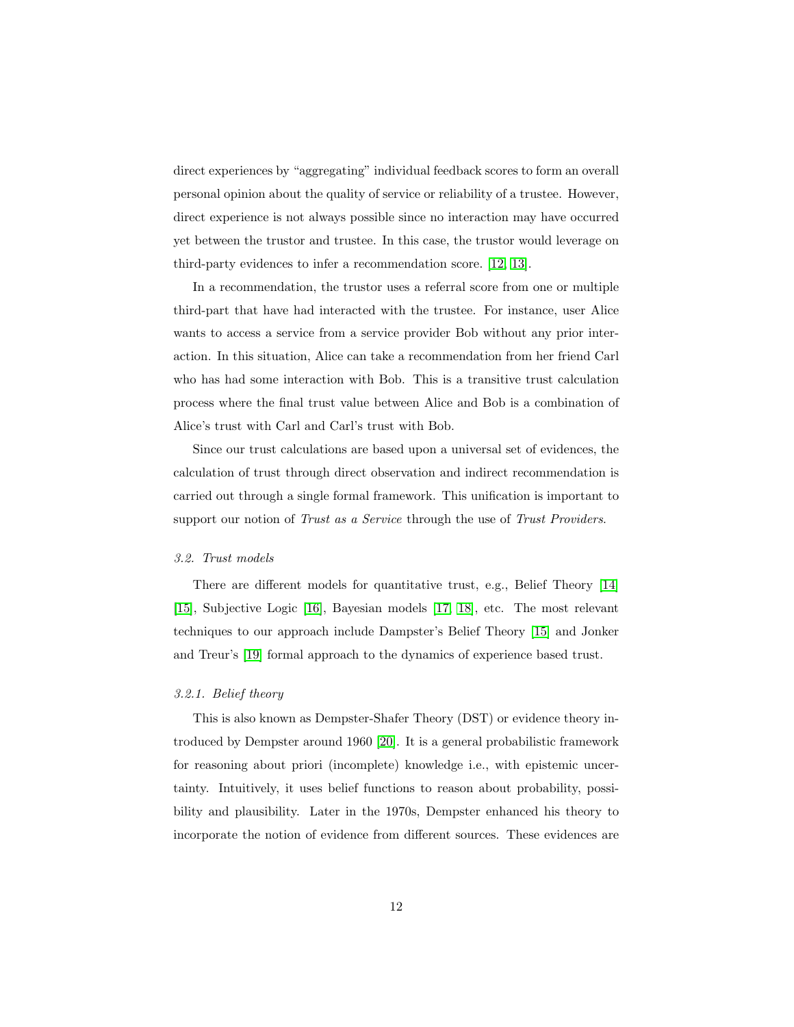direct experiences by "aggregating" individual feedback scores to form an overall personal opinion about the quality of service or reliability of a trustee. However, direct experience is not always possible since no interaction may have occurred yet between the trustor and trustee. In this case, the trustor would leverage on third-party evidences to infer a recommendation score. [12, 13].

In a recommendation, the trustor uses a referral score from one or multiple third-part that have had interacted with the trustee. For instance, user Alice wants to access a service from a service provider Bob without any prior interaction. In this situation, Alice can take a recommendation from her friend Carl who has had some interaction with Bob. This is a transitive trust calculation process where the final trust value between Alice and Bob is a combination of Alice's trust with Carl and Carl's trust with Bob.

Since our trust calculations are based upon a universal set of evidences, the calculation of trust through direct observation and indirect recommendation is carried out through a single formal framework. This unification is important to support our notion of *Trust as a Service* through the use of *Trust Providers*.

### *3.2. Trust models*

There are different models for quantitative trust, e.g., Belief Theory [14] [15], Subjective Logic [16], Bayesian models [17, 18], etc. The most relevant techniques to our approach include Dampster's Belief Theory [15] and Jonker and Treur's [19] formal approach to the dynamics of experience based trust.

#### *3.2.1. Belief theory*

This is also known as Dempster-Shafer Theory (DST) or evidence theory introduced by Dempster around 1960 [20]. It is a general probabilistic framework for reasoning about priori (incomplete) knowledge i.e., with epistemic uncertainty. Intuitively, it uses belief functions to reason about probability, possibility and plausibility. Later in the 1970s, Dempster enhanced his theory to incorporate the notion of evidence from different sources. These evidences are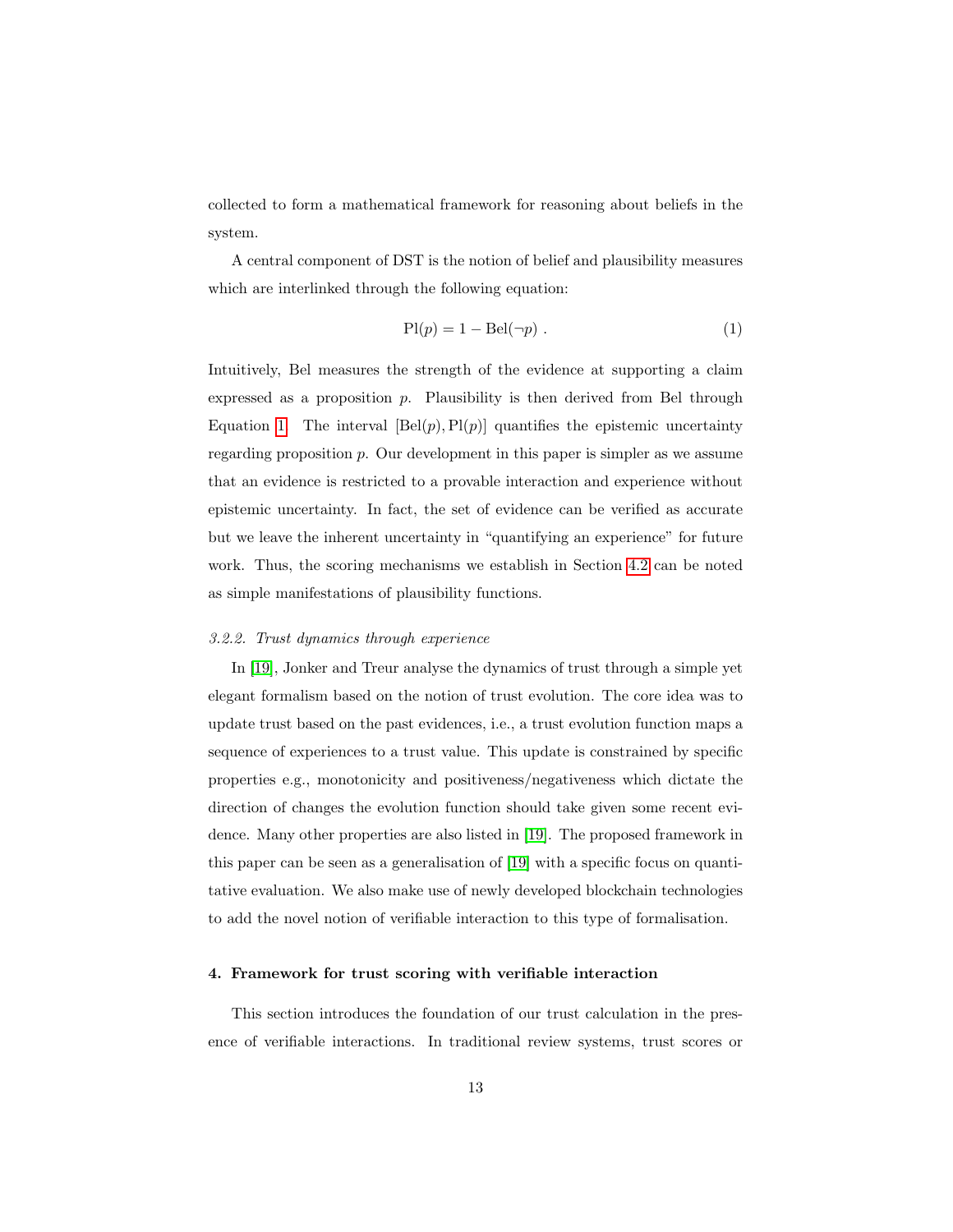collected to form a mathematical framework for reasoning about beliefs in the system.

A central component of DST is the notion of belief and plausibility measures which are interlinked through the following equation:

$$\mathrm{Pl}(p) = 1 - \mathrm{Bel}(\neg p)\ . \tag{1}$$

Intuitively, Bel measures the strength of the evidence at supporting a claim expressed as a proposition $p$. Plausibility is then derived from Bel through Equation 1. The interval $[\mathrm{Bel}(p), \mathrm{Pl}(p)]$ quantifies the epistemic uncertainty regarding proposition $p$. Our development in this paper is simpler as we assume that an evidence is restricted to a provable interaction and experience without epistemic uncertainty. In fact, the set of evidence can be verified as accurate but we leave the inherent uncertainty in "quantifying an experience" for future work. Thus, the scoring mechanisms we establish in Section 4.2 can be noted as simple manifestations of plausibility functions.

### *3.2.2. Trust dynamics through experience*

In [19], Jonker and Treur analyse the dynamics of trust through a simple yet elegant formalism based on the notion of trust evolution. The core idea was to update trust based on the past evidences, i.e., a trust evolution function maps a sequence of experiences to a trust value. This update is constrained by specific properties e.g., monotonicity and positiveness/negativeness which dictate the direction of changes the evolution function should take given some recent evidence. Many other properties are also listed in [19]. The proposed framework in this paper can be seen as a generalisation of [19] with a specific focus on quantitative evaluation. We also make use of newly developed blockchain technologies to add the novel notion of verifiable interaction to this type of formalisation.

## 4. Framework for trust scoring with verifiable interaction

This section introduces the foundation of our trust calculation in the presence of verifiable interactions. In traditional review systems, trust scores or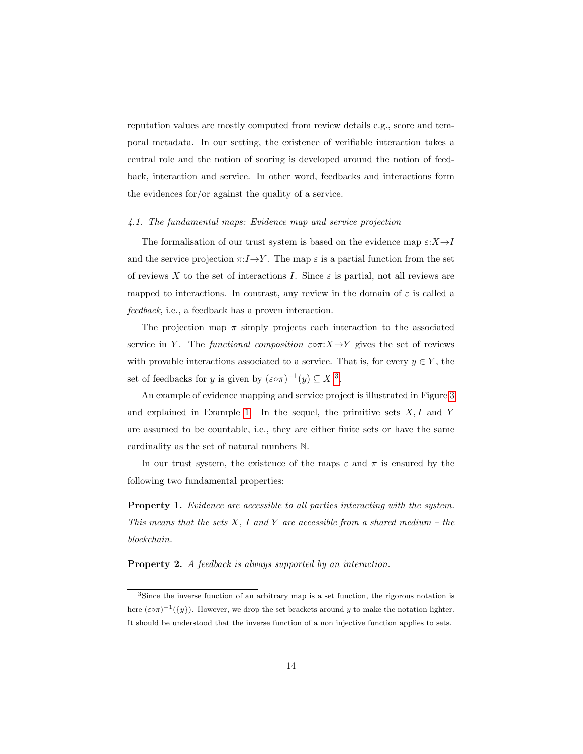reputation values are mostly computed from review details e.g., score and temporal metadata. In our setting, the existence of verifiable interaction takes a central role and the notion of scoring is developed around the notion of feedback, interaction and service. In other word, feedbacks and interactions form the evidences for/or against the quality of a service.

### 4.1. The fundamental maps: Evidence map and service projection

The formalisation of our trust system is based on the evidence map $\varepsilon{:}X{\to}I$ and the service projection $\pi{:}I{\to}Y$. The map $\varepsilon$ is a partial function from the set of reviews $X$ to the set of interactions $I$. Since $\varepsilon$ is partial, not all reviews are mapped to interactions. In contrast, any review in the domain of $\varepsilon$ is called a *feedback*, i.e., a feedback has a proven interaction.

The projection map $\pi$ simply projects each interaction to the associated service in $Y$. The *functional composition* $\varepsilon{\circ}\pi{:}X{\to}Y$ gives the set of reviews with provable interactions associated to a service. That is, for every $y \in Y$, the set of feedbacks for $y$ is given by $(\varepsilon{\circ}\pi)^{-1}(y) \subseteq X$ [3].

An example of evidence mapping and service project is illustrated in Figure 3 and explained in Example 1. In the sequel, the primitive sets $X, I$ and $Y$ are assumed to be countable, i.e., they are either finite sets or have the same cardinality as the set of natural numbers $\mathbb{N}$.

In our trust system, the existence of the maps $\varepsilon$ and $\pi$ is ensured by the following two fundamental properties:

**Property 1.** *Evidence are accessible to all parties interacting with the system. This means that the sets $X$, $I$ and $Y$ are accessible from a shared medium – the blockchain.*

**Property 2.** *A feedback is always supported by an interaction.*

[3] Since the inverse function of an arbitrary map is a set function, the rigorous notation is here $(\varepsilon{\circ}\pi)^{-1}(\{y\})$. However, we drop the set brackets around $y$ to make the notation lighter. It should be understood that the inverse function of a non injective function applies to sets.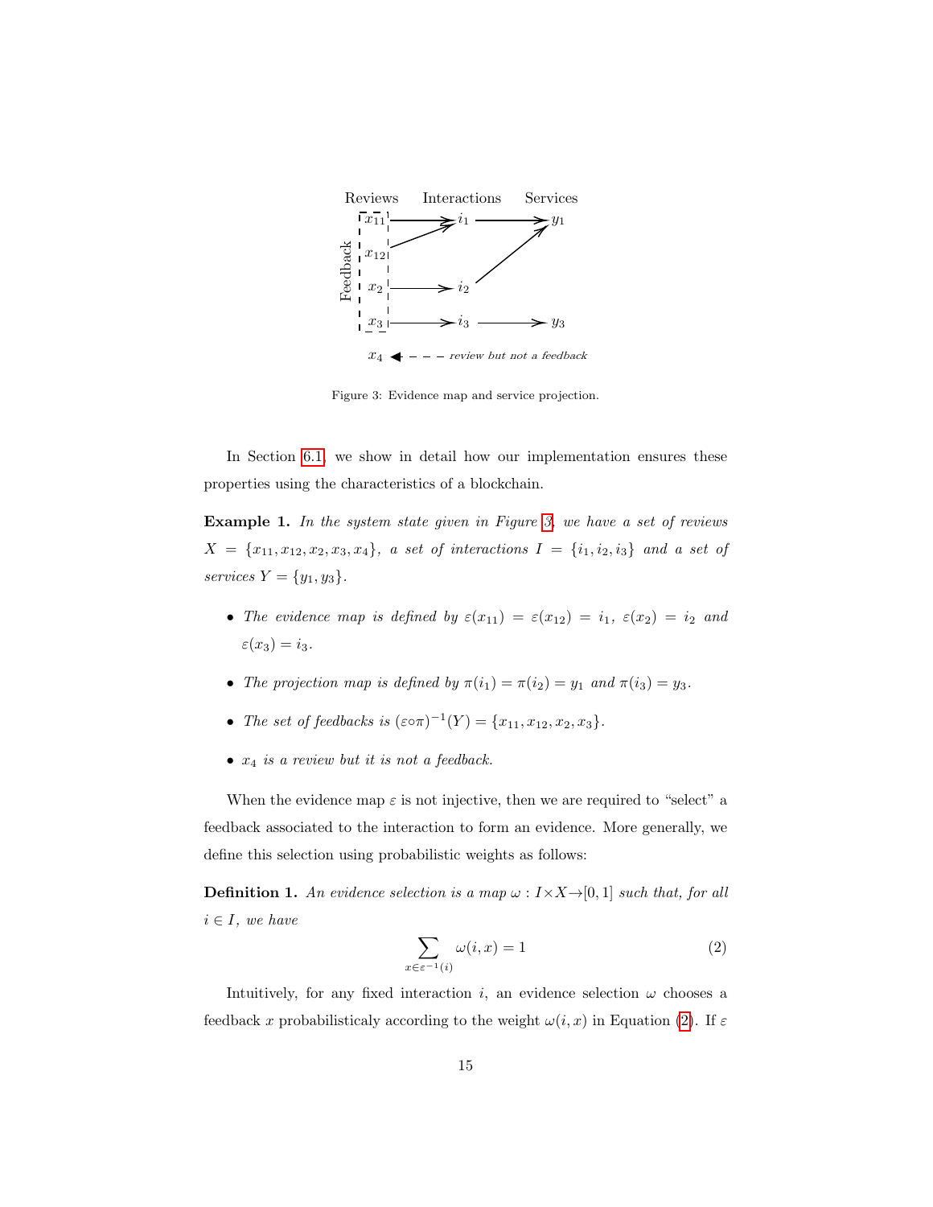Figure 3: Evidence map and service projection.

In Section 6.1, we show in detail how our implementation ensures these properties using the characteristics of a blockchain.

**Example 1.** *In the system state given in Figure 3, we have a set of reviews* $X = \{x_{11}, x_{12}, x_2, x_3, x_4\}$*, a set of interactions* $I = \{i_1, i_2, i_3\}$ *and a set of services* $Y = \{y_1, y_3\}$*.*

- *The evidence map is defined by* $\varepsilon(x_{11}) = \varepsilon(x_{12}) = i_1$*,* $\varepsilon(x_2) = i_2$ *and* $\varepsilon(x_3) = i_3$*.*
- *The projection map is defined by* $\pi(i_1) = \pi(i_2) = y_1$ *and* $\pi(i_3) = y_3$*.*
- *The set of feedbacks is* $(\varepsilon \circ \pi)^{-1}(Y) = \{x_{11}, x_{12}, x_2, x_3\}$*.*
- $x_4$ *is a review but it is not a feedback.*

When the evidence map $\varepsilon$ is not injective, then we are required to "select" a feedback associated to the interaction to form an evidence. More generally, we define this selection using probabilistic weights as follows:

**Definition 1.** *An evidence selection is a map* $\omega : I \times X \rightarrow [0, 1]$ *such that, for all* $i \in I$*, we have*

$$\sum_{x \in \varepsilon^{-1}(i)} \omega(i, x) = 1 \tag{2}$$

Intuitively, for any fixed interaction $i$, an evidence selection $\omega$ chooses a feedback $x$ probabilisticaly according to the weight $\omega(i, x)$ in Equation (2). If $\varepsilon$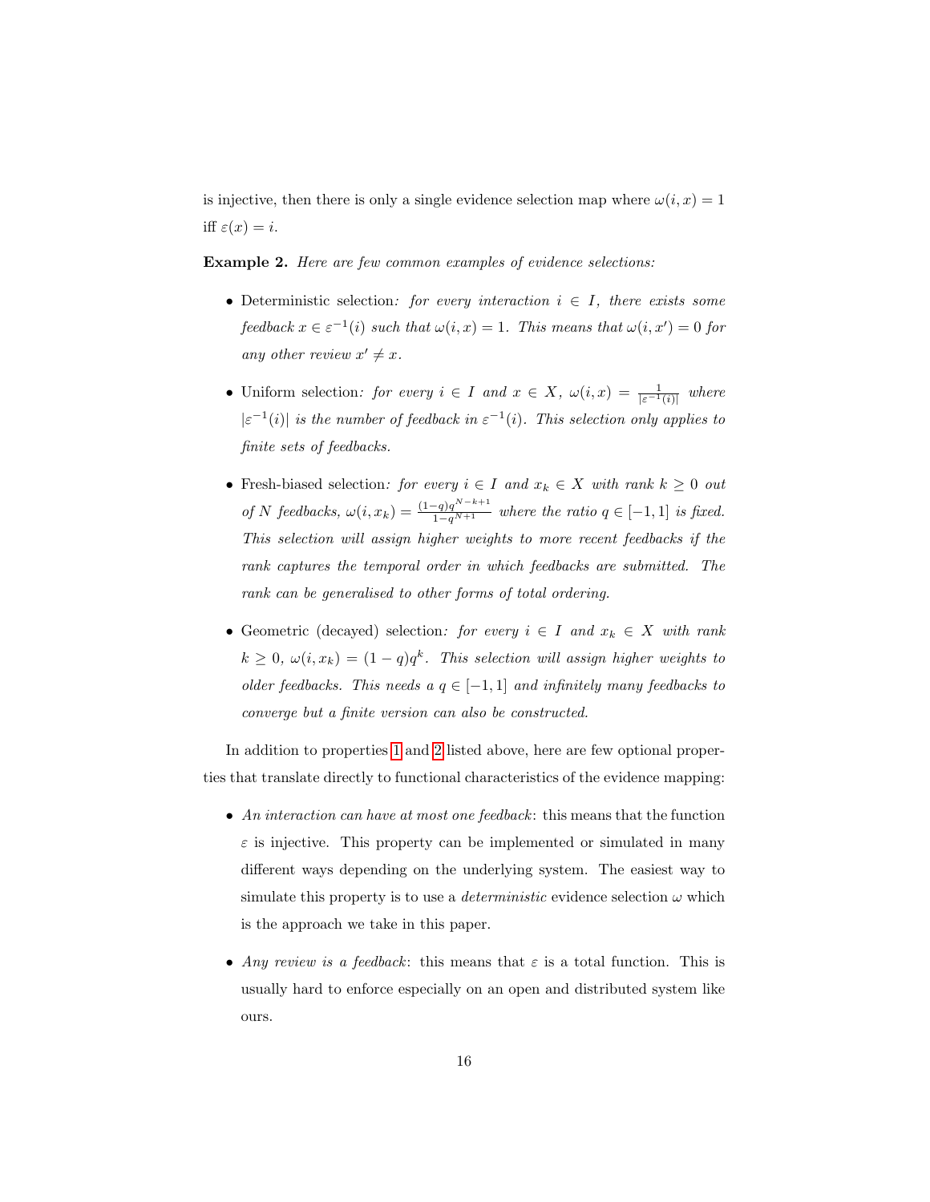is injective, then there is only a single evidence selection map where $\omega(i, x) = 1$ iff $\varepsilon(x) = i$.

**Example 2.** *Here are few common examples of evidence selections:*

- Deterministic selection*: for every interaction $i \in I$, there exists some feedback $x \in \varepsilon^{-1}(i)$ such that $\omega(i, x) = 1$. This means that $\omega(i, x') = 0$ for any other review $x' \neq x$.*

- Uniform selection*: for every $i \in I$ and $x \in X$, $\omega(i, x) = \frac{1}{|\varepsilon^{-1}(i)|}$ where $|\varepsilon^{-1}(i)|$ is the number of feedback in $\varepsilon^{-1}(i)$. This selection only applies to finite sets of feedbacks.*

- Fresh-biased selection*: for every $i \in I$ and $x_k \in X$ with rank $k \geq 0$ out of $N$ feedbacks, $\omega(i, x_k) = \frac{(1-q)q^{N-k+1}}{1-q^{N+1}}$ where the ratio $q \in [-1, 1]$ is fixed. This selection will assign higher weights to more recent feedbacks if the rank captures the temporal order in which feedbacks are submitted. The rank can be generalised to other forms of total ordering.*

- Geometric (decayed) selection*: for every $i \in I$ and $x_k \in X$ with rank $k \geq 0$, $\omega(i, x_k) = (1 - q)q^k$. This selection will assign higher weights to older feedbacks. This needs a $q \in [-1, 1]$ and infinitely many feedbacks to converge but a finite version can also be constructed.*

In addition to properties 1 and 2 listed above, here are few optional properties that translate directly to functional characteristics of the evidence mapping:

- *An interaction can have at most one feedback*: this means that the function $\varepsilon$ is injective. This property can be implemented or simulated in many different ways depending on the underlying system. The easiest way to simulate this property is to use a *deterministic* evidence selection $\omega$ which is the approach we take in this paper.

- *Any review is a feedback*: this means that $\varepsilon$ is a total function. This is usually hard to enforce especially on an open and distributed system like ours.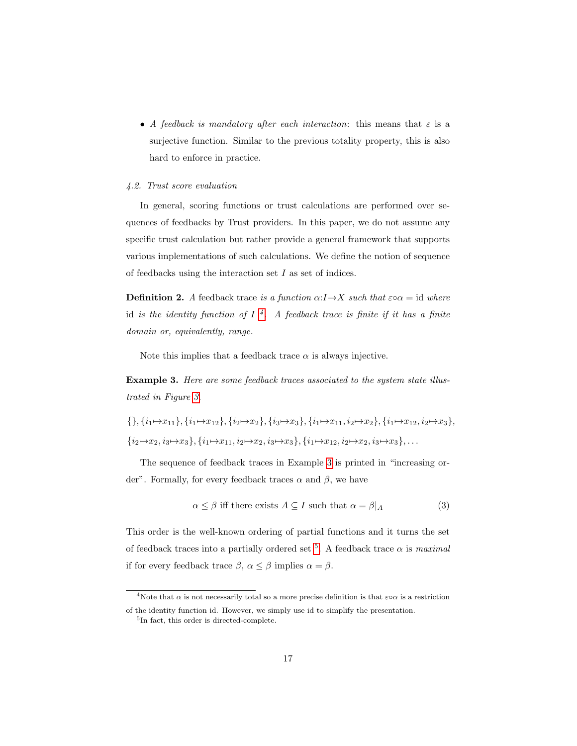- *A feedback is mandatory after each interaction*: this means that $\varepsilon$ is a surjective function. Similar to the previous totality property, this is also hard to enforce in practice.

### *4.2. Trust score evaluation*

In general, scoring functions or trust calculations are performed over sequences of feedbacks by Trust providers. In this paper, we do not assume any specific trust calculation but rather provide a general framework that supports various implementations of such calculations. We define the notion of sequence of feedbacks using the interaction set $I$ as set of indices.

**Definition 2.** *A* feedback trace *is a function* $\alpha{:}I{\to}X$ *such that* $\varepsilon{\circ}\alpha = \mathrm{id}$ *where* $\mathrm{id}$ *is the identity function of* $I$ [4]*. A feedback trace is finite if it has a finite domain or, equivalently, range.*

Note this implies that a feedback trace $\alpha$ is always injective.

**Example 3.** *Here are some feedback traces associated to the system state illustrated in Figure 3.*

$\{\}, \{i_1{\mapsto}x_{11}\}, \{i_1{\mapsto}x_{12}\}, \{i_2{\mapsto}x_2\}, \{i_3{\mapsto}x_3\}, \{i_1{\mapsto}x_{11}, i_2{\mapsto}x_2\}, \{i_1{\mapsto}x_{12}, i_2{\mapsto}x_3\},$
$\{i_2{\mapsto}x_2, i_3{\mapsto}x_3\}, \{i_1{\mapsto}x_{11}, i_2{\mapsto}x_2, i_3{\mapsto}x_3\}, \{i_1{\mapsto}x_{12}, i_2{\mapsto}x_2, i_3{\mapsto}x_3\}, \ldots$

The sequence of feedback traces in Example 3 is printed in "increasing order". Formally, for every feedback traces $\alpha$ and $\beta$, we have

$$\alpha \le \beta \text{ iff there exists } A \subseteq I \text{ such that } \alpha = \beta|_A \tag{3}$$

This order is the well-known ordering of partial functions and it turns the set of feedback traces into a partially ordered set [5]. A feedback trace $\alpha$ is *maximal* if for every feedback trace $\beta$, $\alpha \le \beta$ implies $\alpha = \beta$.

---

[4] Note that $\alpha$ is not necessarily total so a more precise definition is that $\varepsilon{\circ}\alpha$ is a restriction of the identity function id. However, we simply use id to simplify the presentation.

[5] In fact, this order is directed-complete.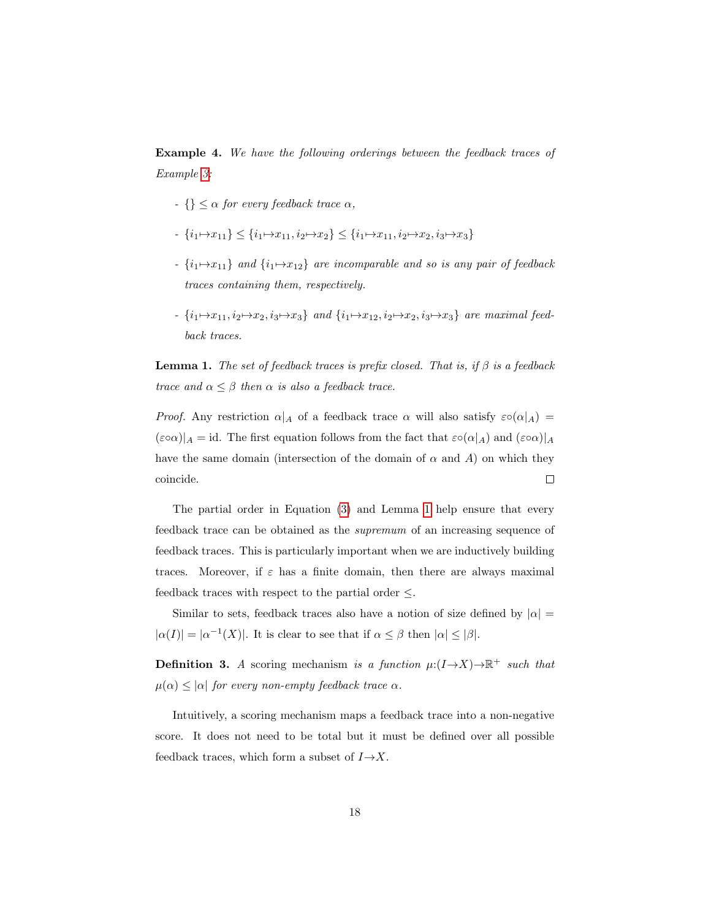**Example 4.** *We have the following orderings between the feedback traces of Example 3:*

- $\{\} \leq \alpha$ *for every feedback trace* $\alpha$*,*
- $\{i_1 \mapsto x_{11}\} \leq \{i_1 \mapsto x_{11}, i_2 \mapsto x_2\} \leq \{i_1 \mapsto x_{11}, i_2 \mapsto x_2, i_3 \mapsto x_3\}$
- $\{i_1 \mapsto x_{11}\}$ *and* $\{i_1 \mapsto x_{12}\}$ *are incomparable and so is any pair of feedback traces containing them, respectively.*
- $\{i_1 \mapsto x_{11}, i_2 \mapsto x_2, i_3 \mapsto x_3\}$ *and* $\{i_1 \mapsto x_{12}, i_2 \mapsto x_2, i_3 \mapsto x_3\}$ *are maximal feedback traces.*

**Lemma 1.** *The set of feedback traces is prefix closed. That is, if* $\beta$ *is a feedback trace and* $\alpha \leq \beta$ *then* $\alpha$ *is also a feedback trace.*

*Proof.* Any restriction $\alpha|_A$ of a feedback trace $\alpha$ will also satisfy $\varepsilon \circ (\alpha|_A) = (\varepsilon \circ \alpha)|_A = \text{id}$. The first equation follows from the fact that $\varepsilon \circ (\alpha|_A)$ and $(\varepsilon \circ \alpha)|_A$ have the same domain (intersection of the domain of $\alpha$ and $A$) on which they coincide. □

The partial order in Equation (3) and Lemma 1 help ensure that every feedback trace can be obtained as the *supremum* of an increasing sequence of feedback traces. This is particularly important when we are inductively building traces. Moreover, if $\varepsilon$ has a finite domain, then there are always maximal feedback traces with respect to the partial order $\leq$.

Similar to sets, feedback traces also have a notion of size defined by $|\alpha| = |\alpha(I)| = |\alpha^{-1}(X)|$. It is clear to see that if $\alpha \leq \beta$ then $|\alpha| \leq |\beta|$.

**Definition 3.** *A* scoring mechanism *is a function* $\mu : (I \to X) \to \mathbb{R}^+$ *such that* $\mu(\alpha) \leq |\alpha|$ *for every non-empty feedback trace* $\alpha$*.*

Intuitively, a scoring mechanism maps a feedback trace into a non-negative score. It does not need to be total but it must be defined over all possible feedback traces, which form a subset of $I \to X$.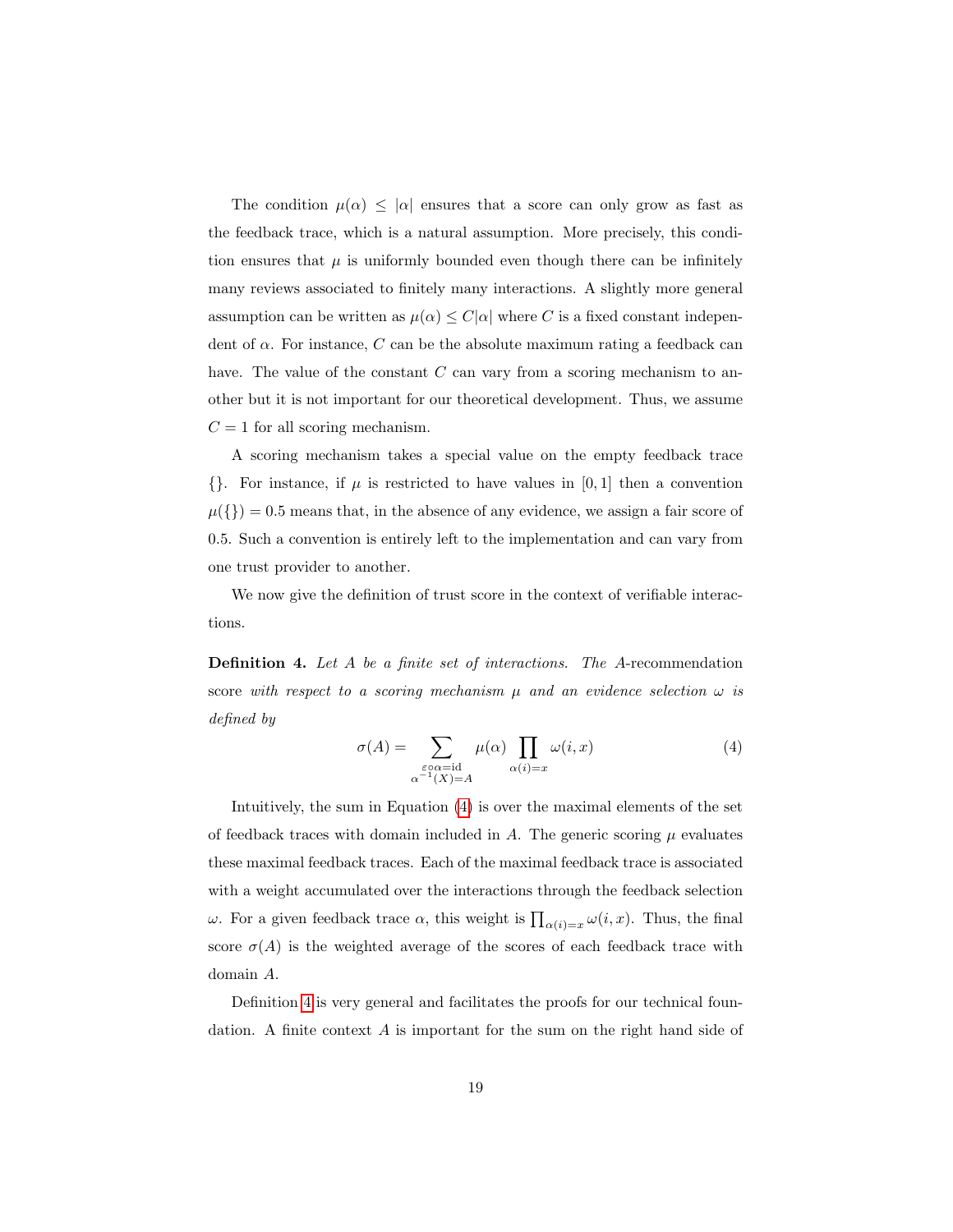The condition $\mu(\alpha) \leq |\alpha|$ ensures that a score can only grow as fast as the feedback trace, which is a natural assumption. More precisely, this condition ensures that $\mu$ is uniformly bounded even though there can be infinitely many reviews associated to finitely many interactions. A slightly more general assumption can be written as $\mu(\alpha) \leq C|\alpha|$ where $C$ is a fixed constant independent of $\alpha$. For instance, $C$ can be the absolute maximum rating a feedback can have. The value of the constant $C$ can vary from a scoring mechanism to another but it is not important for our theoretical development. Thus, we assume $C = 1$ for all scoring mechanism.

A scoring mechanism takes a special value on the empty feedback trace $\{\}$. For instance, if $\mu$ is restricted to have values in $[0, 1]$ then a convention $\mu(\{\}) = 0.5$ means that, in the absence of any evidence, we assign a fair score of 0.5. Such a convention is entirely left to the implementation and can vary from one trust provider to another.

We now give the definition of trust score in the context of verifiable interactions.

**Definition 4.** *Let $A$ be a finite set of interactions. The $A$*-recommendation score *with respect to a scoring mechanism $\mu$ and an evidence selection $\omega$ is defined by*

$$\sigma(A) = \sum_{\substack{\varepsilon \circ \alpha = \mathrm{id} \\ \alpha^{-1}(X) = A}} \mu(\alpha) \prod_{\alpha(i) = x} \omega(i, x) \tag{4}$$

Intuitively, the sum in Equation (4) is over the maximal elements of the set of feedback traces with domain included in $A$. The generic scoring $\mu$ evaluates these maximal feedback traces. Each of the maximal feedback trace is associated with a weight accumulated over the interactions through the feedback selection $\omega$. For a given feedback trace $\alpha$, this weight is $\prod_{\alpha(i)=x} \omega(i, x)$. Thus, the final score $\sigma(A)$ is the weighted average of the scores of each feedback trace with domain $A$.

Definition 4 is very general and facilitates the proofs for our technical foundation. A finite context $A$ is important for the sum on the right hand side of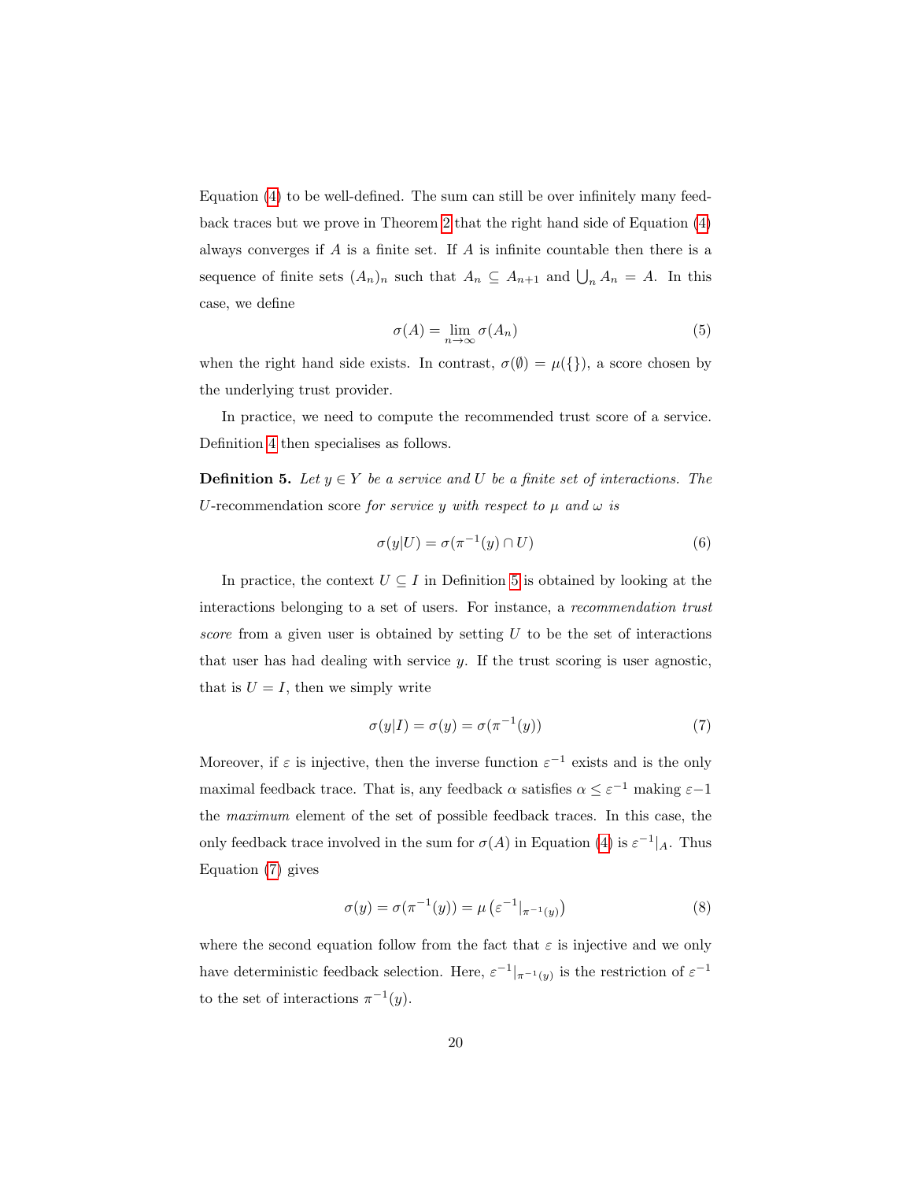Equation (4) to be well-defined. The sum can still be over infinitely many feedback traces but we prove in Theorem 2 that the right hand side of Equation (4) always converges if $A$ is a finite set. If $A$ is infinite countable then there is a sequence of finite sets $(A_n)_n$ such that $A_n \subseteq A_{n+1}$ and $\bigcup_n A_n = A$. In this case, we define

$$\sigma(A) = \lim_{n\to\infty} \sigma(A_n) \tag{5}$$

when the right hand side exists. In contrast, $\sigma(\emptyset) = \mu(\{\})$, a score chosen by the underlying trust provider.

In practice, we need to compute the recommended trust score of a service. Definition 4 then specialises as follows.

**Definition 5.** *Let $y \in Y$ be a service and $U$ be a finite set of interactions. The* $U$-recommendation score *for service $y$ with respect to $\mu$ and $\omega$ is*

$$\sigma(y|U) = \sigma(\pi^{-1}(y) \cap U) \tag{6}$$

In practice, the context $U \subseteq I$ in Definition 5 is obtained by looking at the interactions belonging to a set of users. For instance, a *recommendation trust score* from a given user is obtained by setting $U$ to be the set of interactions that user has had dealing with service $y$. If the trust scoring is user agnostic, that is $U = I$, then we simply write

$$\sigma(y|I) = \sigma(y) = \sigma(\pi^{-1}(y)) \tag{7}$$

Moreover, if $\varepsilon$ is injective, then the inverse function $\varepsilon^{-1}$ exists and is the only maximal feedback trace. That is, any feedback $\alpha$ satisfies $\alpha \leq \varepsilon^{-1}$ making $\varepsilon{-}1$ the *maximum* element of the set of possible feedback traces. In this case, the only feedback trace involved in the sum for $\sigma(A)$ in Equation (4) is $\varepsilon^{-1}|_A$. Thus Equation (7) gives

$$\sigma(y) = \sigma(\pi^{-1}(y)) = \mu\left(\varepsilon^{-1}|_{\pi^{-1}(y)}\right) \tag{8}$$

where the second equation follow from the fact that $\varepsilon$ is injective and we only have deterministic feedback selection. Here, $\varepsilon^{-1}|_{\pi^{-1}(y)}$ is the restriction of $\varepsilon^{-1}$ to the set of interactions $\pi^{-1}(y)$.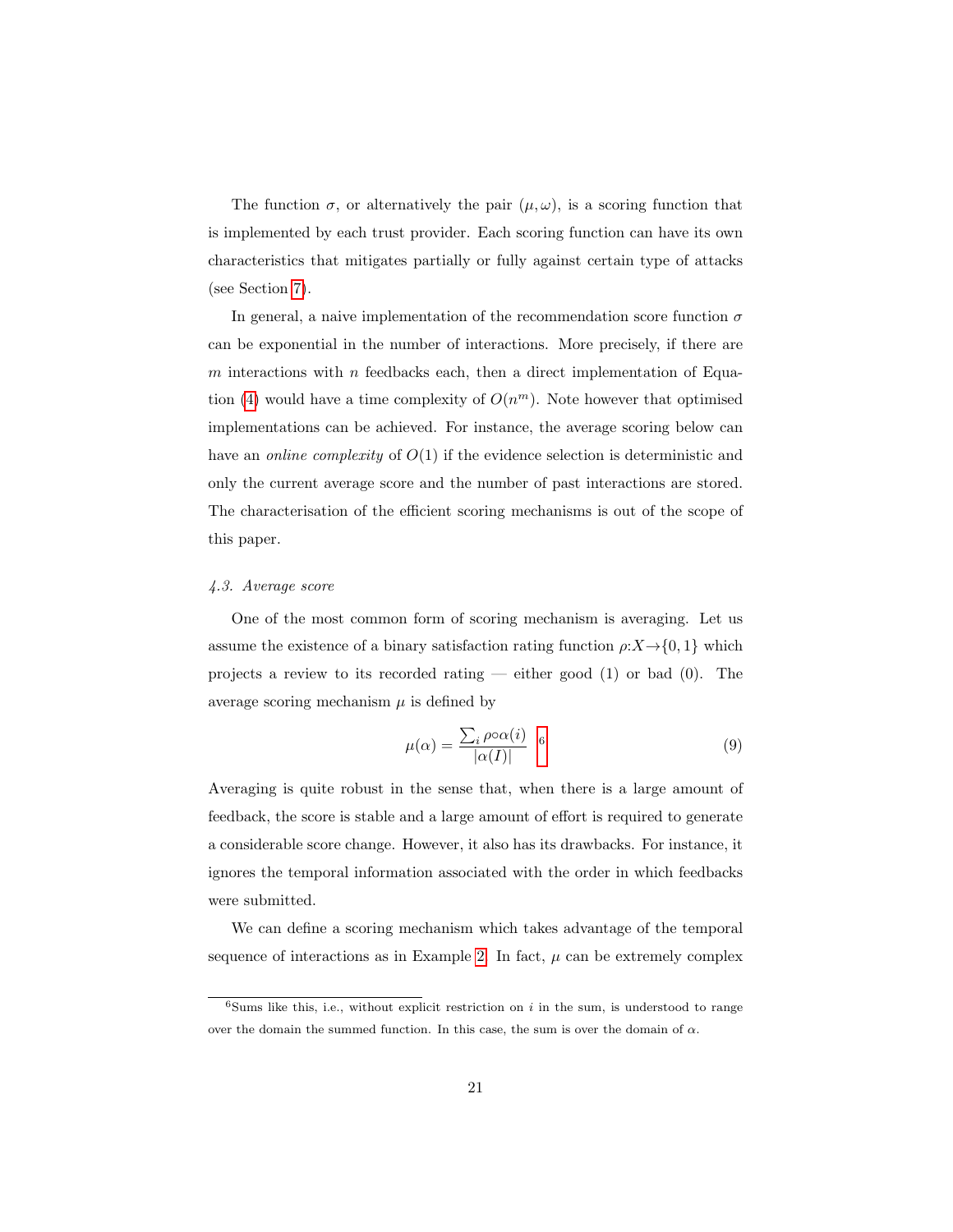The function $\sigma$, or alternatively the pair $(\mu, \omega)$, is a scoring function that is implemented by each trust provider. Each scoring function can have its own characteristics that mitigates partially or fully against certain type of attacks (see Section 7).

In general, a naive implementation of the recommendation score function $\sigma$ can be exponential in the number of interactions. More precisely, if there are $m$ interactions with $n$ feedbacks each, then a direct implementation of Equation (4) would have a time complexity of $O(n^m)$. Note however that optimised implementations can be achieved. For instance, the average scoring below can have an *online complexity* of $O(1)$ if the evidence selection is deterministic and only the current average score and the number of past interactions are stored. The characterisation of the efficient scoring mechanisms is out of the scope of this paper.

#### *4.3. Average score*

One of the most common form of scoring mechanism is averaging. Let us assume the existence of a binary satisfaction rating function $\rho{:}X{\to}\{0, 1\}$ which projects a review to its recorded rating — either good (1) or bad (0). The average scoring mechanism $\mu$ is defined by

$$\mu(\alpha) = \frac{\sum_i \rho{\circ}\alpha(i)}{|\alpha(I)|} \quad [6] \tag{9}$$

Averaging is quite robust in the sense that, when there is a large amount of feedback, the score is stable and a large amount of effort is required to generate a considerable score change. However, it also has its drawbacks. For instance, it ignores the temporal information associated with the order in which feedbacks were submitted.

We can define a scoring mechanism which takes advantage of the temporal sequence of interactions as in Example 2. In fact, $\mu$ can be extremely complex

[6] Sums like this, i.e., without explicit restriction on $i$ in the sum, is understood to range over the domain the summed function. In this case, the sum is over the domain of $\alpha$.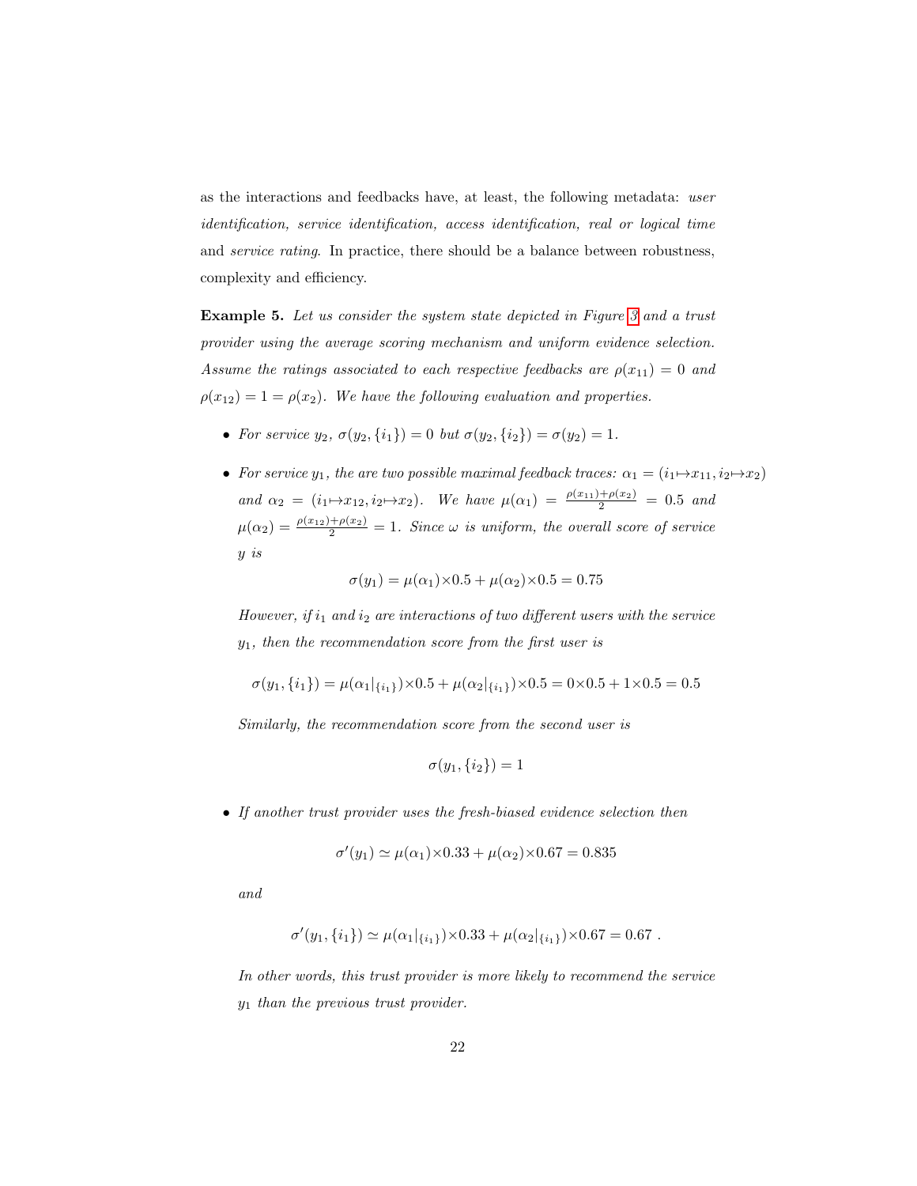as the interactions and feedbacks have, at least, the following metadata: *user identification, service identification, access identification, real or logical time* and *service rating*. In practice, there should be a balance between robustness, complexity and efficiency.

**Example 5.** *Let us consider the system state depicted in Figure 3 and a trust provider using the average scoring mechanism and uniform evidence selection. Assume the ratings associated to each respective feedbacks are $\rho(x_{11}) = 0$ and $\rho(x_{12}) = 1 = \rho(x_2)$. We have the following evaluation and properties.*

- *For service $y_2$, $\sigma(y_2, \{i_1\}) = 0$ but $\sigma(y_2, \{i_2\}) = \sigma(y_2) = 1$.*

- *For service $y_1$, the are two possible maximal feedback traces: $\alpha_1 = (i_1 \mapsto x_{11}, i_2 \mapsto x_2)$ and $\alpha_2 = (i_1 \mapsto x_{12}, i_2 \mapsto x_2)$. We have $\mu(\alpha_1) = \frac{\rho(x_{11}) + \rho(x_2)}{2} = 0.5$ and $\mu(\alpha_2) = \frac{\rho(x_{12}) + \rho(x_2)}{2} = 1$. Since $\omega$ is uniform, the overall score of service $y$ is*

$$\sigma(y_1) = \mu(\alpha_1) \times 0.5 + \mu(\alpha_2) \times 0.5 = 0.75$$

  *However, if $i_1$ and $i_2$ are interactions of two different users with the service $y_1$, then the recommendation score from the first user is*

$$\sigma(y_1, \{i_1\}) = \mu(\alpha_1|_{\{i_1\}}) \times 0.5 + \mu(\alpha_2|_{\{i_1\}}) \times 0.5 = 0 \times 0.5 + 1 \times 0.5 = 0.5$$

  *Similarly, the recommendation score from the second user is*

$$\sigma(y_1, \{i_2\}) = 1$$

- *If another trust provider uses the fresh-biased evidence selection then*

$$\sigma'(y_1) \simeq \mu(\alpha_1) \times 0.33 + \mu(\alpha_2) \times 0.67 = 0.835$$

  *and*

$$\sigma'(y_1, \{i_1\}) \simeq \mu(\alpha_1|_{\{i_1\}}) \times 0.33 + \mu(\alpha_2|_{\{i_1\}}) \times 0.67 = 0.67 \ .$$

  *In other words, this trust provider is more likely to recommend the service $y_1$ than the previous trust provider.*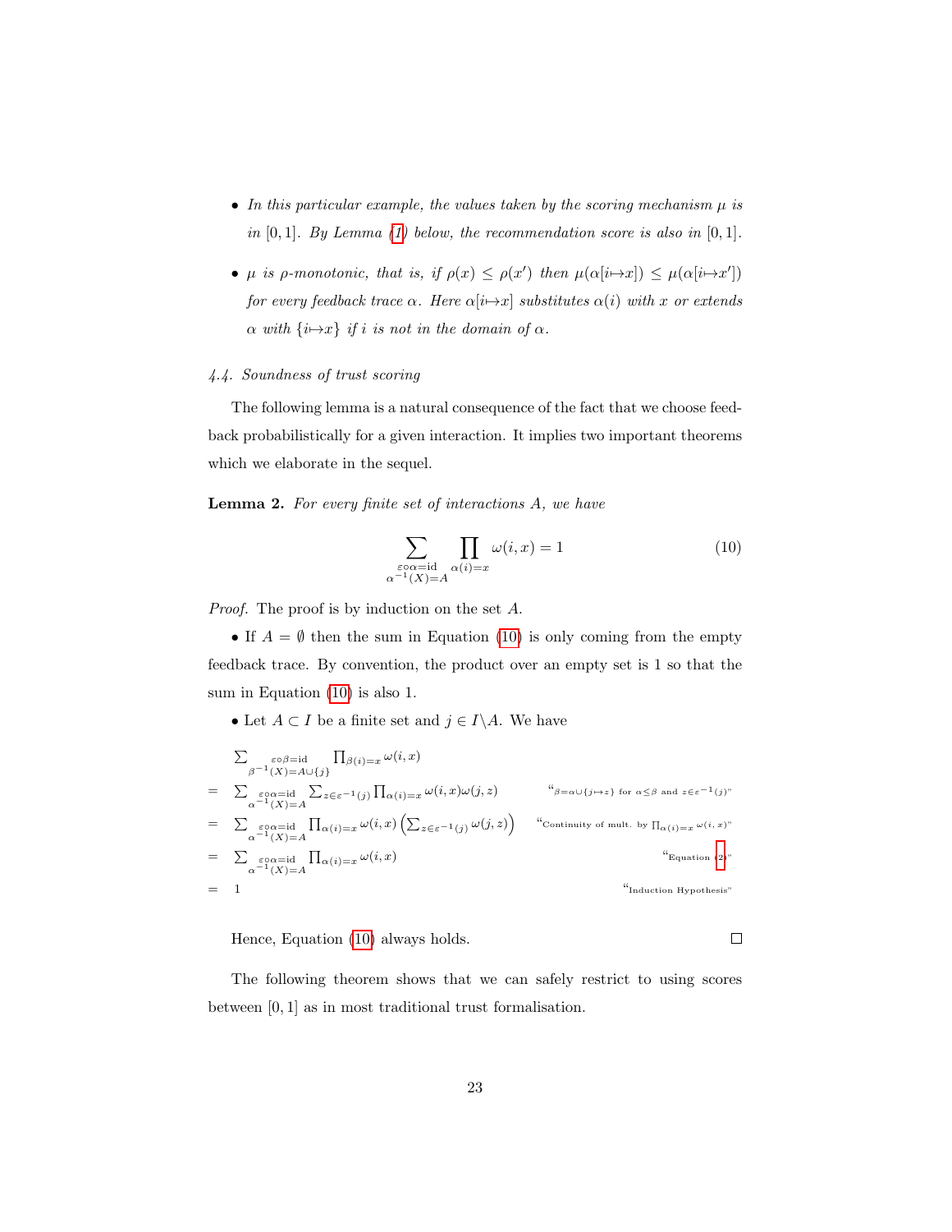- *In this particular example, the values taken by the scoring mechanism $\mu$ is in $[0,1]$. By Lemma (1) below, the recommendation score is also in $[0,1]$.*
- *$\mu$ is $\rho$-monotonic, that is, if $\rho(x) \leq \rho(x')$ then $\mu(\alpha[i{\mapsto}x]) \leq \mu(\alpha[i{\mapsto}x'])$ for every feedback trace $\alpha$. Here $\alpha[i{\mapsto}x]$ substitutes $\alpha(i)$ with $x$ or extends $\alpha$ with $\{i{\mapsto}x\}$ if $i$ is not in the domain of $\alpha$.*

### *4.4. Soundness of trust scoring*

The following lemma is a natural consequence of the fact that we choose feedback probabilistically for a given interaction. It implies two important theorems which we elaborate in the sequel.

**Lemma 2.** *For every finite set of interactions $A$, we have*

$$\sum_{\substack{\varepsilon\circ\alpha=\mathrm{id} \\ \alpha^{-1}(X)=A}} \prod_{\alpha(i)=x} \omega(i,x) = 1 \tag{10}$$

*Proof.* The proof is by induction on the set $A$.

• If $A = \emptyset$ then the sum in Equation (10) is only coming from the empty feedback trace. By convention, the product over an empty set is 1 so that the sum in Equation (10) is also 1.

• Let $A \subset I$ be a finite set and $j \in I \backslash A$. We have

$$\begin{aligned}
& \sum_{\substack{\varepsilon\circ\beta=\mathrm{id} \\ \beta^{-1}(X)=A\cup\{j\}}} \prod_{\beta(i)=x} \omega(i,x) \\
= \; & \sum_{\substack{\varepsilon\circ\alpha=\mathrm{id} \\ \alpha^{-1}(X)=A}} \sum_{z\in\varepsilon^{-1}(j)} \prod_{\alpha(i)=x} \omega(i,x)\omega(j,z) && \text{“}\beta=\alpha\cup\{j\mapsto z\} \text{ for } \alpha\leq\beta \text{ and } z\in\varepsilon^{-1}(j)\text{”} \\
= \; & \sum_{\substack{\varepsilon\circ\alpha=\mathrm{id} \\ \alpha^{-1}(X)=A}} \prod_{\alpha(i)=x} \omega(i,x) \Big(\sum_{z\in\varepsilon^{-1}(j)} \omega(j,z)\Big) && \text{“Continuity of mult. by } \textstyle\prod_{\alpha(i)=x}\omega(i,x)\text{”} \\
= \; & \sum_{\substack{\varepsilon\circ\alpha=\mathrm{id} \\ \alpha^{-1}(X)=A}} \prod_{\alpha(i)=x} \omega(i,x) && \text{“Equation (2)”} \\
= \; & 1 && \text{“Induction Hypothesis”}
\end{aligned}$$

Hence, Equation (10) always holds. □

The following theorem shows that we can safely restrict to using scores between $[0,1]$ as in most traditional trust formalisation.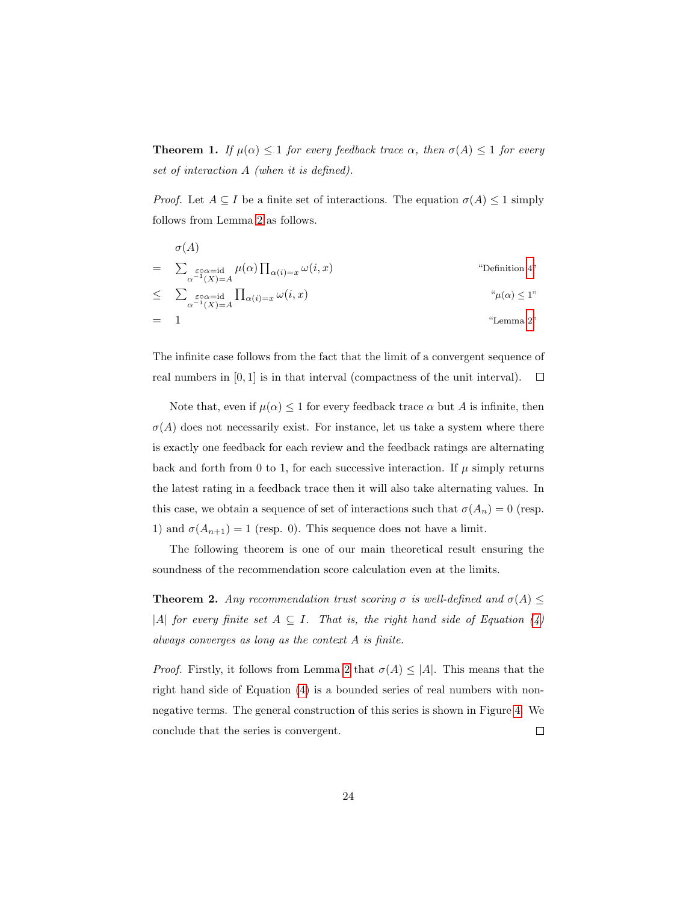**Theorem 1.** *If $\mu(\alpha) \leq 1$ for every feedback trace $\alpha$, then $\sigma(A) \leq 1$ for every set of interaction $A$ (when it is defined).*

*Proof.* Let $A \subseteq I$ be a finite set of interactions. The equation $\sigma(A) \leq 1$ simply follows from Lemma 2 as follows.

$$
\begin{array}{lll}
 & \sigma(A) & \\
= & \sum_{\substack{\varepsilon\circ\alpha=\mathrm{id} \\ \alpha^{-1}(X)=A}} \mu(\alpha) \prod_{\alpha(i)=x} \omega(i,x) & \text{“Definition 4”} \\
\leq & \sum_{\substack{\varepsilon\circ\alpha=\mathrm{id} \\ \alpha^{-1}(X)=A}} \prod_{\alpha(i)=x} \omega(i,x) & \text{“}\mu(\alpha) \leq 1\text{”} \\
= & 1 & \text{“Lemma 2”}
\end{array}
$$

The infinite case follows from the fact that the limit of a convergent sequence of real numbers in $[0,1]$ is in that interval (compactness of the unit interval). □

Note that, even if $\mu(\alpha) \leq 1$ for every feedback trace $\alpha$ but $A$ is infinite, then $\sigma(A)$ does not necessarily exist. For instance, let us take a system where there is exactly one feedback for each review and the feedback ratings are alternating back and forth from 0 to 1, for each successive interaction. If $\mu$ simply returns the latest rating in a feedback trace then it will also take alternating values. In this case, we obtain a sequence of set of interactions such that $\sigma(A_n) = 0$ (resp. 1) and $\sigma(A_{n+1}) = 1$ (resp. 0). This sequence does not have a limit.

The following theorem is one of our main theoretical result ensuring the soundness of the recommendation score calculation even at the limits.

**Theorem 2.** *Any recommendation trust scoring $\sigma$ is well-defined and $\sigma(A) \leq |A|$ for every finite set $A \subseteq I$. That is, the right hand side of Equation (4) always converges as long as the context $A$ is finite.*

*Proof.* Firstly, it follows from Lemma 2 that $\sigma(A) \leq |A|$. This means that the right hand side of Equation (4) is a bounded series of real numbers with non-negative terms. The general construction of this series is shown in Figure 4. We conclude that the series is convergent. □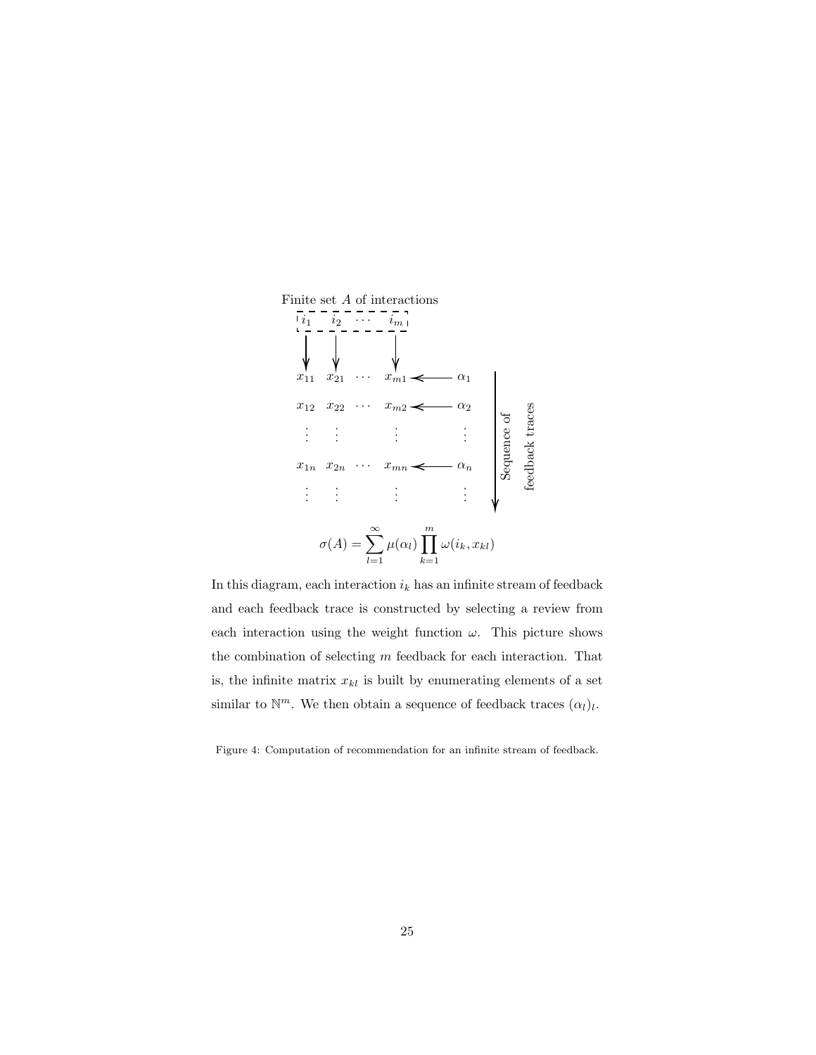Finite set $A$ of interactions

$$
\begin{array}{cccccc}
i_1 & i_2 & \cdots & i_m & & \\
\downarrow & \downarrow & & \downarrow & & \\
x_{11} & x_{21} & \cdots & x_{m1} & \longleftarrow & \alpha_1 \\
x_{12} & x_{22} & \cdots & x_{m2} & \longleftarrow & \alpha_2 \\
\vdots & \vdots & & \vdots & & \vdots \\
x_{1n} & x_{2n} & \cdots & x_{mn} & \longleftarrow & \alpha_n \\
\vdots & \vdots & & \vdots & & \vdots
\end{array}
$$

Sequence of feedback traces

$$\sigma(A) = \sum_{l=1}^{\infty} \mu(\alpha_l) \prod_{k=1}^{m} \omega(i_k, x_{kl})$$

In this diagram, each interaction $i_k$ has an infinite stream of feedback and each feedback trace is constructed by selecting a review from each interaction using the weight function $\omega$. This picture shows the combination of selecting $m$ feedback for each interaction. That is, the infinite matrix $x_{kl}$ is built by enumerating elements of a set similar to $\mathbb{N}^m$. We then obtain a sequence of feedback traces $(\alpha_l)_l$.

Figure 4: Computation of recommendation for an infinite stream of feedback.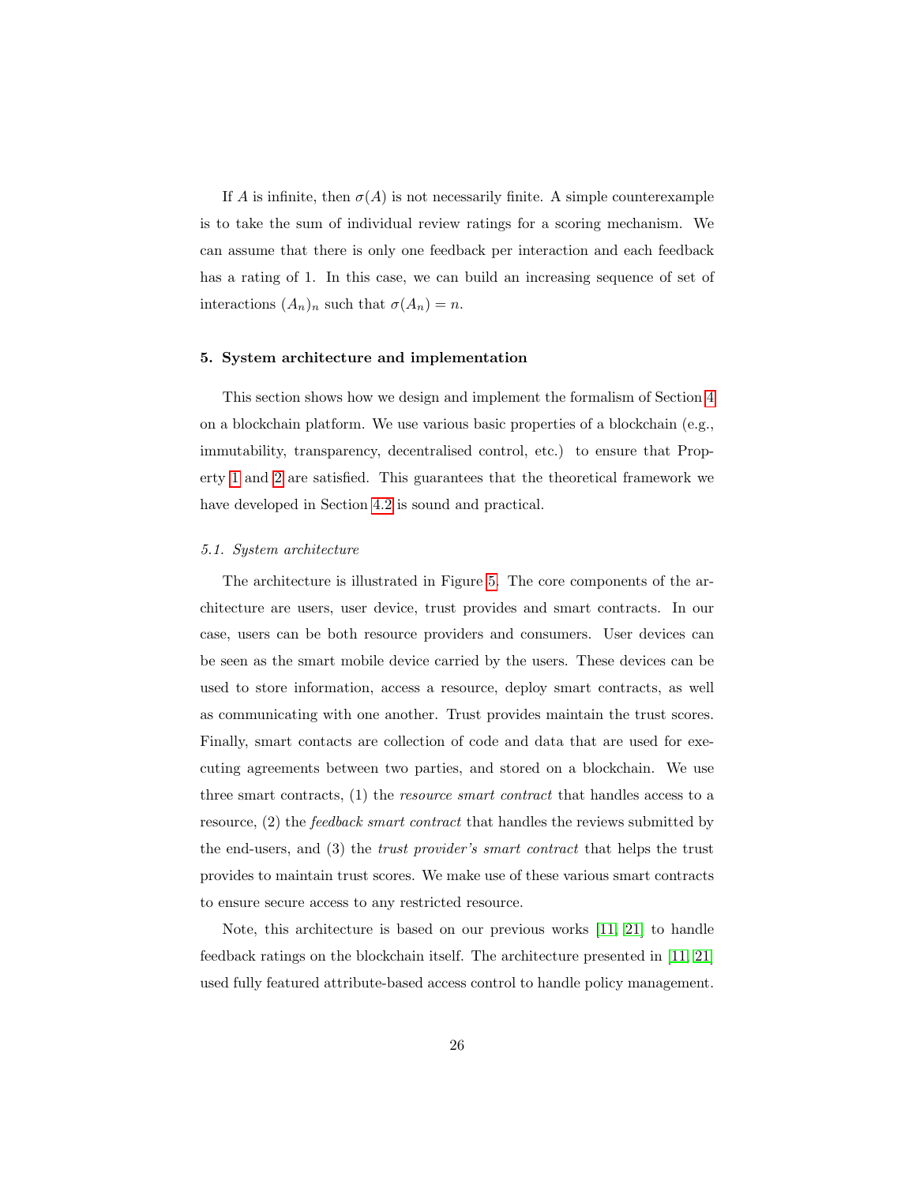If $A$ is infinite, then $\sigma(A)$ is not necessarily finite. A simple counterexample is to take the sum of individual review ratings for a scoring mechanism. We can assume that there is only one feedback per interaction and each feedback has a rating of 1. In this case, we can build an increasing sequence of set of interactions $(A_n)_n$ such that $\sigma(A_n) = n$.

## 5. System architecture and implementation

This section shows how we design and implement the formalism of Section 4 on a blockchain platform. We use various basic properties of a blockchain (e.g., immutability, transparency, decentralised control, etc.) to ensure that Property 1 and 2 are satisfied. This guarantees that the theoretical framework we have developed in Section 4.2 is sound and practical.

### *5.1. System architecture*

The architecture is illustrated in Figure 5. The core components of the architecture are users, user device, trust provides and smart contracts. In our case, users can be both resource providers and consumers. User devices can be seen as the smart mobile device carried by the users. These devices can be used to store information, access a resource, deploy smart contracts, as well as communicating with one another. Trust provides maintain the trust scores. Finally, smart contacts are collection of code and data that are used for executing agreements between two parties, and stored on a blockchain. We use three smart contracts, (1) the *resource smart contract* that handles access to a resource, (2) the *feedback smart contract* that handles the reviews submitted by the end-users, and (3) the *trust provider's smart contract* that helps the trust provides to maintain trust scores. We make use of these various smart contracts to ensure secure access to any restricted resource.

Note, this architecture is based on our previous works [11, 21] to handle feedback ratings on the blockchain itself. The architecture presented in [11, 21] used fully featured attribute-based access control to handle policy management.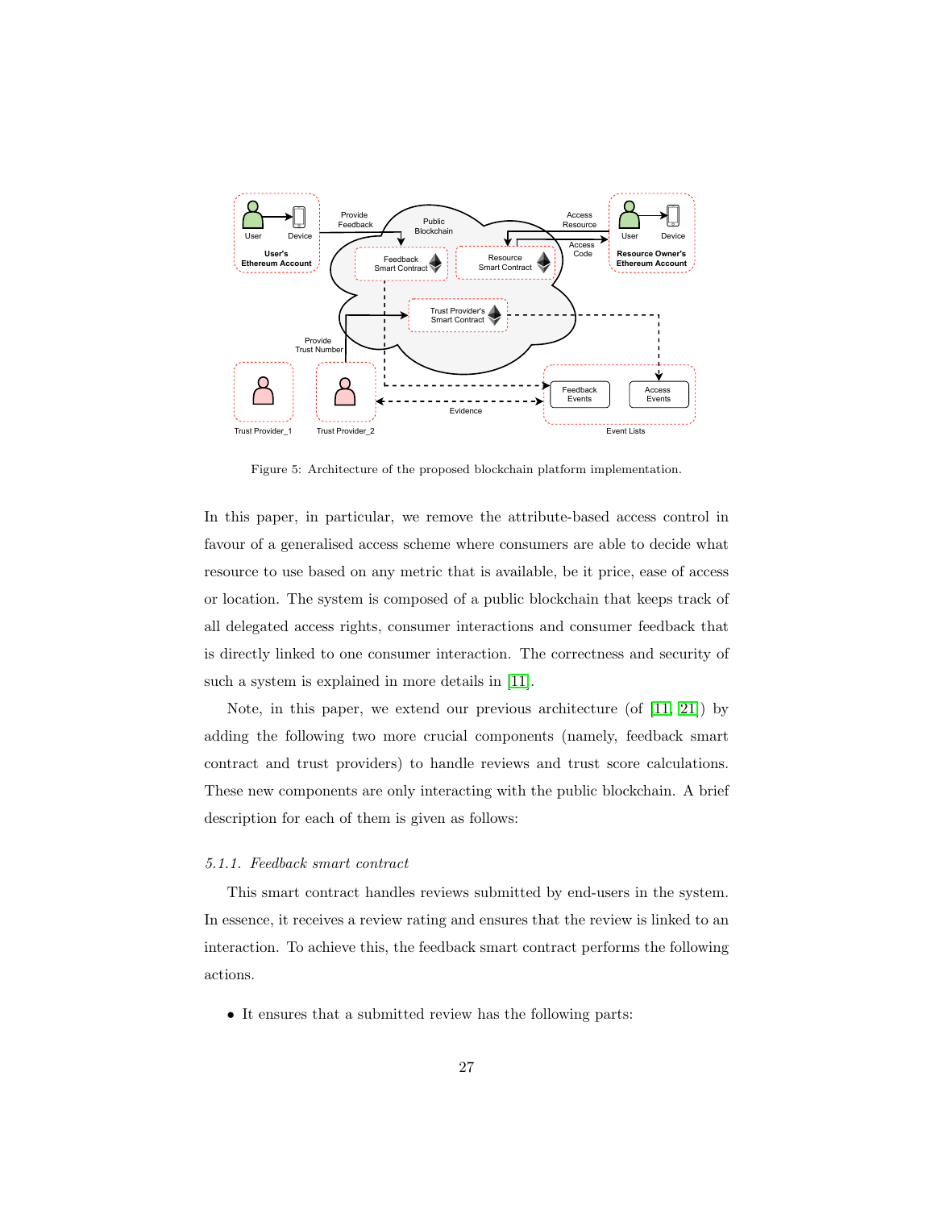Figure 5: Architecture of the proposed blockchain platform implementation.

In this paper, in particular, we remove the attribute-based access control in favour of a generalised access scheme where consumers are able to decide what resource to use based on any metric that is available, be it price, ease of access or location. The system is composed of a public blockchain that keeps track of all delegated access rights, consumer interactions and consumer feedback that is directly linked to one consumer interaction. The correctness and security of such a system is explained in more details in [11].

Note, in this paper, we extend our previous architecture (of [11, 21]) by adding the following two more crucial components (namely, feedback smart contract and trust providers) to handle reviews and trust score calculations. These new components are only interacting with the public blockchain. A brief description for each of them is given as follows:

### *5.1.1. Feedback smart contract*

This smart contract handles reviews submitted by end-users in the system. In essence, it receives a review rating and ensures that the review is linked to an interaction. To achieve this, the feedback smart contract performs the following actions.

- It ensures that a submitted review has the following parts: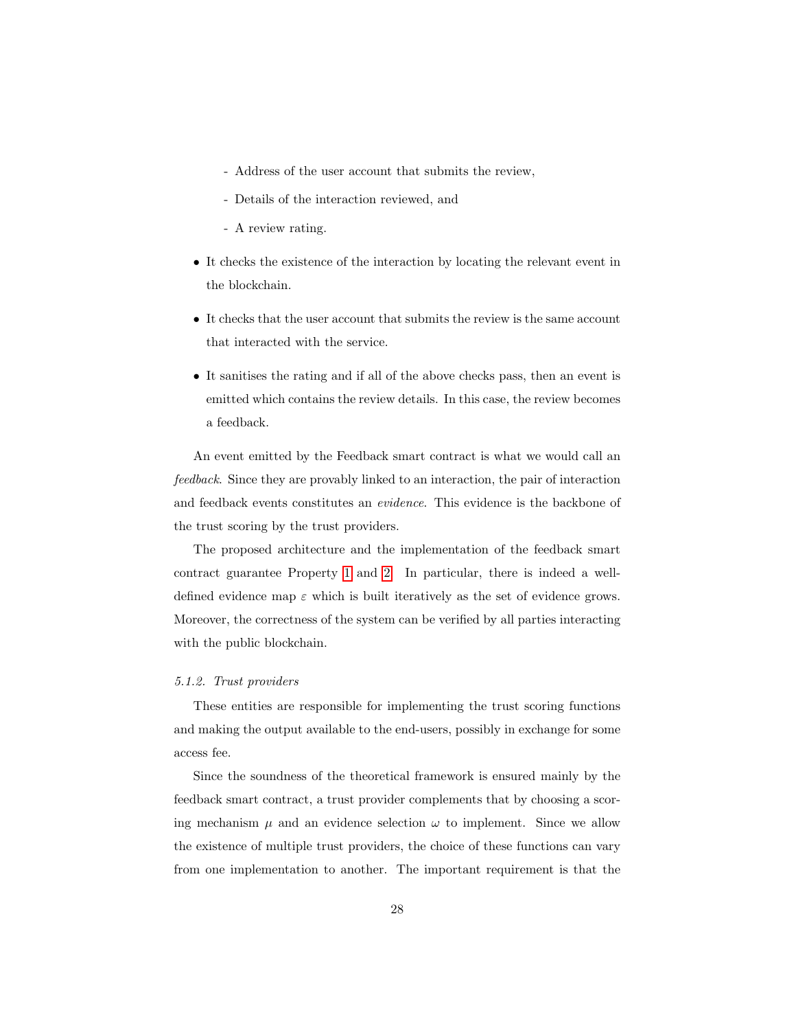- Address of the user account that submits the review,
  - Details of the interaction reviewed, and
  - A review rating.

- It checks the existence of the interaction by locating the relevant event in the blockchain.
- It checks that the user account that submits the review is the same account that interacted with the service.
- It sanitises the rating and if all of the above checks pass, then an event is emitted which contains the review details. In this case, the review becomes a feedback.

An event emitted by the Feedback smart contract is what we would call an *feedback*. Since they are provably linked to an interaction, the pair of interaction and feedback events constitutes an *evidence*. This evidence is the backbone of the trust scoring by the trust providers.

The proposed architecture and the implementation of the feedback smart contract guarantee Property 1 and 2. In particular, there is indeed a well-defined evidence map $\varepsilon$ which is built iteratively as the set of evidence grows. Moreover, the correctness of the system can be verified by all parties interacting with the public blockchain.

### *5.1.2. Trust providers*

These entities are responsible for implementing the trust scoring functions and making the output available to the end-users, possibly in exchange for some access fee.

Since the soundness of the theoretical framework is ensured mainly by the feedback smart contract, a trust provider complements that by choosing a scoring mechanism $\mu$ and an evidence selection $\omega$ to implement. Since we allow the existence of multiple trust providers, the choice of these functions can vary from one implementation to another. The important requirement is that the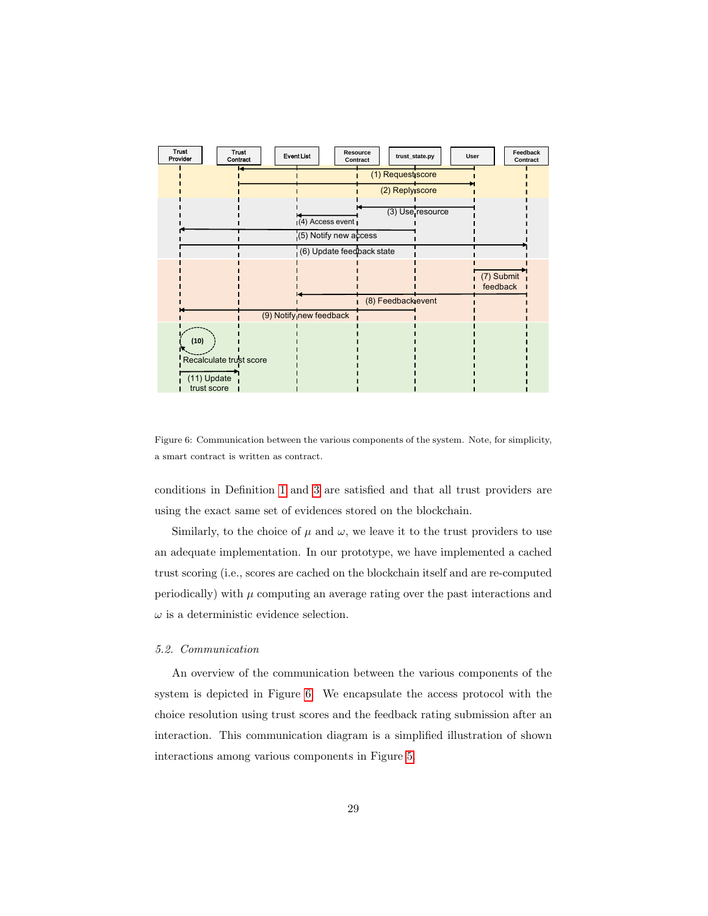Figure 6: Communication between the various components of the system. Note, for simplicity, a smart contract is written as contract.

conditions in Definition 1 and 3 are satisfied and that all trust providers are using the exact same set of evidences stored on the blockchain.

Similarly, to the choice of $\mu$ and $\omega$, we leave it to the trust providers to use an adequate implementation. In our prototype, we have implemented a cached trust scoring (i.e., scores are cached on the blockchain itself and are re-computed periodically) with $\mu$ computing an average rating over the past interactions and $\omega$ is a deterministic evidence selection.

### *5.2. Communication*

An overview of the communication between the various components of the system is depicted in Figure 6. We encapsulate the access protocol with the choice resolution using trust scores and the feedback rating submission after an interaction. This communication diagram is a simplified illustration of shown interactions among various components in Figure 5.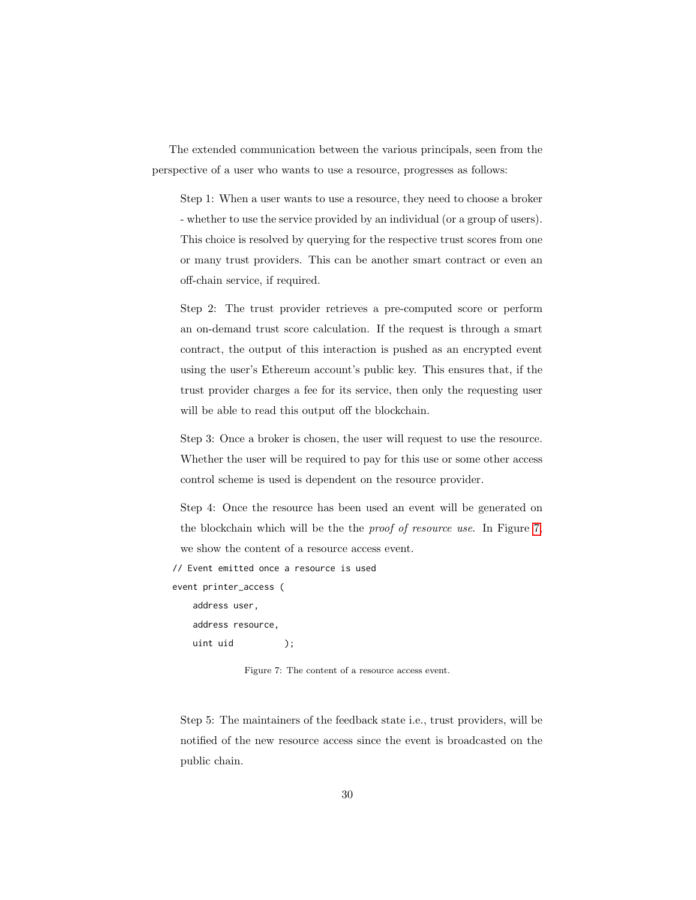The extended communication between the various principals, seen from the perspective of a user who wants to use a resource, progresses as follows:

Step 1: When a user wants to use a resource, they need to choose a broker - whether to use the service provided by an individual (or a group of users). This choice is resolved by querying for the respective trust scores from one or many trust providers. This can be another smart contract or even an off-chain service, if required.

Step 2: The trust provider retrieves a pre-computed score or perform an on-demand trust score calculation. If the request is through a smart contract, the output of this interaction is pushed as an encrypted event using the user's Ethereum account's public key. This ensures that, if the trust provider charges a fee for its service, then only the requesting user will be able to read this output off the blockchain.

Step 3: Once a broker is chosen, the user will request to use the resource. Whether the user will be required to pay for this use or some other access control scheme is used is dependent on the resource provider.

Step 4: Once the resource has been used an event will be generated on the blockchain which will be the the *proof of resource use*. In Figure 7, we show the content of a resource access event.

```
// Event emitted once a resource is used
event printer_access (
    address user,
    address resource,
    uint uid         );
```

Figure 7: The content of a resource access event.

Step 5: The maintainers of the feedback state i.e., trust providers, will be notified of the new resource access since the event is broadcasted on the public chain.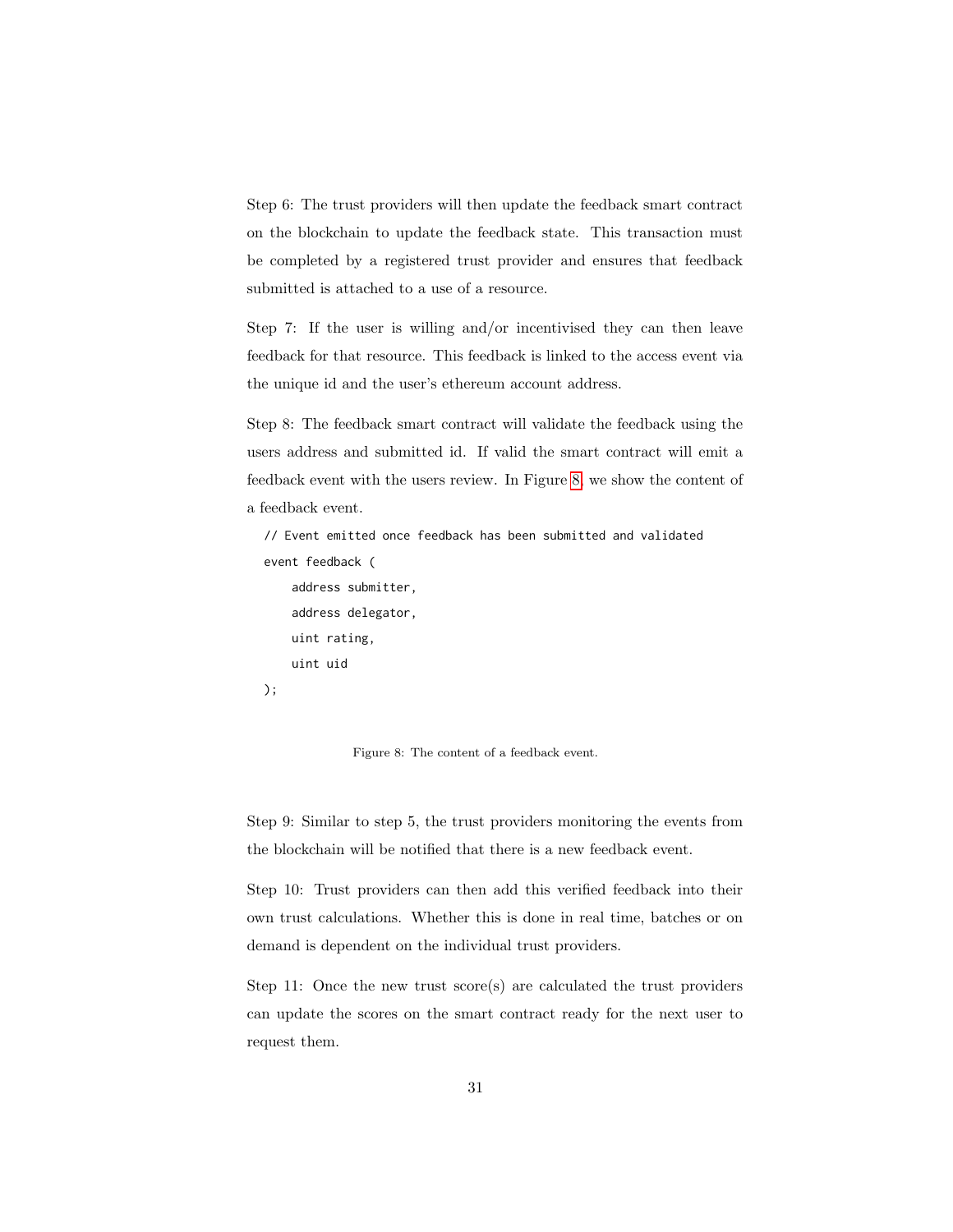Step 6: The trust providers will then update the feedback smart contract on the blockchain to update the feedback state. This transaction must be completed by a registered trust provider and ensures that feedback submitted is attached to a use of a resource.

Step 7: If the user is willing and/or incentivised they can then leave feedback for that resource. This feedback is linked to the access event via the unique id and the user's ethereum account address.

Step 8: The feedback smart contract will validate the feedback using the users address and submitted id. If valid the smart contract will emit a feedback event with the users review. In Figure 8, we show the content of a feedback event.

```
// Event emitted once feedback has been submitted and validated
event feedback (
    address submitter,
    address delegator,
    uint rating,
    uint uid
);
```

Figure 8: The content of a feedback event.

Step 9: Similar to step 5, the trust providers monitoring the events from the blockchain will be notified that there is a new feedback event.

Step 10: Trust providers can then add this verified feedback into their own trust calculations. Whether this is done in real time, batches or on demand is dependent on the individual trust providers.

Step 11: Once the new trust score(s) are calculated the trust providers can update the scores on the smart contract ready for the next user to request them.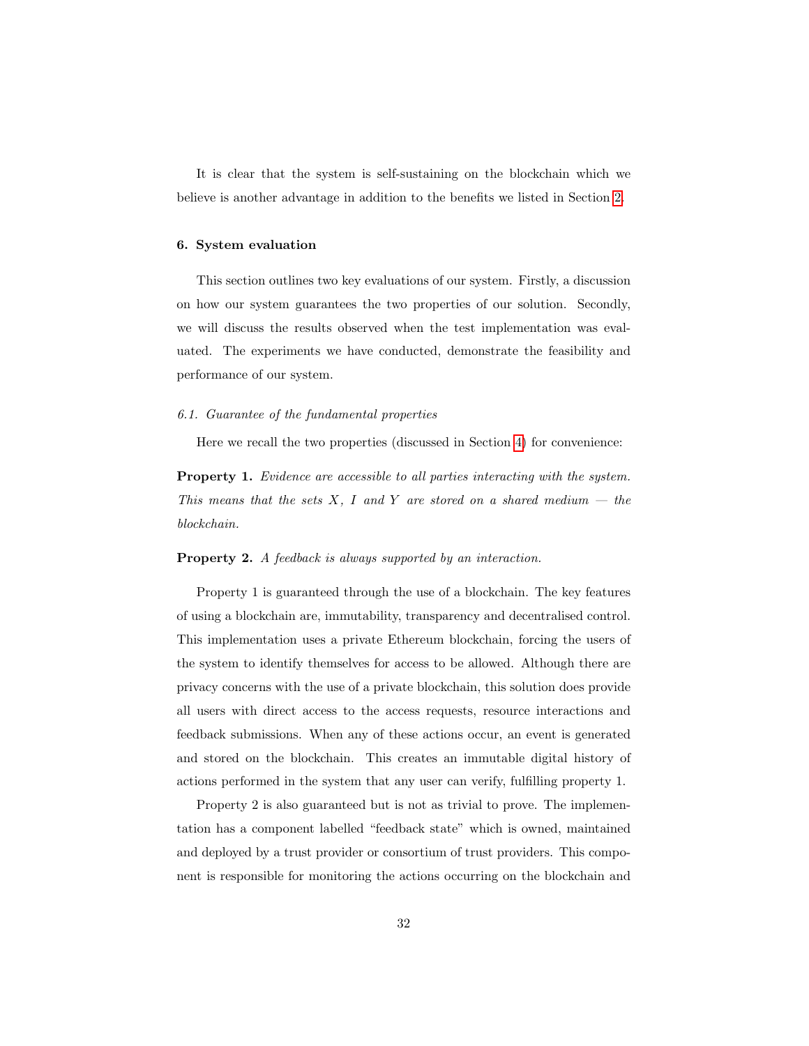It is clear that the system is self-sustaining on the blockchain which we believe is another advantage in addition to the benefits we listed in Section 2.

## 6. System evaluation

This section outlines two key evaluations of our system. Firstly, a discussion on how our system guarantees the two properties of our solution. Secondly, we will discuss the results observed when the test implementation was evaluated. The experiments we have conducted, demonstrate the feasibility and performance of our system.

### *6.1. Guarantee of the fundamental properties*

Here we recall the two properties (discussed in Section 4) for convenience:

**Property 1.** *Evidence are accessible to all parties interacting with the system. This means that the sets $X$, $I$ and $Y$ are stored on a shared medium — the blockchain.*

**Property 2.** *A feedback is always supported by an interaction.*

Property 1 is guaranteed through the use of a blockchain. The key features of using a blockchain are, immutability, transparency and decentralised control. This implementation uses a private Ethereum blockchain, forcing the users of the system to identify themselves for access to be allowed. Although there are privacy concerns with the use of a private blockchain, this solution does provide all users with direct access to the access requests, resource interactions and feedback submissions. When any of these actions occur, an event is generated and stored on the blockchain. This creates an immutable digital history of actions performed in the system that any user can verify, fulfilling property 1.

Property 2 is also guaranteed but is not as trivial to prove. The implementation has a component labelled "feedback state" which is owned, maintained and deployed by a trust provider or consortium of trust providers. This component is responsible for monitoring the actions occurring on the blockchain and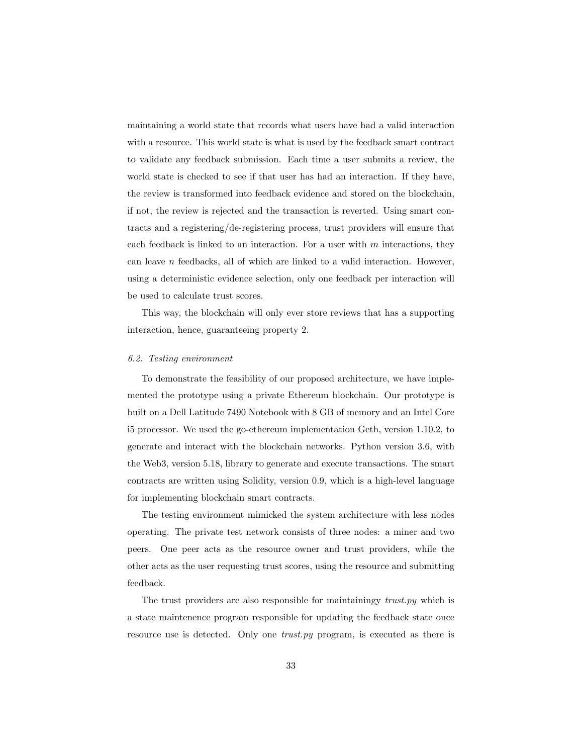maintaining a world state that records what users have had a valid interaction with a resource. This world state is what is used by the feedback smart contract to validate any feedback submission. Each time a user submits a review, the world state is checked to see if that user has had an interaction. If they have, the review is transformed into feedback evidence and stored on the blockchain, if not, the review is rejected and the transaction is reverted. Using smart contracts and a registering/de-registering process, trust providers will ensure that each feedback is linked to an interaction. For a user with $m$ interactions, they can leave $n$ feedbacks, all of which are linked to a valid interaction. However, using a deterministic evidence selection, only one feedback per interaction will be used to calculate trust scores.

This way, the blockchain will only ever store reviews that has a supporting interaction, hence, guaranteeing property 2.

### *6.2. Testing environment*

To demonstrate the feasibility of our proposed architecture, we have implemented the prototype using a private Ethereum blockchain. Our prototype is built on a Dell Latitude 7490 Notebook with 8 GB of memory and an Intel Core i5 processor. We used the go-ethereum implementation Geth, version 1.10.2, to generate and interact with the blockchain networks. Python version 3.6, with the Web3, version 5.18, library to generate and execute transactions. The smart contracts are written using Solidity, version 0.9, which is a high-level language for implementing blockchain smart contracts.

The testing environment mimicked the system architecture with less nodes operating. The private test network consists of three nodes: a miner and two peers. One peer acts as the resource owner and trust providers, while the other acts as the user requesting trust scores, using the resource and submitting feedback.

The trust providers are also responsible for maintainingy *trust.py* which is a state maintenence program responsible for updating the feedback state once resource use is detected. Only one *trust.py* program, is executed as there is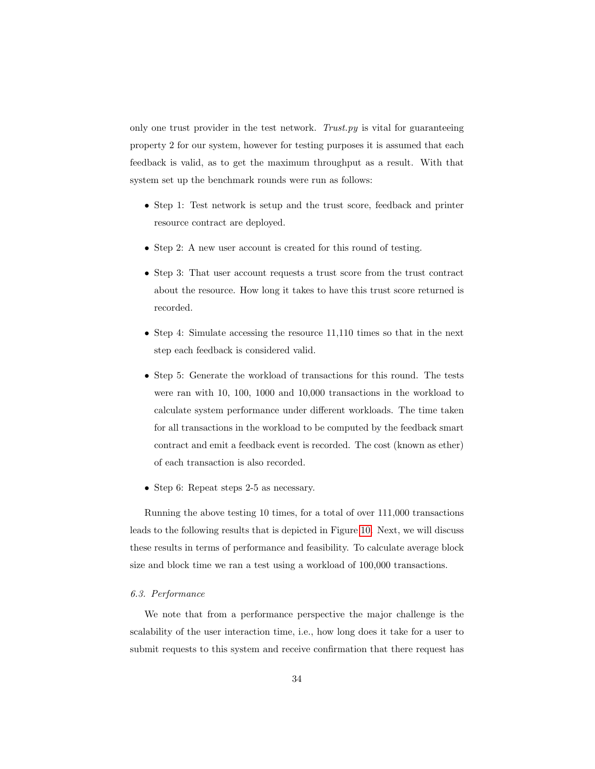only one trust provider in the test network. *Trust.py* is vital for guaranteeing property 2 for our system, however for testing purposes it is assumed that each feedback is valid, as to get the maximum throughput as a result. With that system set up the benchmark rounds were run as follows:

- Step 1: Test network is setup and the trust score, feedback and printer resource contract are deployed.
- Step 2: A new user account is created for this round of testing.
- Step 3: That user account requests a trust score from the trust contract about the resource. How long it takes to have this trust score returned is recorded.
- Step 4: Simulate accessing the resource 11,110 times so that in the next step each feedback is considered valid.
- Step 5: Generate the workload of transactions for this round. The tests were ran with 10, 100, 1000 and 10,000 transactions in the workload to calculate system performance under different workloads. The time taken for all transactions in the workload to be computed by the feedback smart contract and emit a feedback event is recorded. The cost (known as ether) of each transaction is also recorded.
- Step 6: Repeat steps 2-5 as necessary.

Running the above testing 10 times, for a total of over 111,000 transactions leads to the following results that is depicted in Figure 10. Next, we will discuss these results in terms of performance and feasibility. To calculate average block size and block time we ran a test using a workload of 100,000 transactions.

### 6.3. Performance

We note that from a performance perspective the major challenge is the scalability of the user interaction time, i.e., how long does it take for a user to submit requests to this system and receive confirmation that there request has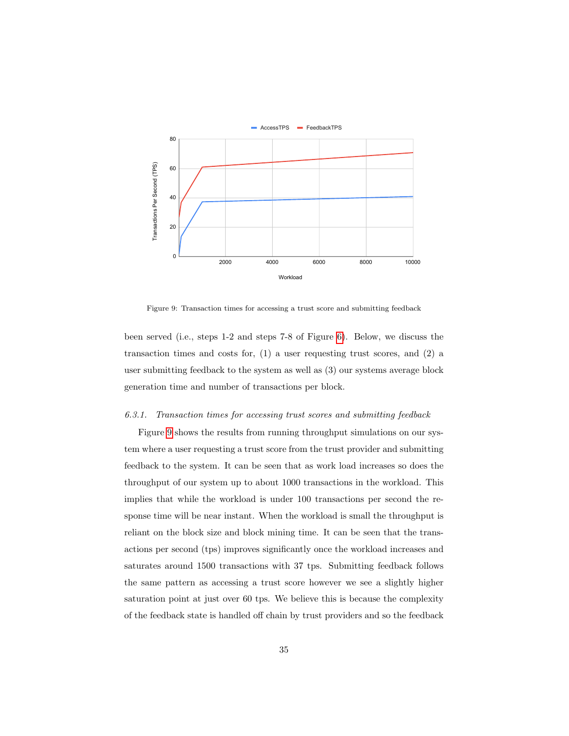Figure 9: Transaction times for accessing a trust score and submitting feedback

been served (i.e., steps 1-2 and steps 7-8 of Figure 6). Below, we discuss the transaction times and costs for, (1) a user requesting trust scores, and (2) a user submitting feedback to the system as well as (3) our systems average block generation time and number of transactions per block.

### *6.3.1. Transaction times for accessing trust scores and submitting feedback*

Figure 9 shows the results from running throughput simulations on our system where a user requesting a trust score from the trust provider and submitting feedback to the system. It can be seen that as work load increases so does the throughput of our system up to about 1000 transactions in the workload. This implies that while the workload is under 100 transactions per second the response time will be near instant. When the workload is small the throughput is reliant on the block size and block mining time. It can be seen that the transactions per second (tps) improves significantly once the workload increases and saturates around 1500 transactions with 37 tps. Submitting feedback follows the same pattern as accessing a trust score however we see a slightly higher saturation point at just over 60 tps. We believe this is because the complexity of the feedback state is handled off chain by trust providers and so the feedback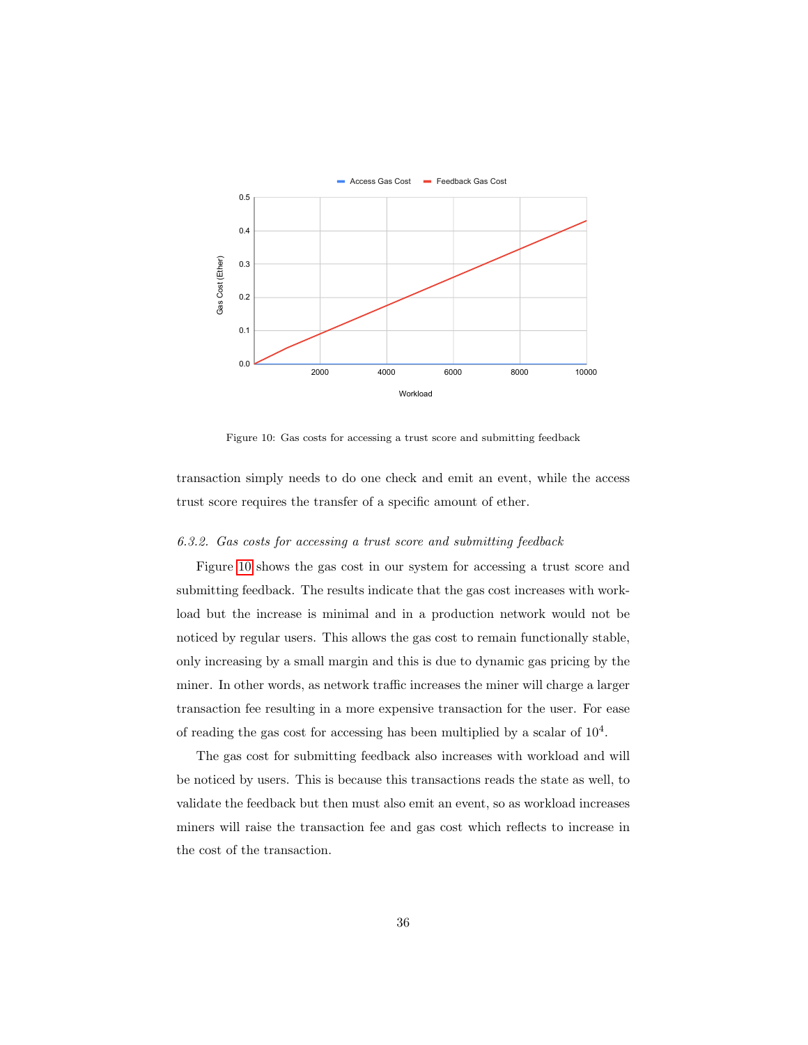Figure 10: Gas costs for accessing a trust score and submitting feedback

transaction simply needs to do one check and emit an event, while the access trust score requires the transfer of a specific amount of ether.

### *6.3.2. Gas costs for accessing a trust score and submitting feedback*

Figure 10 shows the gas cost in our system for accessing a trust score and submitting feedback. The results indicate that the gas cost increases with workload but the increase is minimal and in a production network would not be noticed by regular users. This allows the gas cost to remain functionally stable, only increasing by a small margin and this is due to dynamic gas pricing by the miner. In other words, as network traffic increases the miner will charge a larger transaction fee resulting in a more expensive transaction for the user. For ease of reading the gas cost for accessing has been multiplied by a scalar of $10^4$.

The gas cost for submitting feedback also increases with workload and will be noticed by users. This is because this transactions reads the state as well, to validate the feedback but then must also emit an event, so as workload increases miners will raise the transaction fee and gas cost which reflects to increase in the cost of the transaction.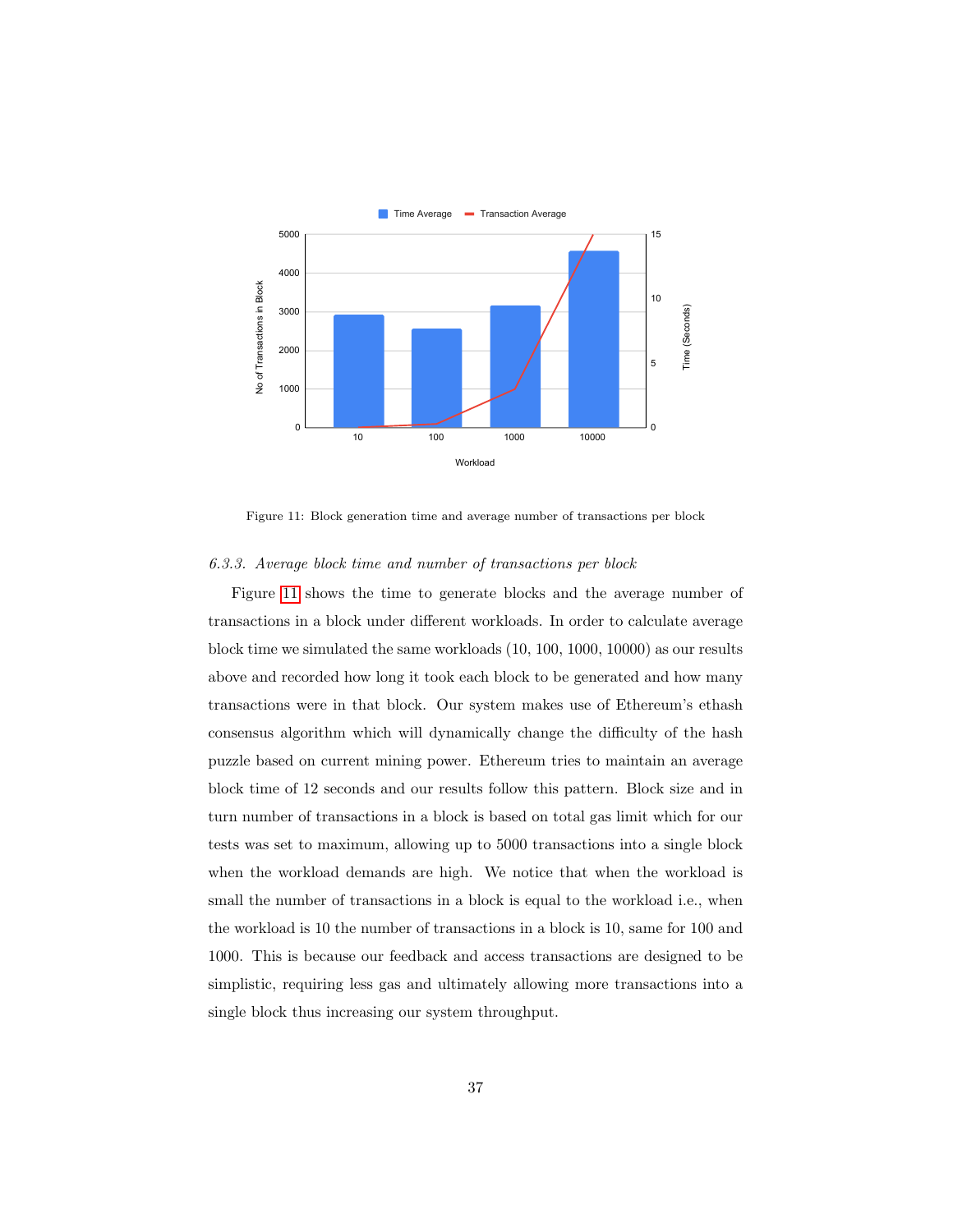Figure 11: Block generation time and average number of transactions per block

*6.3.3. Average block time and number of transactions per block*

Figure 11 shows the time to generate blocks and the average number of transactions in a block under different workloads. In order to calculate average block time we simulated the same workloads (10, 100, 1000, 10000) as our results above and recorded how long it took each block to be generated and how many transactions were in that block. Our system makes use of Ethereum's ethash consensus algorithm which will dynamically change the difficulty of the hash puzzle based on current mining power. Ethereum tries to maintain an average block time of 12 seconds and our results follow this pattern. Block size and in turn number of transactions in a block is based on total gas limit which for our tests was set to maximum, allowing up to 5000 transactions into a single block when the workload demands are high. We notice that when the workload is small the number of transactions in a block is equal to the workload i.e., when the workload is 10 the number of transactions in a block is 10, same for 100 and 1000. This is because our feedback and access transactions are designed to be simplistic, requiring less gas and ultimately allowing more transactions into a single block thus increasing our system throughput.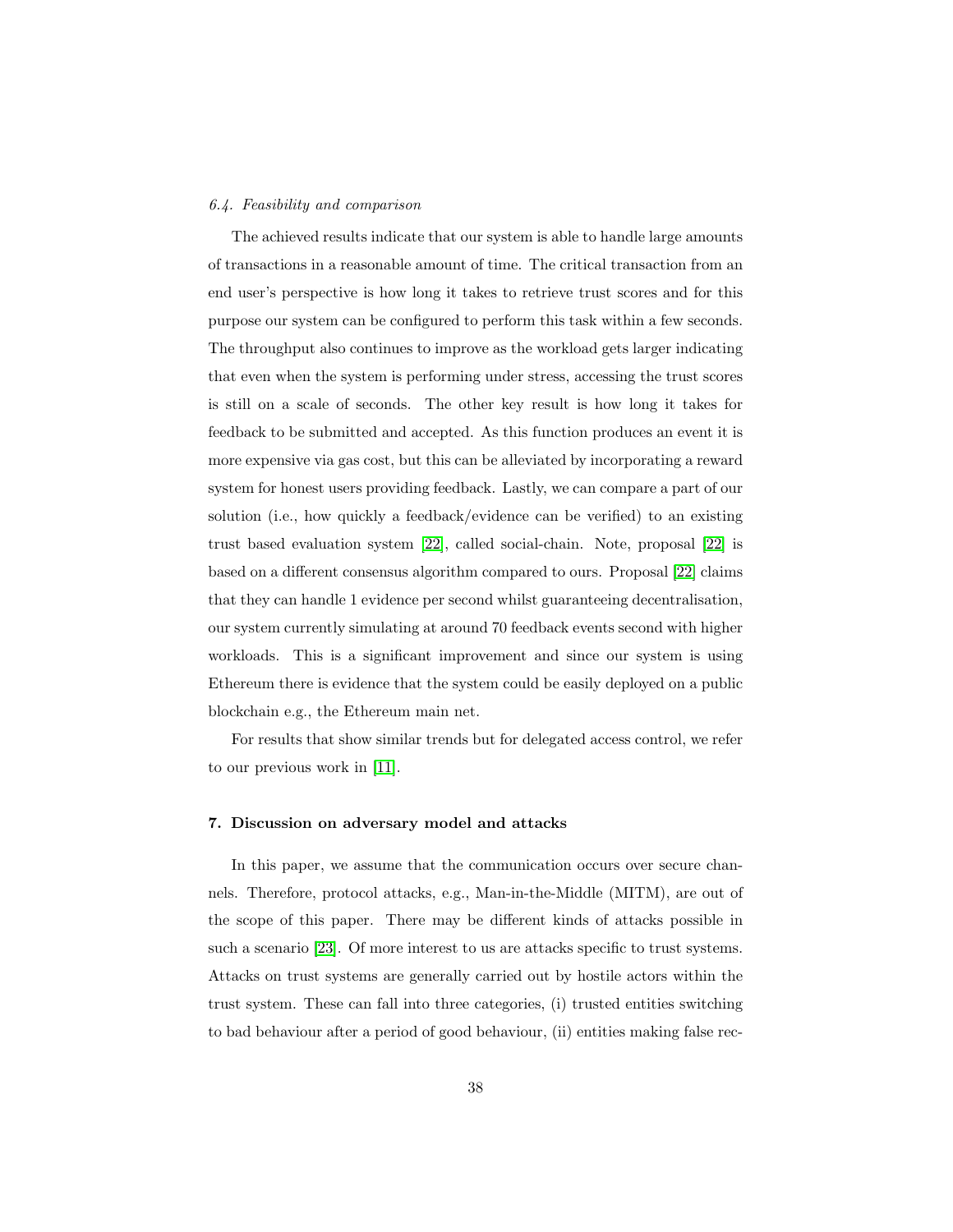### *6.4. Feasibility and comparison*

The achieved results indicate that our system is able to handle large amounts of transactions in a reasonable amount of time. The critical transaction from an end user's perspective is how long it takes to retrieve trust scores and for this purpose our system can be configured to perform this task within a few seconds. The throughput also continues to improve as the workload gets larger indicating that even when the system is performing under stress, accessing the trust scores is still on a scale of seconds. The other key result is how long it takes for feedback to be submitted and accepted. As this function produces an event it is more expensive via gas cost, but this can be alleviated by incorporating a reward system for honest users providing feedback. Lastly, we can compare a part of our solution (i.e., how quickly a feedback/evidence can be verified) to an existing trust based evaluation system [22], called social-chain. Note, proposal [22] is based on a different consensus algorithm compared to ours. Proposal [22] claims that they can handle 1 evidence per second whilst guaranteeing decentralisation, our system currently simulating at around 70 feedback events second with higher workloads. This is a significant improvement and since our system is using Ethereum there is evidence that the system could be easily deployed on a public blockchain e.g., the Ethereum main net.

For results that show similar trends but for delegated access control, we refer to our previous work in [11].

## 7. Discussion on adversary model and attacks

In this paper, we assume that the communication occurs over secure channels. Therefore, protocol attacks, e.g., Man-in-the-Middle (MITM), are out of the scope of this paper. There may be different kinds of attacks possible in such a scenario [23]. Of more interest to us are attacks specific to trust systems. Attacks on trust systems are generally carried out by hostile actors within the trust system. These can fall into three categories, (i) trusted entities switching to bad behaviour after a period of good behaviour, (ii) entities making false rec-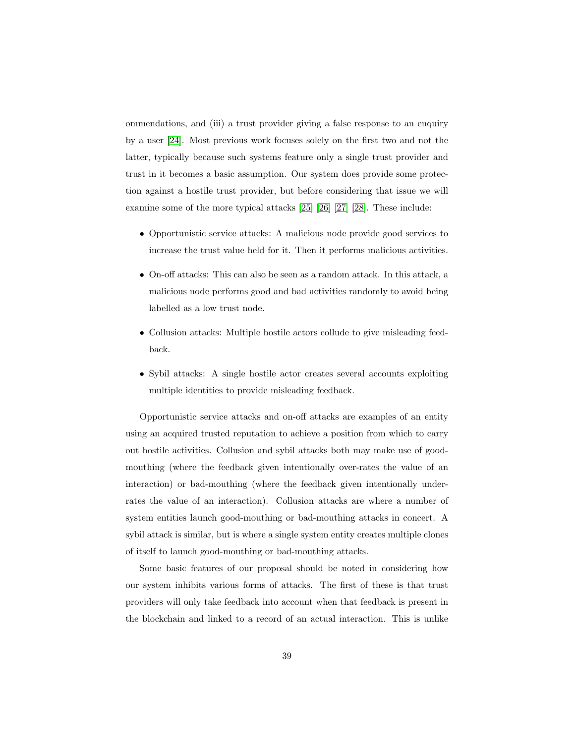ommendations, and (iii) a trust provider giving a false response to an enquiry by a user [24]. Most previous work focuses solely on the first two and not the latter, typically because such systems feature only a single trust provider and trust in it becomes a basic assumption. Our system does provide some protection against a hostile trust provider, but before considering that issue we will examine some of the more typical attacks [25] [26] [27] [28]. These include:

- Opportunistic service attacks: A malicious node provide good services to increase the trust value held for it. Then it performs malicious activities.
- On-off attacks: This can also be seen as a random attack. In this attack, a malicious node performs good and bad activities randomly to avoid being labelled as a low trust node.
- Collusion attacks: Multiple hostile actors collude to give misleading feedback.
- Sybil attacks: A single hostile actor creates several accounts exploiting multiple identities to provide misleading feedback.

Opportunistic service attacks and on-off attacks are examples of an entity using an acquired trusted reputation to achieve a position from which to carry out hostile activities. Collusion and sybil attacks both may make use of good-mouthing (where the feedback given intentionally over-rates the value of an interaction) or bad-mouthing (where the feedback given intentionally under-rates the value of an interaction). Collusion attacks are where a number of system entities launch good-mouthing or bad-mouthing attacks in concert. A sybil attack is similar, but is where a single system entity creates multiple clones of itself to launch good-mouthing or bad-mouthing attacks.

Some basic features of our proposal should be noted in considering how our system inhibits various forms of attacks. The first of these is that trust providers will only take feedback into account when that feedback is present in the blockchain and linked to a record of an actual interaction. This is unlike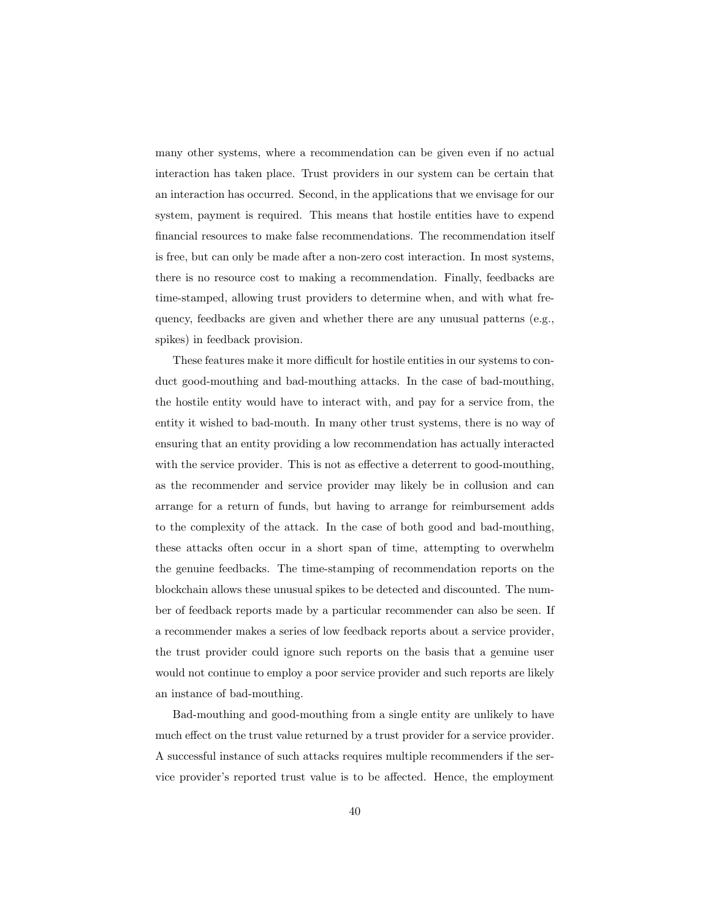many other systems, where a recommendation can be given even if no actual interaction has taken place. Trust providers in our system can be certain that an interaction has occurred. Second, in the applications that we envisage for our system, payment is required. This means that hostile entities have to expend financial resources to make false recommendations. The recommendation itself is free, but can only be made after a non-zero cost interaction. In most systems, there is no resource cost to making a recommendation. Finally, feedbacks are time-stamped, allowing trust providers to determine when, and with what frequency, feedbacks are given and whether there are any unusual patterns (e.g., spikes) in feedback provision.

These features make it more difficult for hostile entities in our systems to conduct good-mouthing and bad-mouthing attacks. In the case of bad-mouthing, the hostile entity would have to interact with, and pay for a service from, the entity it wished to bad-mouth. In many other trust systems, there is no way of ensuring that an entity providing a low recommendation has actually interacted with the service provider. This is not as effective a deterrent to good-mouthing, as the recommender and service provider may likely be in collusion and can arrange for a return of funds, but having to arrange for reimbursement adds to the complexity of the attack. In the case of both good and bad-mouthing, these attacks often occur in a short span of time, attempting to overwhelm the genuine feedbacks. The time-stamping of recommendation reports on the blockchain allows these unusual spikes to be detected and discounted. The number of feedback reports made by a particular recommender can also be seen. If a recommender makes a series of low feedback reports about a service provider, the trust provider could ignore such reports on the basis that a genuine user would not continue to employ a poor service provider and such reports are likely an instance of bad-mouthing.

Bad-mouthing and good-mouthing from a single entity are unlikely to have much effect on the trust value returned by a trust provider for a service provider. A successful instance of such attacks requires multiple recommenders if the service provider's reported trust value is to be affected. Hence, the employment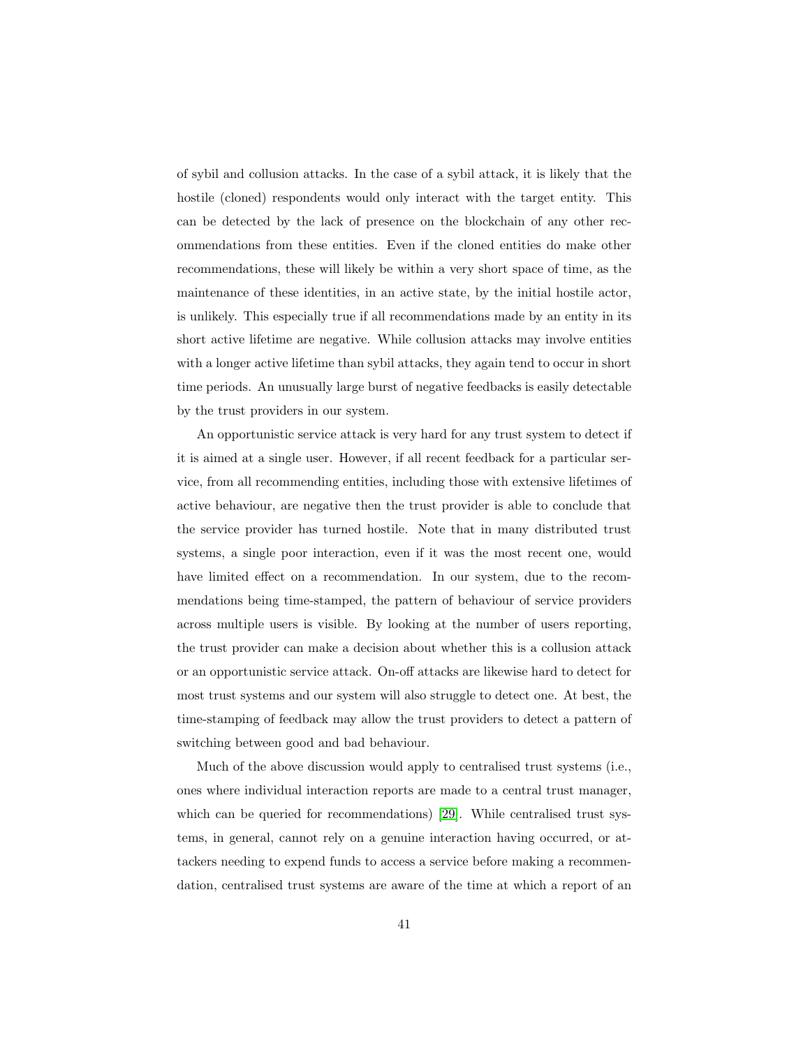of sybil and collusion attacks. In the case of a sybil attack, it is likely that the hostile (cloned) respondents would only interact with the target entity. This can be detected by the lack of presence on the blockchain of any other recommendations from these entities. Even if the cloned entities do make other recommendations, these will likely be within a very short space of time, as the maintenance of these identities, in an active state, by the initial hostile actor, is unlikely. This especially true if all recommendations made by an entity in its short active lifetime are negative. While collusion attacks may involve entities with a longer active lifetime than sybil attacks, they again tend to occur in short time periods. An unusually large burst of negative feedbacks is easily detectable by the trust providers in our system.

An opportunistic service attack is very hard for any trust system to detect if it is aimed at a single user. However, if all recent feedback for a particular service, from all recommending entities, including those with extensive lifetimes of active behaviour, are negative then the trust provider is able to conclude that the service provider has turned hostile. Note that in many distributed trust systems, a single poor interaction, even if it was the most recent one, would have limited effect on a recommendation. In our system, due to the recommendations being time-stamped, the pattern of behaviour of service providers across multiple users is visible. By looking at the number of users reporting, the trust provider can make a decision about whether this is a collusion attack or an opportunistic service attack. On-off attacks are likewise hard to detect for most trust systems and our system will also struggle to detect one. At best, the time-stamping of feedback may allow the trust providers to detect a pattern of switching between good and bad behaviour.

Much of the above discussion would apply to centralised trust systems (i.e., ones where individual interaction reports are made to a central trust manager, which can be queried for recommendations) [29]. While centralised trust systems, in general, cannot rely on a genuine interaction having occurred, or attackers needing to expend funds to access a service before making a recommendation, centralised trust systems are aware of the time at which a report of an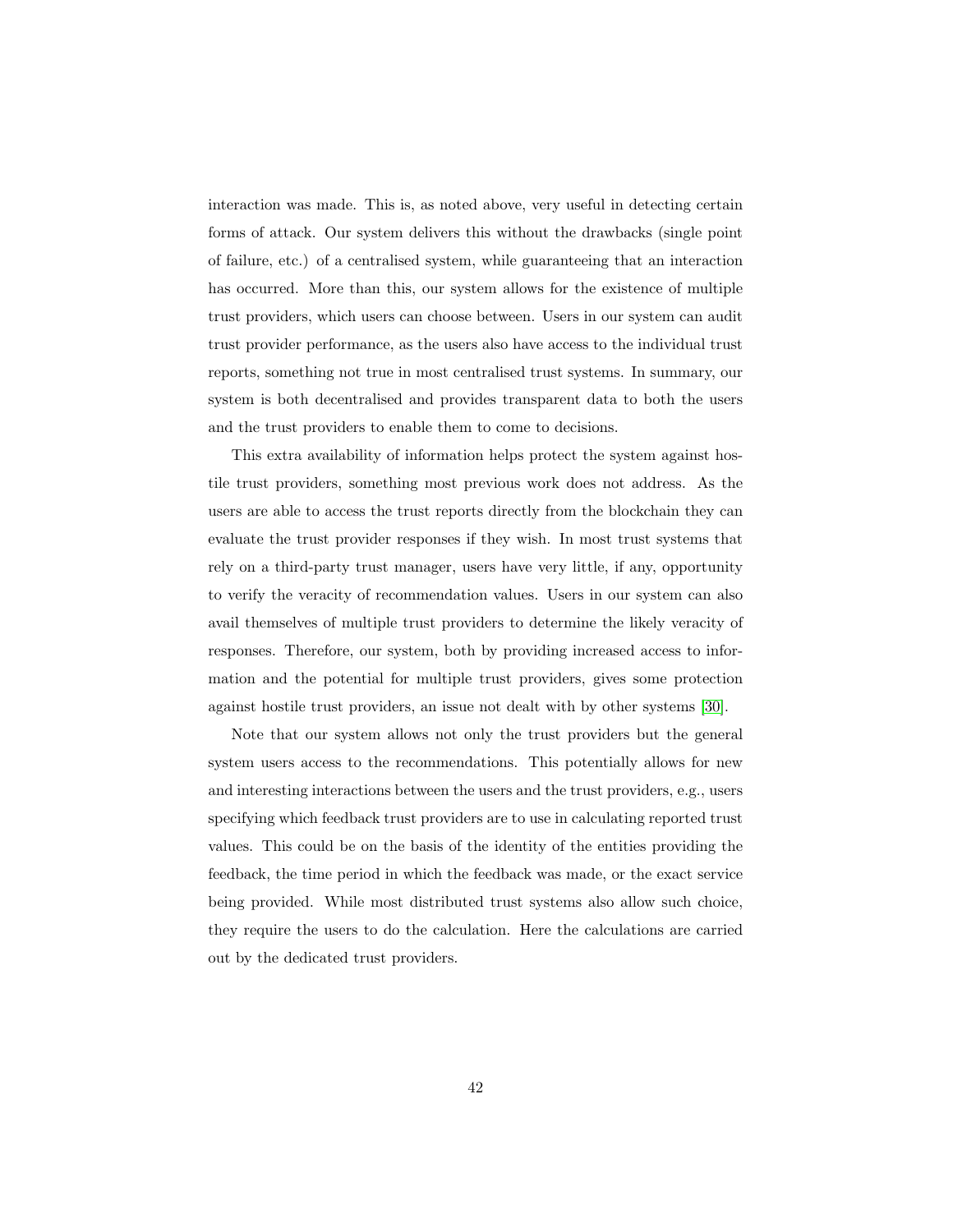interaction was made. This is, as noted above, very useful in detecting certain forms of attack. Our system delivers this without the drawbacks (single point of failure, etc.) of a centralised system, while guaranteeing that an interaction has occurred. More than this, our system allows for the existence of multiple trust providers, which users can choose between. Users in our system can audit trust provider performance, as the users also have access to the individual trust reports, something not true in most centralised trust systems. In summary, our system is both decentralised and provides transparent data to both the users and the trust providers to enable them to come to decisions.

This extra availability of information helps protect the system against hostile trust providers, something most previous work does not address. As the users are able to access the trust reports directly from the blockchain they can evaluate the trust provider responses if they wish. In most trust systems that rely on a third-party trust manager, users have very little, if any, opportunity to verify the veracity of recommendation values. Users in our system can also avail themselves of multiple trust providers to determine the likely veracity of responses. Therefore, our system, both by providing increased access to information and the potential for multiple trust providers, gives some protection against hostile trust providers, an issue not dealt with by other systems [30].

Note that our system allows not only the trust providers but the general system users access to the recommendations. This potentially allows for new and interesting interactions between the users and the trust providers, e.g., users specifying which feedback trust providers are to use in calculating reported trust values. This could be on the basis of the identity of the entities providing the feedback, the time period in which the feedback was made, or the exact service being provided. While most distributed trust systems also allow such choice, they require the users to do the calculation. Here the calculations are carried out by the dedicated trust providers.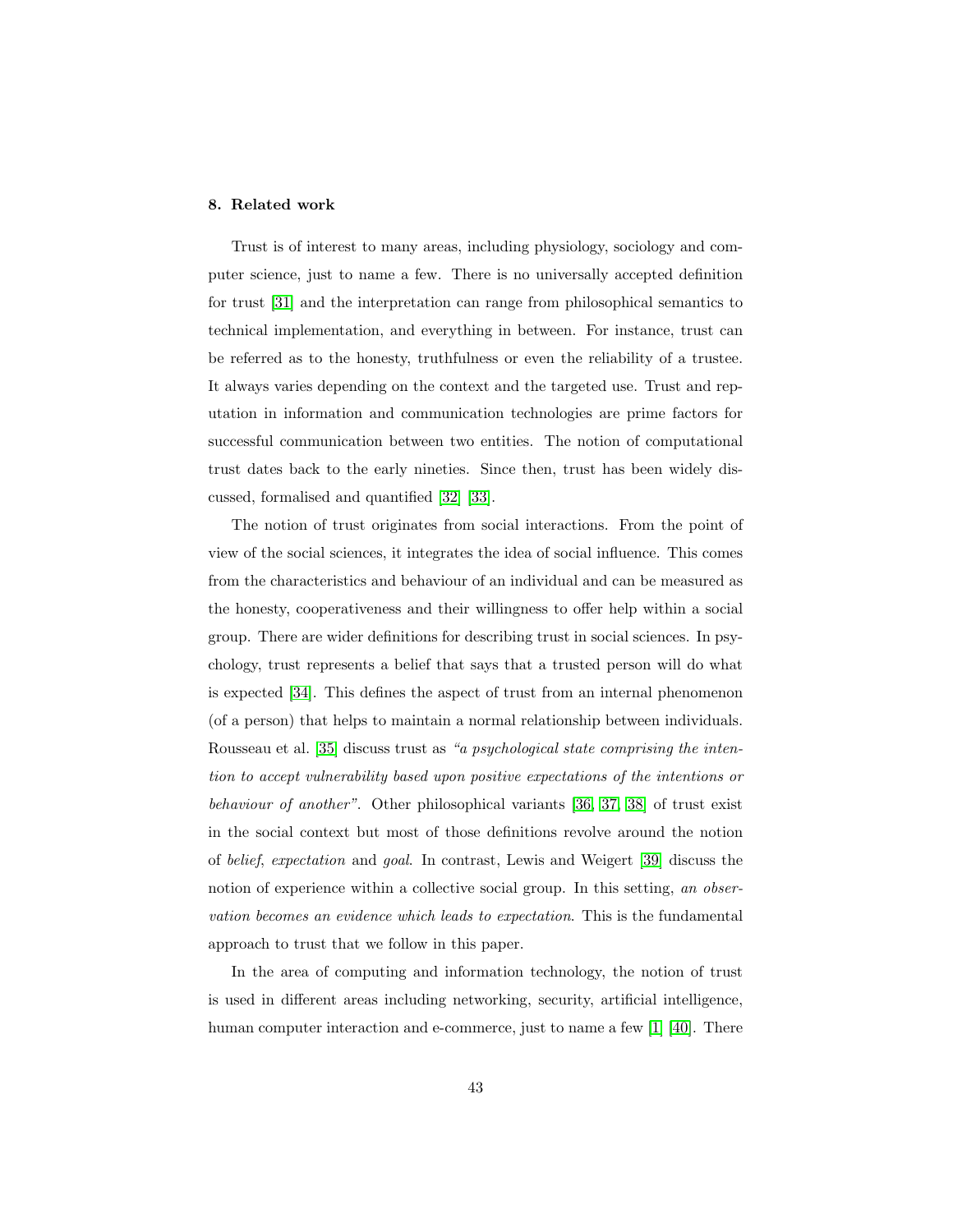## 8. Related work

Trust is of interest to many areas, including physiology, sociology and computer science, just to name a few. There is no universally accepted definition for trust [31] and the interpretation can range from philosophical semantics to technical implementation, and everything in between. For instance, trust can be referred as to the honesty, truthfulness or even the reliability of a trustee. It always varies depending on the context and the targeted use. Trust and reputation in information and communication technologies are prime factors for successful communication between two entities. The notion of computational trust dates back to the early nineties. Since then, trust has been widely discussed, formalised and quantified [32] [33].

The notion of trust originates from social interactions. From the point of view of the social sciences, it integrates the idea of social influence. This comes from the characteristics and behaviour of an individual and can be measured as the honesty, cooperativeness and their willingness to offer help within a social group. There are wider definitions for describing trust in social sciences. In psychology, trust represents a belief that says that a trusted person will do what is expected [34]. This defines the aspect of trust from an internal phenomenon (of a person) that helps to maintain a normal relationship between individuals. Rousseau et al. [35] discuss trust as *"a psychological state comprising the intention to accept vulnerability based upon positive expectations of the intentions or behaviour of another"*. Other philosophical variants [36, 37, 38] of trust exist in the social context but most of those definitions revolve around the notion of *belief*, *expectation* and *goal*. In contrast, Lewis and Weigert [39] discuss the notion of experience within a collective social group. In this setting, *an observation becomes an evidence which leads to expectation*. This is the fundamental approach to trust that we follow in this paper.

In the area of computing and information technology, the notion of trust is used in different areas including networking, security, artificial intelligence, human computer interaction and e-commerce, just to name a few [1] [40]. There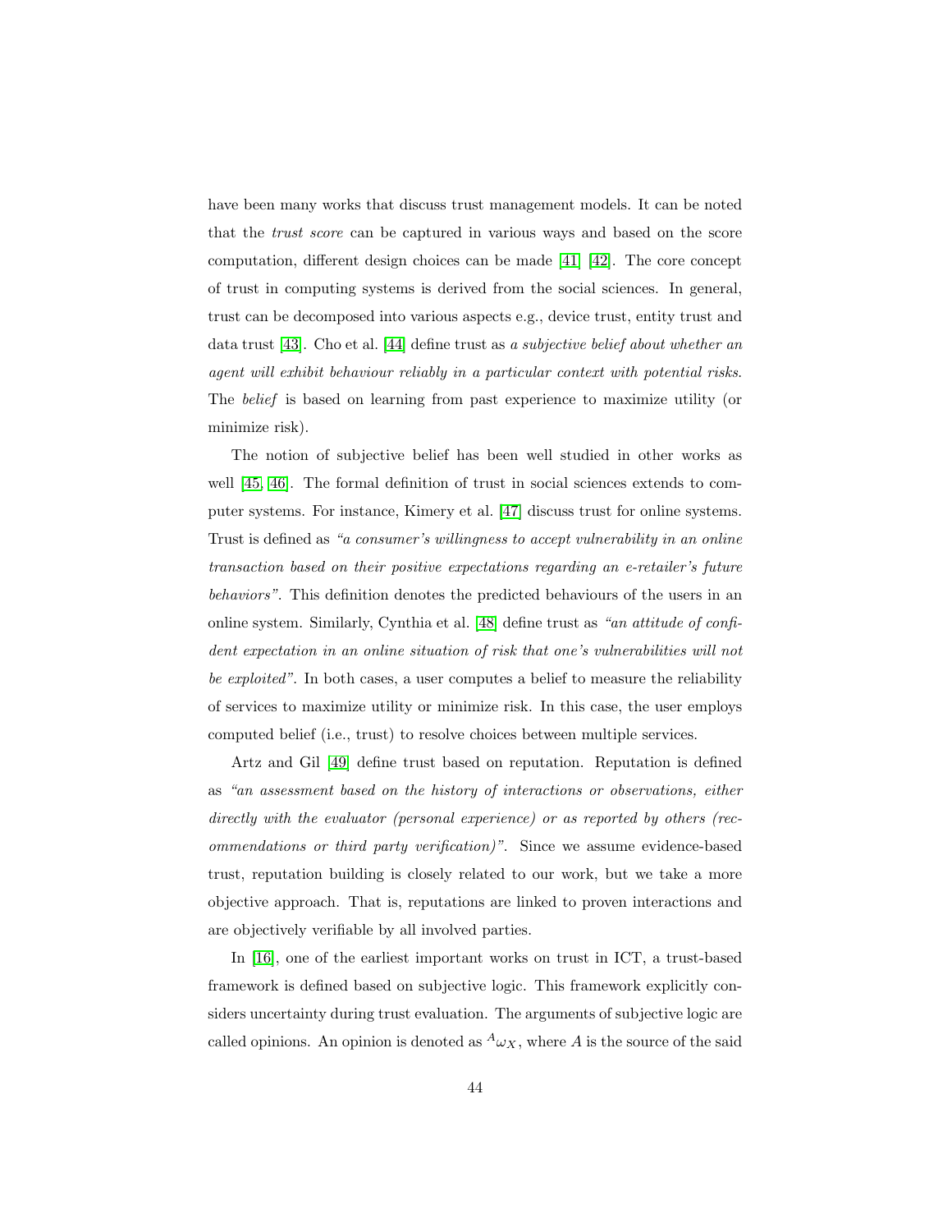have been many works that discuss trust management models. It can be noted that the *trust score* can be captured in various ways and based on the score computation, different design choices can be made [41] [42]. The core concept of trust in computing systems is derived from the social sciences. In general, trust can be decomposed into various aspects e.g., device trust, entity trust and data trust [43]. Cho et al. [44] define trust as *a subjective belief about whether an agent will exhibit behaviour reliably in a particular context with potential risks*. The *belief* is based on learning from past experience to maximize utility (or minimize risk).

The notion of subjective belief has been well studied in other works as well [45, 46]. The formal definition of trust in social sciences extends to computer systems. For instance, Kimery et al. [47] discuss trust for online systems. Trust is defined as *"a consumer's willingness to accept vulnerability in an online transaction based on their positive expectations regarding an e-retailer's future behaviors"*. This definition denotes the predicted behaviours of the users in an online system. Similarly, Cynthia et al. [48] define trust as *"an attitude of confident expectation in an online situation of risk that one's vulnerabilities will not be exploited"*. In both cases, a user computes a belief to measure the reliability of services to maximize utility or minimize risk. In this case, the user employs computed belief (i.e., trust) to resolve choices between multiple services.

Artz and Gil [49] define trust based on reputation. Reputation is defined as *"an assessment based on the history of interactions or observations, either directly with the evaluator (personal experience) or as reported by others (recommendations or third party verification)"*. Since we assume evidence-based trust, reputation building is closely related to our work, but we take a more objective approach. That is, reputations are linked to proven interactions and are objectively verifiable by all involved parties.

In [16], one of the earliest important works on trust in ICT, a trust-based framework is defined based on subjective logic. This framework explicitly considers uncertainty during trust evaluation. The arguments of subjective logic are called opinions. An opinion is denoted as ${}^{A}\omega_X$, where $A$ is the source of the said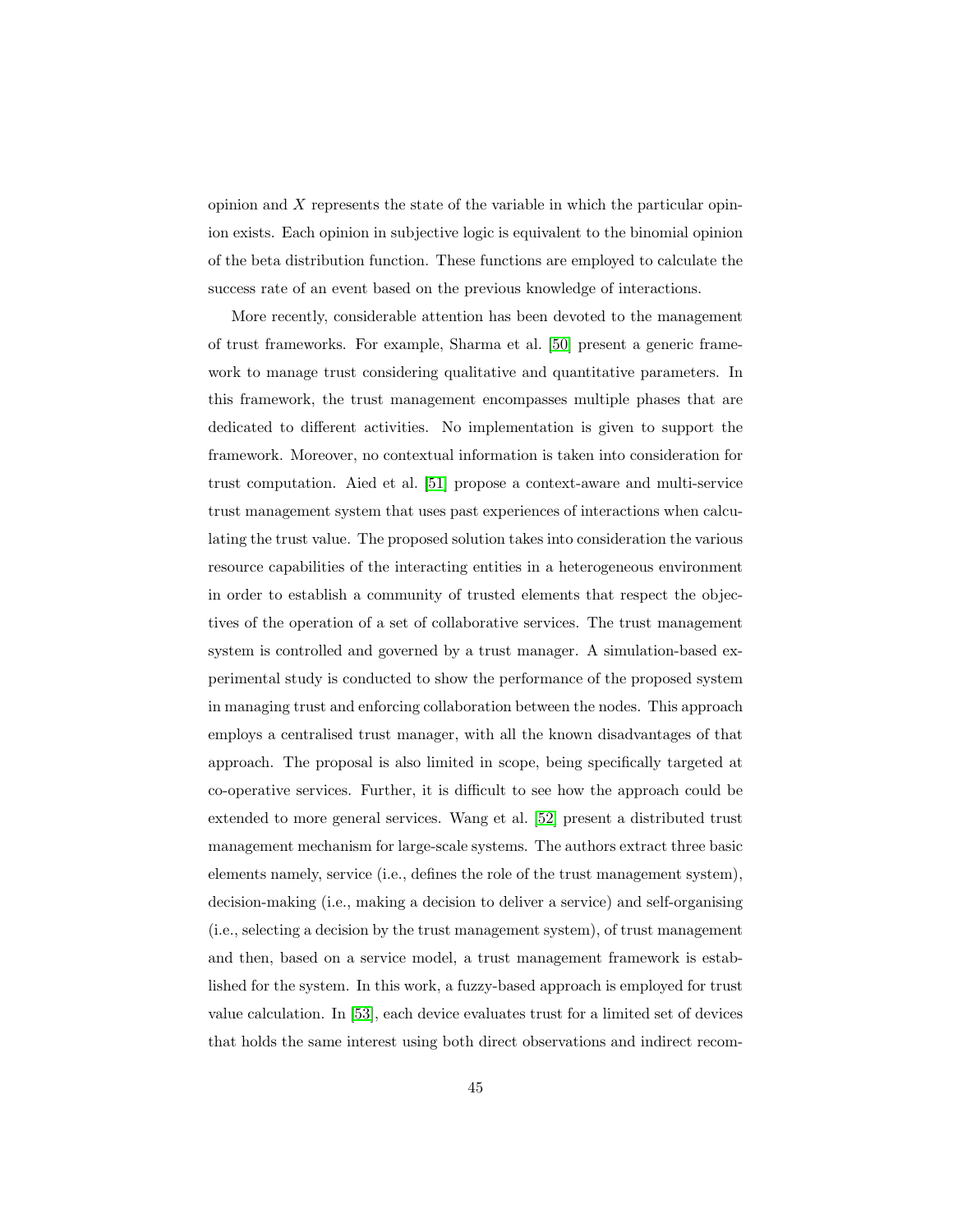opinion and $X$ represents the state of the variable in which the particular opinion exists. Each opinion in subjective logic is equivalent to the binomial opinion of the beta distribution function. These functions are employed to calculate the success rate of an event based on the previous knowledge of interactions.

More recently, considerable attention has been devoted to the management of trust frameworks. For example, Sharma et al. [50] present a generic framework to manage trust considering qualitative and quantitative parameters. In this framework, the trust management encompasses multiple phases that are dedicated to different activities. No implementation is given to support the framework. Moreover, no contextual information is taken into consideration for trust computation. Aied et al. [51] propose a context-aware and multi-service trust management system that uses past experiences of interactions when calculating the trust value. The proposed solution takes into consideration the various resource capabilities of the interacting entities in a heterogeneous environment in order to establish a community of trusted elements that respect the objectives of the operation of a set of collaborative services. The trust management system is controlled and governed by a trust manager. A simulation-based experimental study is conducted to show the performance of the proposed system in managing trust and enforcing collaboration between the nodes. This approach employs a centralised trust manager, with all the known disadvantages of that approach. The proposal is also limited in scope, being specifically targeted at co-operative services. Further, it is difficult to see how the approach could be extended to more general services. Wang et al. [52] present a distributed trust management mechanism for large-scale systems. The authors extract three basic elements namely, service (i.e., defines the role of the trust management system), decision-making (i.e., making a decision to deliver a service) and self-organising (i.e., selecting a decision by the trust management system), of trust management and then, based on a service model, a trust management framework is established for the system. In this work, a fuzzy-based approach is employed for trust value calculation. In [53], each device evaluates trust for a limited set of devices that holds the same interest using both direct observations and indirect recom-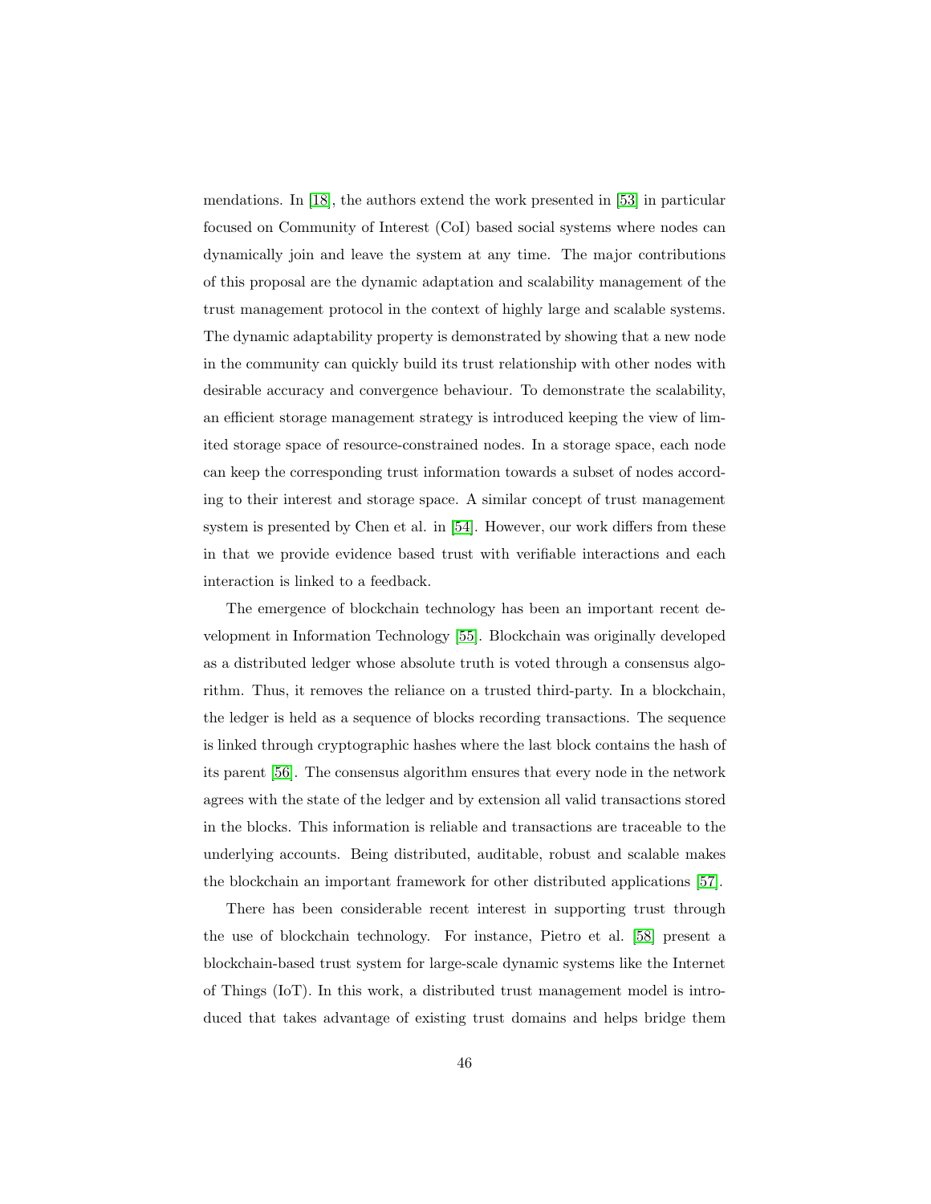mendations. In [18], the authors extend the work presented in [53] in particular focused on Community of Interest (CoI) based social systems where nodes can dynamically join and leave the system at any time. The major contributions of this proposal are the dynamic adaptation and scalability management of the trust management protocol in the context of highly large and scalable systems. The dynamic adaptability property is demonstrated by showing that a new node in the community can quickly build its trust relationship with other nodes with desirable accuracy and convergence behaviour. To demonstrate the scalability, an efficient storage management strategy is introduced keeping the view of limited storage space of resource-constrained nodes. In a storage space, each node can keep the corresponding trust information towards a subset of nodes according to their interest and storage space. A similar concept of trust management system is presented by Chen et al. in [54]. However, our work differs from these in that we provide evidence based trust with verifiable interactions and each interaction is linked to a feedback.

The emergence of blockchain technology has been an important recent development in Information Technology [55]. Blockchain was originally developed as a distributed ledger whose absolute truth is voted through a consensus algorithm. Thus, it removes the reliance on a trusted third-party. In a blockchain, the ledger is held as a sequence of blocks recording transactions. The sequence is linked through cryptographic hashes where the last block contains the hash of its parent [56]. The consensus algorithm ensures that every node in the network agrees with the state of the ledger and by extension all valid transactions stored in the blocks. This information is reliable and transactions are traceable to the underlying accounts. Being distributed, auditable, robust and scalable makes the blockchain an important framework for other distributed applications [57].

There has been considerable recent interest in supporting trust through the use of blockchain technology. For instance, Pietro et al. [58] present a blockchain-based trust system for large-scale dynamic systems like the Internet of Things (IoT). In this work, a distributed trust management model is introduced that takes advantage of existing trust domains and helps bridge them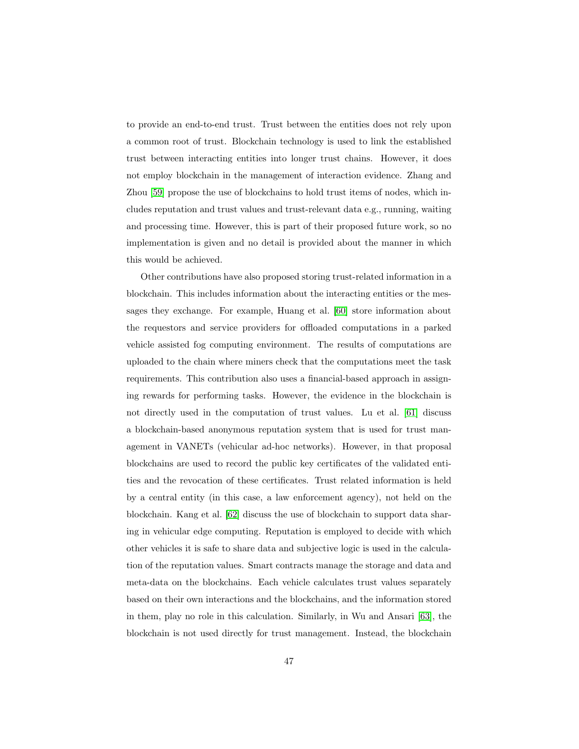to provide an end-to-end trust. Trust between the entities does not rely upon a common root of trust. Blockchain technology is used to link the established trust between interacting entities into longer trust chains. However, it does not employ blockchain in the management of interaction evidence. Zhang and Zhou [59] propose the use of blockchains to hold trust items of nodes, which includes reputation and trust values and trust-relevant data e.g., running, waiting and processing time. However, this is part of their proposed future work, so no implementation is given and no detail is provided about the manner in which this would be achieved.

Other contributions have also proposed storing trust-related information in a blockchain. This includes information about the interacting entities or the messages they exchange. For example, Huang et al. [60] store information about the requestors and service providers for offloaded computations in a parked vehicle assisted fog computing environment. The results of computations are uploaded to the chain where miners check that the computations meet the task requirements. This contribution also uses a financial-based approach in assigning rewards for performing tasks. However, the evidence in the blockchain is not directly used in the computation of trust values. Lu et al. [61] discuss a blockchain-based anonymous reputation system that is used for trust management in VANETs (vehicular ad-hoc networks). However, in that proposal blockchains are used to record the public key certificates of the validated entities and the revocation of these certificates. Trust related information is held by a central entity (in this case, a law enforcement agency), not held on the blockchain. Kang et al. [62] discuss the use of blockchain to support data sharing in vehicular edge computing. Reputation is employed to decide with which other vehicles it is safe to share data and subjective logic is used in the calculation of the reputation values. Smart contracts manage the storage and data and meta-data on the blockchains. Each vehicle calculates trust values separately based on their own interactions and the blockchains, and the information stored in them, play no role in this calculation. Similarly, in Wu and Ansari [63], the blockchain is not used directly for trust management. Instead, the blockchain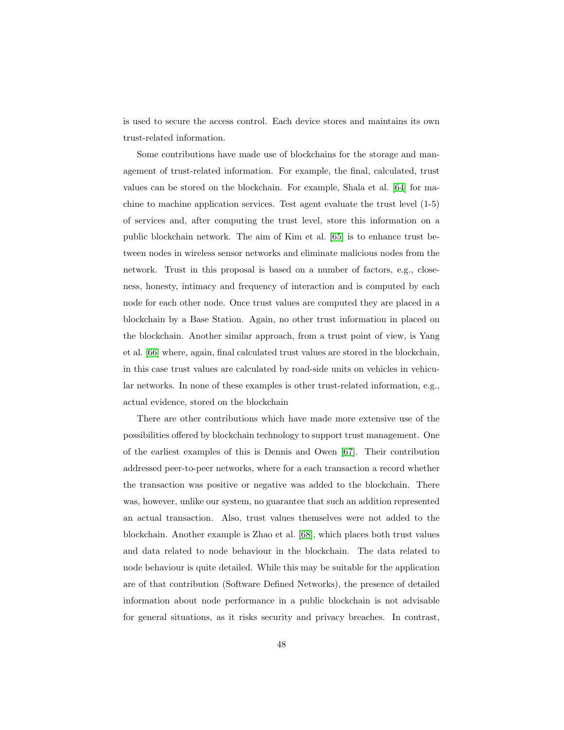is used to secure the access control. Each device stores and maintains its own trust-related information.

Some contributions have made use of blockchains for the storage and management of trust-related information. For example, the final, calculated, trust values can be stored on the blockchain. For example, Shala et al. [64] for machine to machine application services. Test agent evaluate the trust level (1-5) of services and, after computing the trust level, store this information on a public blockchain network. The aim of Kim et al. [65] is to enhance trust between nodes in wireless sensor networks and eliminate malicious nodes from the network. Trust in this proposal is based on a number of factors, e.g., closeness, honesty, intimacy and frequency of interaction and is computed by each node for each other node. Once trust values are computed they are placed in a blockchain by a Base Station. Again, no other trust information in placed on the blockchain. Another similar approach, from a trust point of view, is Yang et al. [66] where, again, final calculated trust values are stored in the blockchain, in this case trust values are calculated by road-side units on vehicles in vehicular networks. In none of these examples is other trust-related information, e.g., actual evidence, stored on the blockchain

There are other contributions which have made more extensive use of the possibilities offered by blockchain technology to support trust management. One of the earliest examples of this is Dennis and Owen [67]. Their contribution addressed peer-to-peer networks, where for a each transaction a record whether the transaction was positive or negative was added to the blockchain. There was, however, unlike our system, no guarantee that such an addition represented an actual transaction. Also, trust values themselves were not added to the blockchain. Another example is Zhao et al. [68], which places both trust values and data related to node behaviour in the blockchain. The data related to node behaviour is quite detailed. While this may be suitable for the application are of that contribution (Software Defined Networks), the presence of detailed information about node performance in a public blockchain is not advisable for general situations, as it risks security and privacy breaches. In contrast,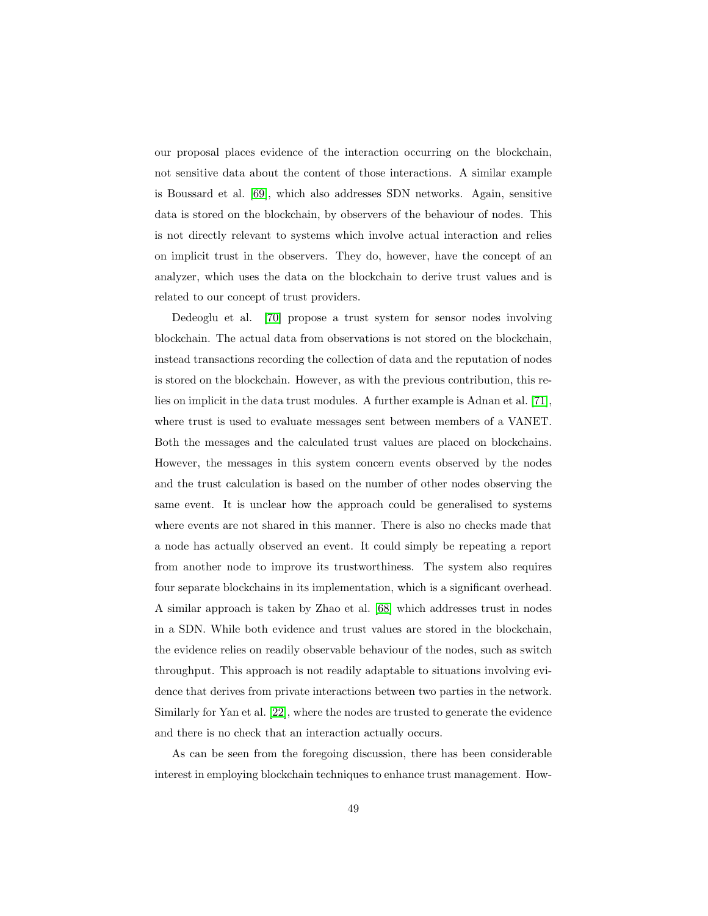our proposal places evidence of the interaction occurring on the blockchain, not sensitive data about the content of those interactions. A similar example is Boussard et al. [69], which also addresses SDN networks. Again, sensitive data is stored on the blockchain, by observers of the behaviour of nodes. This is not directly relevant to systems which involve actual interaction and relies on implicit trust in the observers. They do, however, have the concept of an analyzer, which uses the data on the blockchain to derive trust values and is related to our concept of trust providers.

Dedeoglu et al. [70] propose a trust system for sensor nodes involving blockchain. The actual data from observations is not stored on the blockchain, instead transactions recording the collection of data and the reputation of nodes is stored on the blockchain. However, as with the previous contribution, this relies on implicit in the data trust modules. A further example is Adnan et al. [71], where trust is used to evaluate messages sent between members of a VANET. Both the messages and the calculated trust values are placed on blockchains. However, the messages in this system concern events observed by the nodes and the trust calculation is based on the number of other nodes observing the same event. It is unclear how the approach could be generalised to systems where events are not shared in this manner. There is also no checks made that a node has actually observed an event. It could simply be repeating a report from another node to improve its trustworthiness. The system also requires four separate blockchains in its implementation, which is a significant overhead. A similar approach is taken by Zhao et al. [68] which addresses trust in nodes in a SDN. While both evidence and trust values are stored in the blockchain, the evidence relies on readily observable behaviour of the nodes, such as switch throughput. This approach is not readily adaptable to situations involving evidence that derives from private interactions between two parties in the network. Similarly for Yan et al. [22], where the nodes are trusted to generate the evidence and there is no check that an interaction actually occurs.

As can be seen from the foregoing discussion, there has been considerable interest in employing blockchain techniques to enhance trust management. How-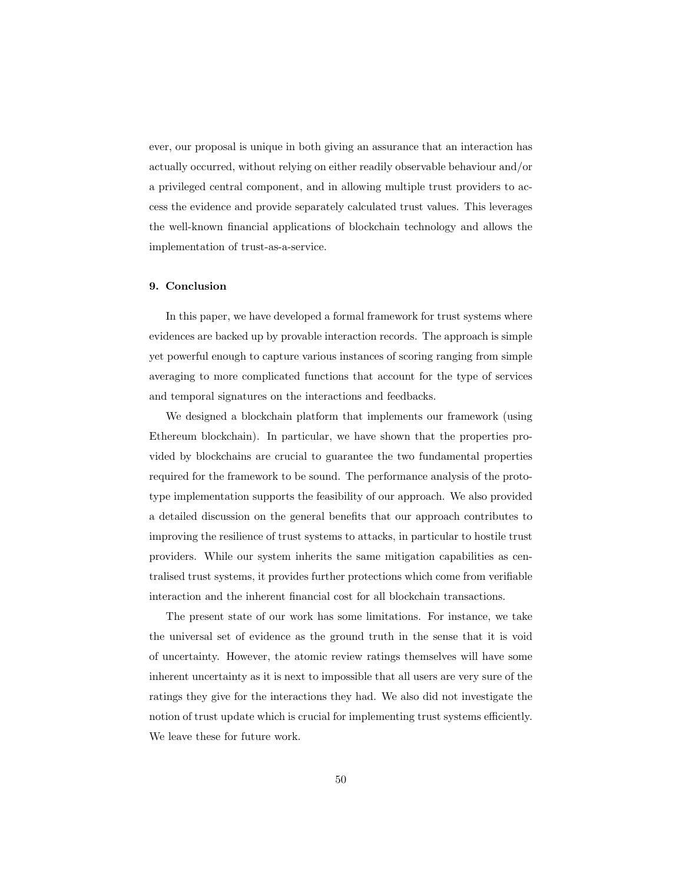ever, our proposal is unique in both giving an assurance that an interaction has actually occurred, without relying on either readily observable behaviour and/or a privileged central component, and in allowing multiple trust providers to access the evidence and provide separately calculated trust values. This leverages the well-known financial applications of blockchain technology and allows the implementation of trust-as-a-service.

## 9. Conclusion

In this paper, we have developed a formal framework for trust systems where evidences are backed up by provable interaction records. The approach is simple yet powerful enough to capture various instances of scoring ranging from simple averaging to more complicated functions that account for the type of services and temporal signatures on the interactions and feedbacks.

We designed a blockchain platform that implements our framework (using Ethereum blockchain). In particular, we have shown that the properties provided by blockchains are crucial to guarantee the two fundamental properties required for the framework to be sound. The performance analysis of the prototype implementation supports the feasibility of our approach. We also provided a detailed discussion on the general benefits that our approach contributes to improving the resilience of trust systems to attacks, in particular to hostile trust providers. While our system inherits the same mitigation capabilities as centralised trust systems, it provides further protections which come from verifiable interaction and the inherent financial cost for all blockchain transactions.

The present state of our work has some limitations. For instance, we take the universal set of evidence as the ground truth in the sense that it is void of uncertainty. However, the atomic review ratings themselves will have some inherent uncertainty as it is next to impossible that all users are very sure of the ratings they give for the interactions they had. We also did not investigate the notion of trust update which is crucial for implementing trust systems efficiently. We leave these for future work.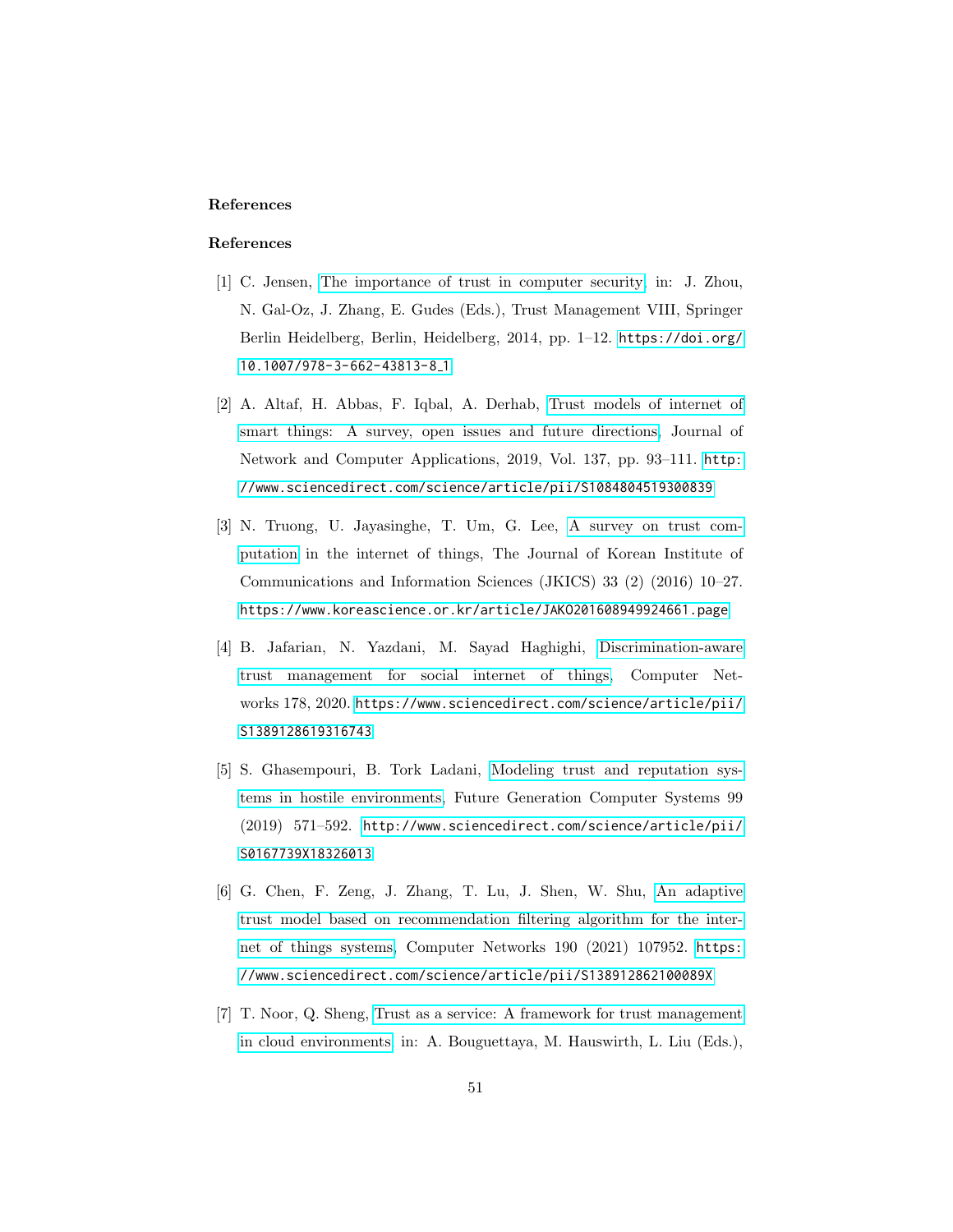# References

## References

[1] C. Jensen, The importance of trust in computer security, in: J. Zhou, N. Gal-Oz, J. Zhang, E. Gudes (Eds.), Trust Management VIII, Springer Berlin Heidelberg, Berlin, Heidelberg, 2014, pp. 1–12. https://doi.org/10.1007/978-3-662-43813-8_1

[2] A. Altaf, H. Abbas, F. Iqbal, A. Derhab, Trust models of internet of smart things: A survey, open issues and future directions, Journal of Network and Computer Applications, 2019, Vol. 137, pp. 93–111. http://www.sciencedirect.com/science/article/pii/S1084804519300839

[3] N. Truong, U. Jayasinghe, T. Um, G. Lee, A survey on trust computation in the internet of things, The Journal of Korean Institute of Communications and Information Sciences (JKICS) 33 (2) (2016) 10–27. https://www.koreascience.or.kr/article/JAKO201608949924661.page

[4] B. Jafarian, N. Yazdani, M. Sayad Haghighi, Discrimination-aware trust management for social internet of things, Computer Networks 178, 2020. https://www.sciencedirect.com/science/article/pii/S1389128619316743

[5] S. Ghasempouri, B. Tork Ladani, Modeling trust and reputation systems in hostile environments, Future Generation Computer Systems 99 (2019) 571–592. http://www.sciencedirect.com/science/article/pii/S0167739X18326013

[6] G. Chen, F. Zeng, J. Zhang, T. Lu, J. Shen, W. Shu, An adaptive trust model based on recommendation filtering algorithm for the internet of things systems, Computer Networks 190 (2021) 107952. https://www.sciencedirect.com/science/article/pii/S138912862100089X

[7] T. Noor, Q. Sheng, Trust as a service: A framework for trust management in cloud environments, in: A. Bouguettaya, M. Hauswirth, L. Liu (Eds.),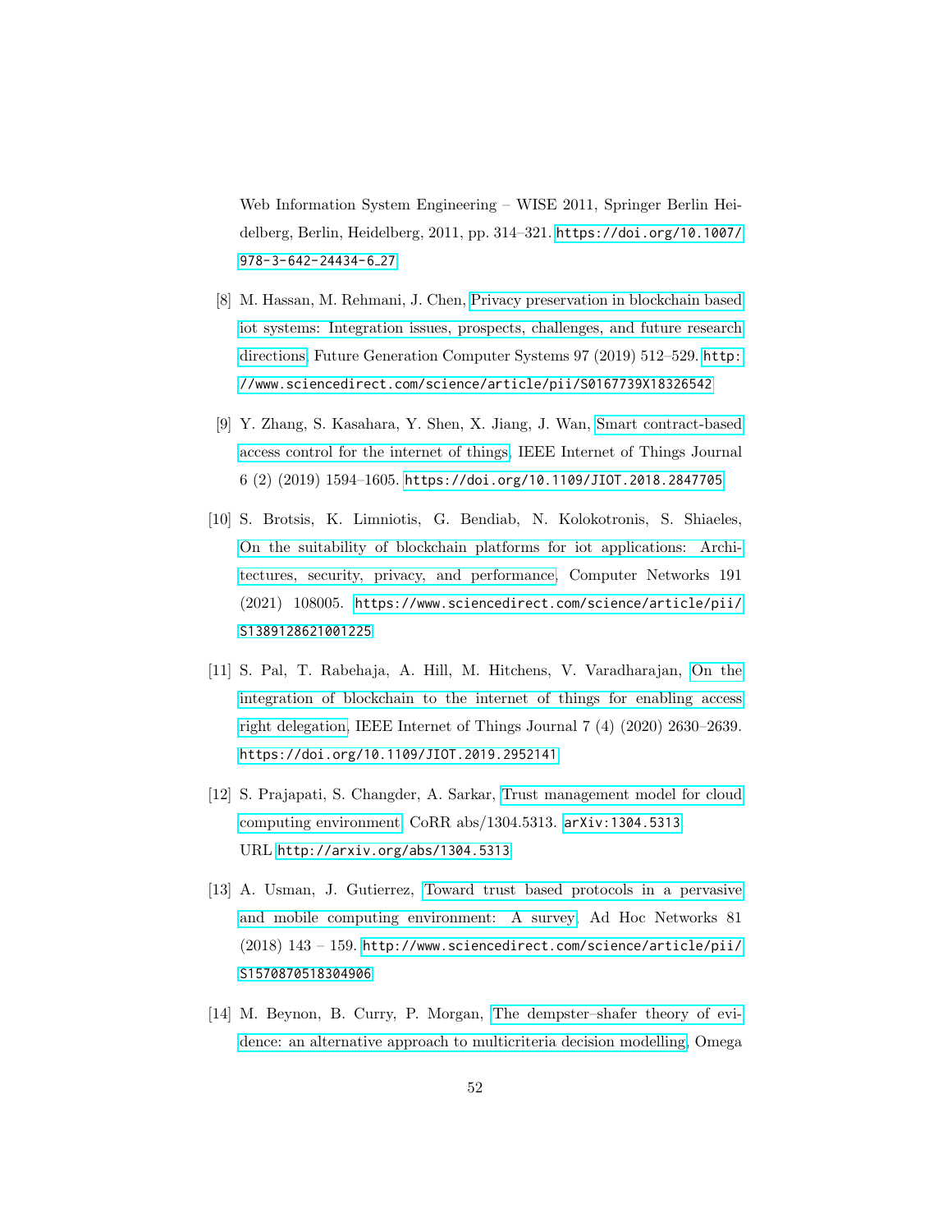Web Information System Engineering – WISE 2011, Springer Berlin Heidelberg, Berlin, Heidelberg, 2011, pp. 314–321. https://doi.org/10.1007/978-3-642-24434-6_27

[8] M. Hassan, M. Rehmani, J. Chen, Privacy preservation in blockchain based iot systems: Integration issues, prospects, challenges, and future research directions, Future Generation Computer Systems 97 (2019) 512–529. http://www.sciencedirect.com/science/article/pii/S0167739X18326542

[9] Y. Zhang, S. Kasahara, Y. Shen, X. Jiang, J. Wan, Smart contract-based access control for the internet of things, IEEE Internet of Things Journal 6 (2) (2019) 1594–1605. https://doi.org/10.1109/JIOT.2018.2847705

[10] S. Brotsis, K. Limniotis, G. Bendiab, N. Kolokotronis, S. Shiaeles, On the suitability of blockchain platforms for iot applications: Architectures, security, privacy, and performance, Computer Networks 191 (2021) 108005. https://www.sciencedirect.com/science/article/pii/S1389128621001225

[11] S. Pal, T. Rabehaja, A. Hill, M. Hitchens, V. Varadharajan, On the integration of blockchain to the internet of things for enabling access right delegation, IEEE Internet of Things Journal 7 (4) (2020) 2630–2639. https://doi.org/10.1109/JIOT.2019.2952141

[12] S. Prajapati, S. Changder, A. Sarkar, Trust management model for cloud computing environment, CoRR abs/1304.5313. arXiv:1304.5313. URL http://arxiv.org/abs/1304.5313

[13] A. Usman, J. Gutierrez, Toward trust based protocols in a pervasive and mobile computing environment: A survey, Ad Hoc Networks 81 (2018) 143 – 159. http://www.sciencedirect.com/science/article/pii/S1570870518304906

[14] M. Beynon, B. Curry, P. Morgan, The dempster–shafer theory of evidence: an alternative approach to multicriteria decision modelling, Omega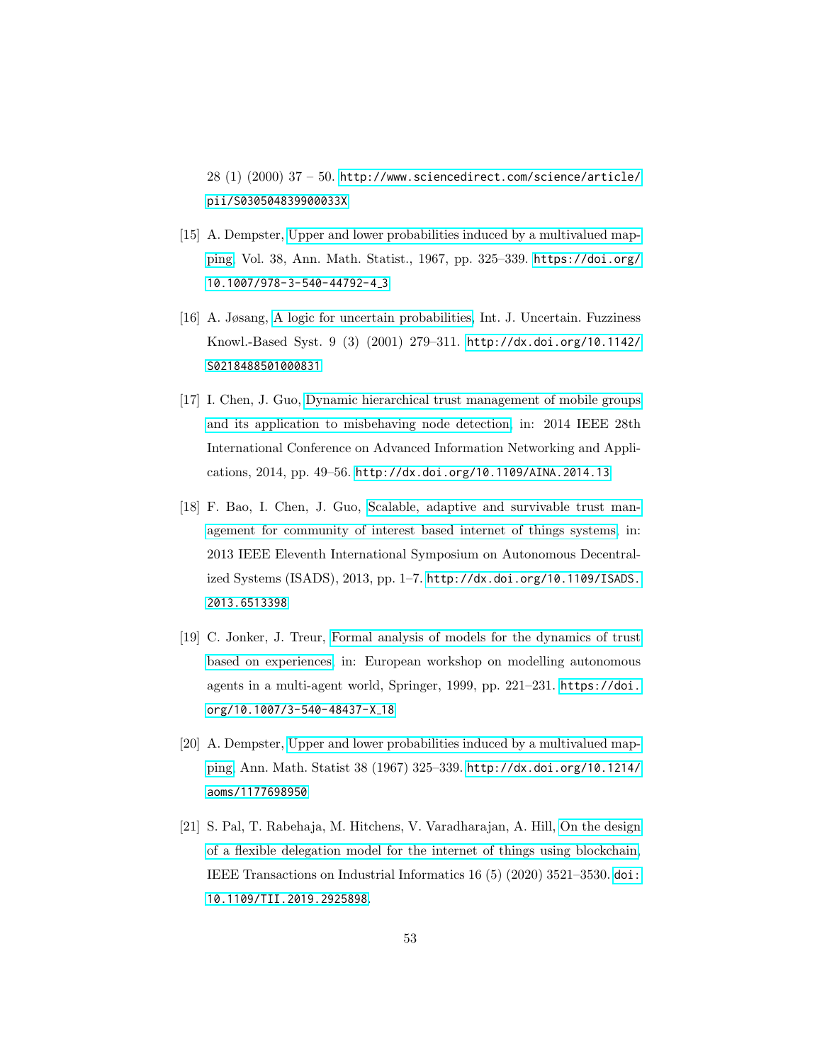28 (1) (2000) 37 – 50. http://www.sciencedirect.com/science/article/pii/S030504839900033X

[15] A. Dempster, Upper and lower probabilities induced by a multivalued mapping, Vol. 38, Ann. Math. Statist., 1967, pp. 325–339. https://doi.org/10.1007/978-3-540-44792-4_3

[16] A. Jøsang, A logic for uncertain probabilities, Int. J. Uncertain. Fuzziness Knowl.-Based Syst. 9 (3) (2001) 279–311. http://dx.doi.org/10.1142/S0218488501000831

[17] I. Chen, J. Guo, Dynamic hierarchical trust management of mobile groups and its application to misbehaving node detection, in: 2014 IEEE 28th International Conference on Advanced Information Networking and Applications, 2014, pp. 49–56. http://dx.doi.org/10.1109/AINA.2014.13

[18] F. Bao, I. Chen, J. Guo, Scalable, adaptive and survivable trust management for community of interest based internet of things systems, in: 2013 IEEE Eleventh International Symposium on Autonomous Decentralized Systems (ISADS), 2013, pp. 1–7. http://dx.doi.org/10.1109/ISADS.2013.6513398

[19] C. Jonker, J. Treur, Formal analysis of models for the dynamics of trust based on experiences, in: European workshop on modelling autonomous agents in a multi-agent world, Springer, 1999, pp. 221–231. https://doi.org/10.1007/3-540-48437-X_18

[20] A. Dempster, Upper and lower probabilities induced by a multivalued mapping, Ann. Math. Statist 38 (1967) 325–339. http://dx.doi.org/10.1214/aoms/1177698950

[21] S. Pal, T. Rabehaja, M. Hitchens, V. Varadharajan, A. Hill, On the design of a flexible delegation model for the internet of things using blockchain, IEEE Transactions on Industrial Informatics 16 (5) (2020) 3521–3530. doi:10.1109/TII.2019.2925898.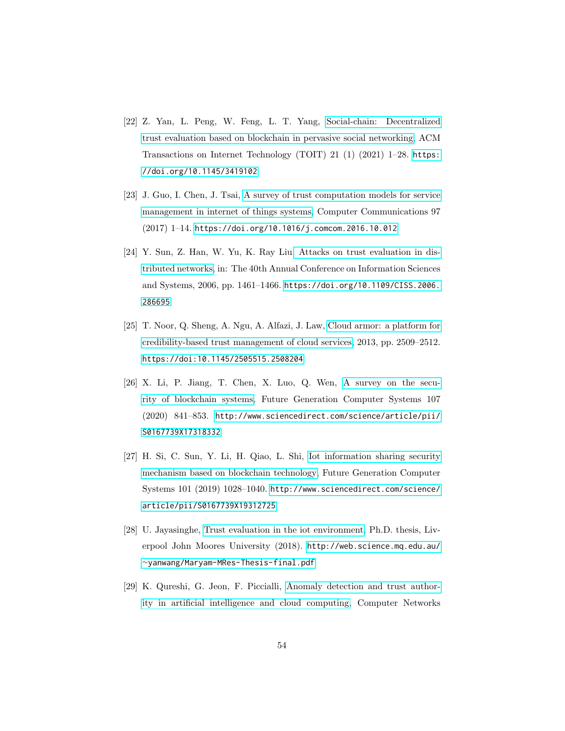[22] Z. Yan, L. Peng, W. Feng, L. T. Yang, Social-chain: Decentralized trust evaluation based on blockchain in pervasive social networking, ACM Transactions on Internet Technology (TOIT) 21 (1) (2021) 1–28. https://doi.org/10.1145/3419102

[23] J. Guo, I. Chen, J. Tsai, A survey of trust computation models for service management in internet of things systems, Computer Communications 97 (2017) 1–14. https://doi.org/10.1016/j.comcom.2016.10.012

[24] Y. Sun, Z. Han, W. Yu, K. Ray Liu, Attacks on trust evaluation in distributed networks, in: The 40th Annual Conference on Information Sciences and Systems, 2006, pp. 1461–1466. https://doi.org/10.1109/CISS.2006.286695

[25] T. Noor, Q. Sheng, A. Ngu, A. Alfazi, J. Law, Cloud armor: a platform for credibility-based trust management of cloud services, 2013, pp. 2509–2512. https://doi:10.1145/2505515.2508204

[26] X. Li, P. Jiang, T. Chen, X. Luo, Q. Wen, A survey on the security of blockchain systems, Future Generation Computer Systems 107 (2020) 841–853. http://www.sciencedirect.com/science/article/pii/S0167739X17318332

[27] H. Si, C. Sun, Y. Li, H. Qiao, L. Shi, Iot information sharing security mechanism based on blockchain technology, Future Generation Computer Systems 101 (2019) 1028–1040. http://www.sciencedirect.com/science/article/pii/S0167739X19312725

[28] U. Jayasinghe, Trust evaluation in the iot environment, Ph.D. thesis, Liverpool John Moores University (2018). http://web.science.mq.edu.au/~yanwang/Maryam-MRes-Thesis-final.pdf

[29] K. Qureshi, G. Jeon, F. Piccialli, Anomaly detection and trust authority in artificial intelligence and cloud computing, Computer Networks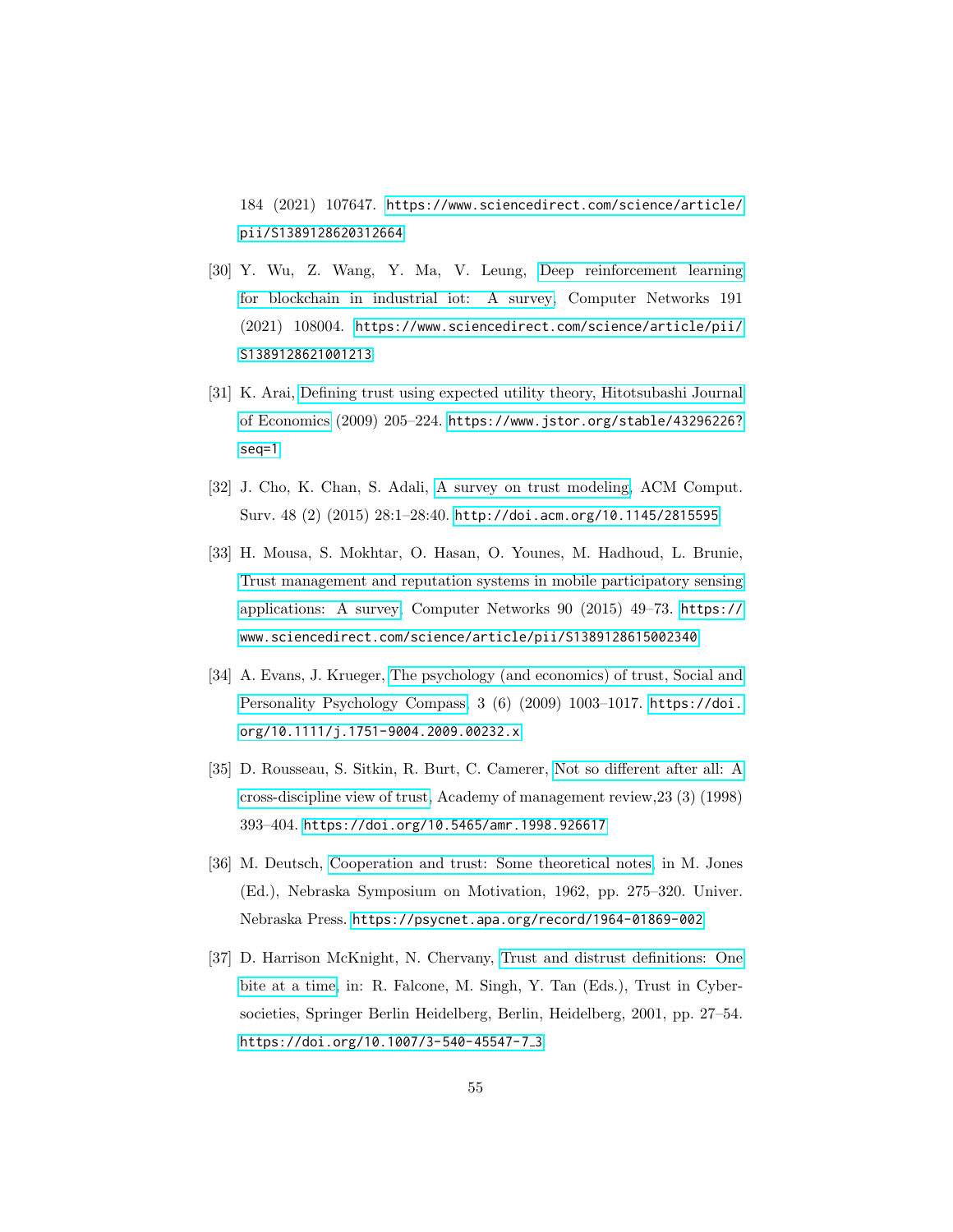184 (2021) 107647. https://www.sciencedirect.com/science/article/pii/S1389128620312664

[30] Y. Wu, Z. Wang, Y. Ma, V. Leung, Deep reinforcement learning for blockchain in industrial iot: A survey, Computer Networks 191 (2021) 108004. https://www.sciencedirect.com/science/article/pii/S1389128621001213

[31] K. Arai, Defining trust using expected utility theory, Hitotsubashi Journal of Economics (2009) 205–224. https://www.jstor.org/stable/43296226?seq=1

[32] J. Cho, K. Chan, S. Adali, A survey on trust modeling, ACM Comput. Surv. 48 (2) (2015) 28:1–28:40. http://doi.acm.org/10.1145/2815595

[33] H. Mousa, S. Mokhtar, O. Hasan, O. Younes, M. Hadhoud, L. Brunie, Trust management and reputation systems in mobile participatory sensing applications: A survey, Computer Networks 90 (2015) 49–73. https://www.sciencedirect.com/science/article/pii/S1389128615002340

[34] A. Evans, J. Krueger, The psychology (and economics) of trust, Social and Personality Psychology Compass, 3 (6) (2009) 1003–1017. https://doi.org/10.1111/j.1751-9004.2009.00232.x

[35] D. Rousseau, S. Sitkin, R. Burt, C. Camerer, Not so different after all: A cross-discipline view of trust, Academy of management review,23 (3) (1998) 393–404. https://doi.org/10.5465/amr.1998.926617

[36] M. Deutsch, Cooperation and trust: Some theoretical notes, in M. Jones (Ed.), Nebraska Symposium on Motivation, 1962, pp. 275–320. Univer. Nebraska Press. https://psycnet.apa.org/record/1964-01869-002

[37] D. Harrison McKnight, N. Chervany, Trust and distrust definitions: One bite at a time, in: R. Falcone, M. Singh, Y. Tan (Eds.), Trust in Cyber-societies, Springer Berlin Heidelberg, Berlin, Heidelberg, 2001, pp. 27–54. https://doi.org/10.1007/3-540-45547-7_3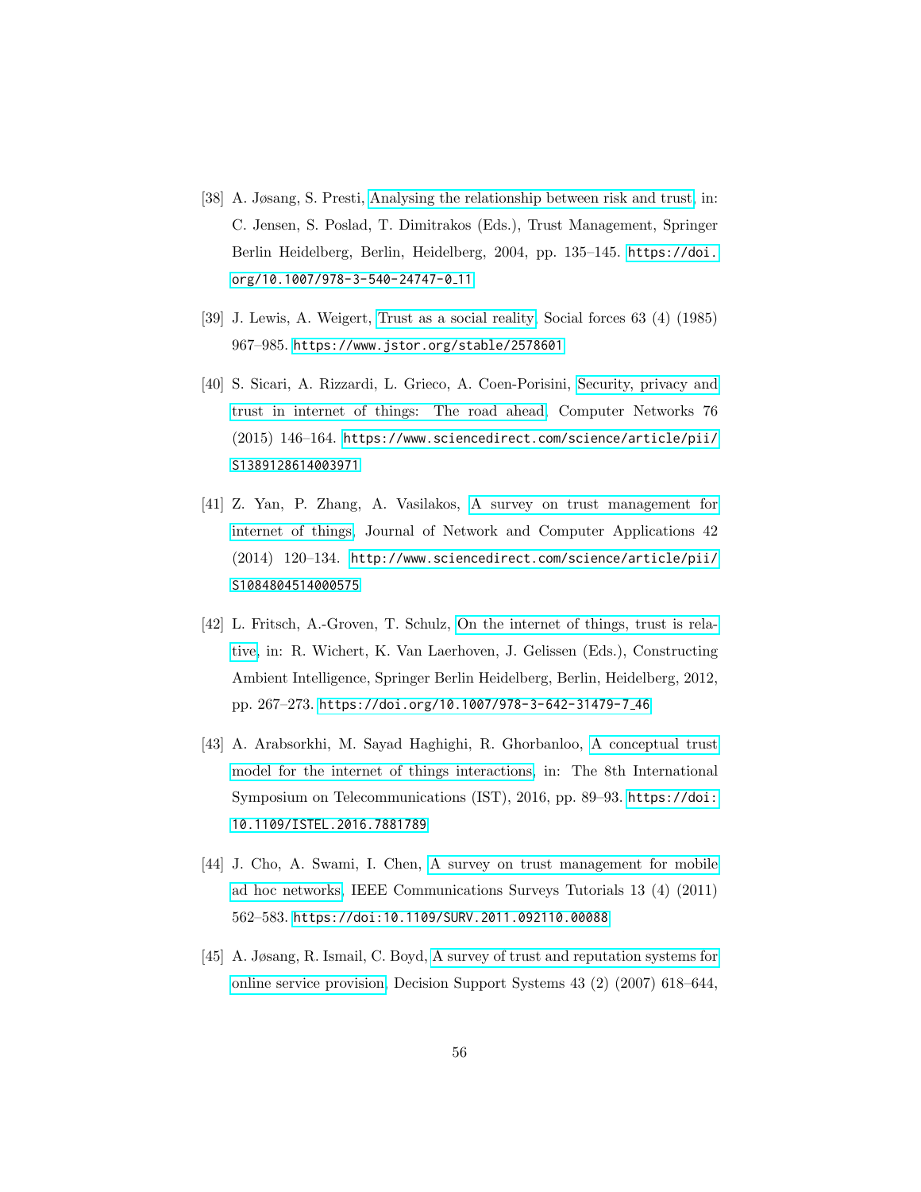[38] A. Jøsang, S. Presti, Analysing the relationship between risk and trust, in: C. Jensen, S. Poslad, T. Dimitrakos (Eds.), Trust Management, Springer Berlin Heidelberg, Berlin, Heidelberg, 2004, pp. 135–145. https://doi.org/10.1007/978-3-540-24747-0_11

[39] J. Lewis, A. Weigert, Trust as a social reality, Social forces 63 (4) (1985) 967–985. https://www.jstor.org/stable/2578601

[40] S. Sicari, A. Rizzardi, L. Grieco, A. Coen-Porisini, Security, privacy and trust in internet of things: The road ahead, Computer Networks 76 (2015) 146–164. https://www.sciencedirect.com/science/article/pii/S1389128614003971

[41] Z. Yan, P. Zhang, A. Vasilakos, A survey on trust management for internet of things, Journal of Network and Computer Applications 42 (2014) 120–134. http://www.sciencedirect.com/science/article/pii/S1084804514000575

[42] L. Fritsch, A.-Groven, T. Schulz, On the internet of things, trust is relative, in: R. Wichert, K. Van Laerhoven, J. Gelissen (Eds.), Constructing Ambient Intelligence, Springer Berlin Heidelberg, Berlin, Heidelberg, 2012, pp. 267–273. https://doi.org/10.1007/978-3-642-31479-7_46

[43] A. Arabsorkhi, M. Sayad Haghighi, R. Ghorbanloo, A conceptual trust model for the internet of things interactions, in: The 8th International Symposium on Telecommunications (IST), 2016, pp. 89–93. https://doi:10.1109/ISTEL.2016.7881789

[44] J. Cho, A. Swami, I. Chen, A survey on trust management for mobile ad hoc networks, IEEE Communications Surveys Tutorials 13 (4) (2011) 562–583. https://doi:10.1109/SURV.2011.092110.00088

[45] A. Jøsang, R. Ismail, C. Boyd, A survey of trust and reputation systems for online service provision, Decision Support Systems 43 (2) (2007) 618–644,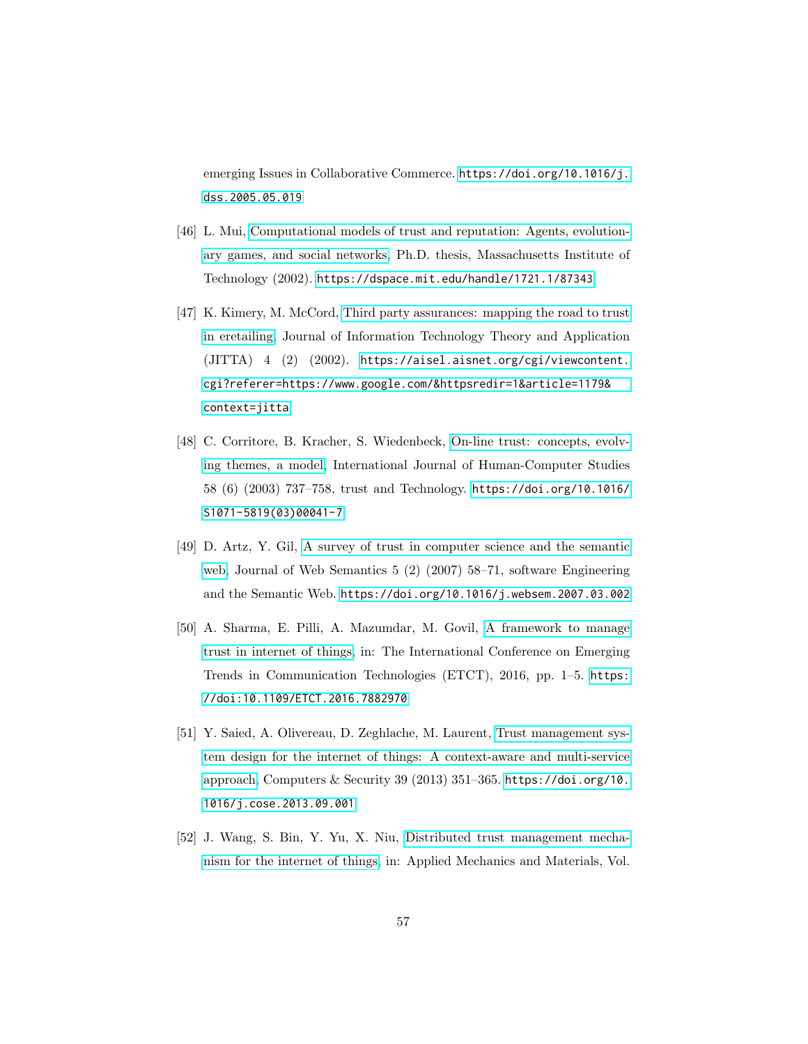emerging Issues in Collaborative Commerce. https://doi.org/10.1016/j.dss.2005.05.019

[46] L. Mui, Computational models of trust and reputation: Agents, evolutionary games, and social networks, Ph.D. thesis, Massachusetts Institute of Technology (2002). https://dspace.mit.edu/handle/1721.1/87343

[47] K. Kimery, M. McCord, Third party assurances: mapping the road to trust in eretailing, Journal of Information Technology Theory and Application (JITTA) 4 (2) (2002). https://aisel.aisnet.org/cgi/viewcontent.cgi?referer=https://www.google.com/&httpsredir=1&article=1179&context=jitta

[48] C. Corritore, B. Kracher, S. Wiedenbeck, On-line trust: concepts, evolving themes, a model, International Journal of Human-Computer Studies 58 (6) (2003) 737–758, trust and Technology. https://doi.org/10.1016/S1071-5819(03)00041-7

[49] D. Artz, Y. Gil, A survey of trust in computer science and the semantic web, Journal of Web Semantics 5 (2) (2007) 58–71, software Engineering and the Semantic Web. https://doi.org/10.1016/j.websem.2007.03.002

[50] A. Sharma, E. Pilli, A. Mazumdar, M. Govil, A framework to manage trust in internet of things, in: The International Conference on Emerging Trends in Communication Technologies (ETCT), 2016, pp. 1–5. https://doi:10.1109/ETCT.2016.7882970

[51] Y. Saied, A. Olivereau, D. Zeghlache, M. Laurent, Trust management system design for the internet of things: A context-aware and multi-service approach, Computers & Security 39 (2013) 351–365. https://doi.org/10.1016/j.cose.2013.09.001

[52] J. Wang, S. Bin, Y. Yu, X. Niu, Distributed trust management mechanism for the internet of things, in: Applied Mechanics and Materials, Vol.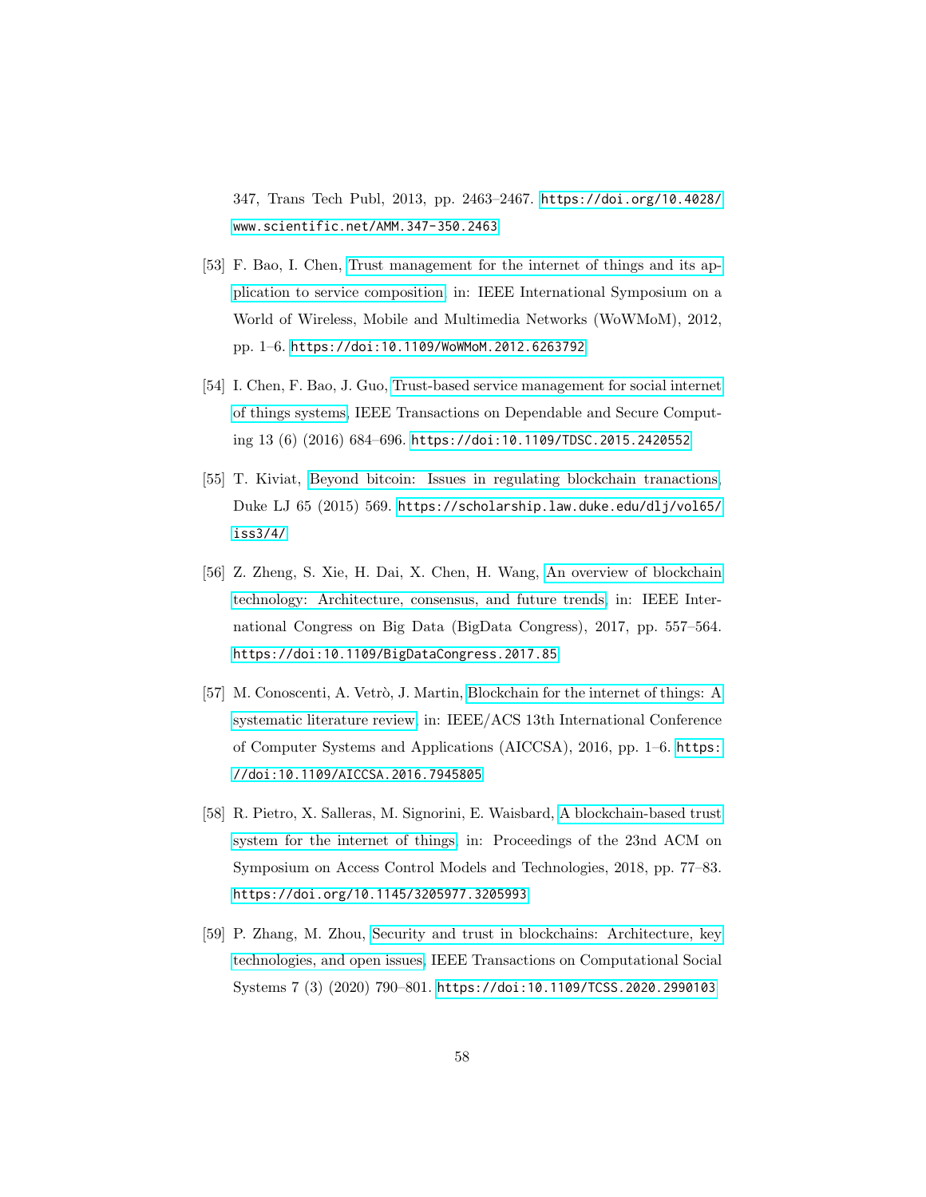347, Trans Tech Publ, 2013, pp. 2463–2467. https://doi.org/10.4028/www.scientific.net/AMM.347-350.2463

[53] F. Bao, I. Chen, Trust management for the internet of things and its application to service composition, in: IEEE International Symposium on a World of Wireless, Mobile and Multimedia Networks (WoWMoM), 2012, pp. 1–6. https://doi:10.1109/WoWMoM.2012.6263792

[54] I. Chen, F. Bao, J. Guo, Trust-based service management for social internet of things systems, IEEE Transactions on Dependable and Secure Computing 13 (6) (2016) 684–696. https://doi:10.1109/TDSC.2015.2420552

[55] T. Kiviat, Beyond bitcoin: Issues in regulating blockchain tranactions, Duke LJ 65 (2015) 569. https://scholarship.law.duke.edu/dlj/vol65/iss3/4/

[56] Z. Zheng, S. Xie, H. Dai, X. Chen, H. Wang, An overview of blockchain technology: Architecture, consensus, and future trends, in: IEEE International Congress on Big Data (BigData Congress), 2017, pp. 557–564. https://doi:10.1109/BigDataCongress.2017.85

[57] M. Conoscenti, A. Vetrò, J. Martin, Blockchain for the internet of things: A systematic literature review, in: IEEE/ACS 13th International Conference of Computer Systems and Applications (AICCSA), 2016, pp. 1–6. https://doi:10.1109/AICCSA.2016.7945805

[58] R. Pietro, X. Salleras, M. Signorini, E. Waisbard, A blockchain-based trust system for the internet of things, in: Proceedings of the 23nd ACM on Symposium on Access Control Models and Technologies, 2018, pp. 77–83. https://doi.org/10.1145/3205977.3205993

[59] P. Zhang, M. Zhou, Security and trust in blockchains: Architecture, key technologies, and open issues, IEEE Transactions on Computational Social Systems 7 (3) (2020) 790–801. https://doi:10.1109/TCSS.2020.2990103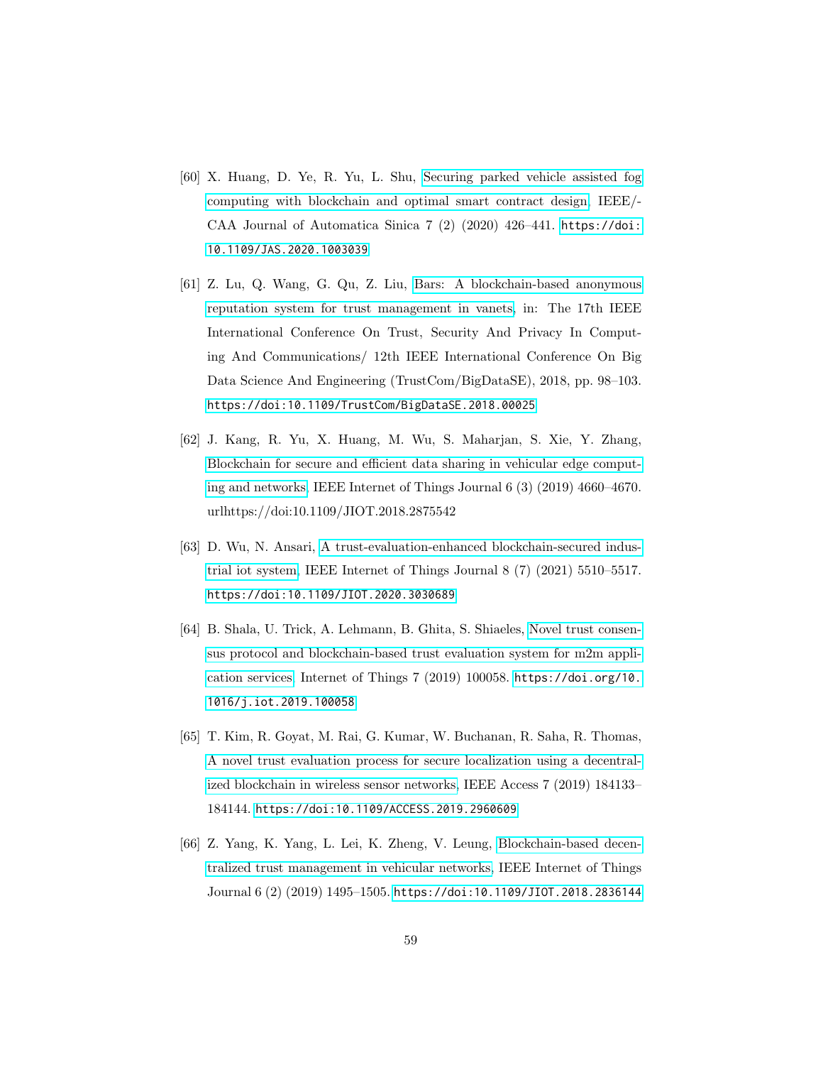[60] X. Huang, D. Ye, R. Yu, L. Shu, Securing parked vehicle assisted fog computing with blockchain and optimal smart contract design, IEEE/-CAA Journal of Automatica Sinica 7 (2) (2020) 426–441. https://doi:10.1109/JAS.2020.1003039

[61] Z. Lu, Q. Wang, G. Qu, Z. Liu, Bars: A blockchain-based anonymous reputation system for trust management in vanets, in: The 17th IEEE International Conference On Trust, Security And Privacy In Computing And Communications/ 12th IEEE International Conference On Big Data Science And Engineering (TrustCom/BigDataSE), 2018, pp. 98–103. https://doi:10.1109/TrustCom/BigDataSE.2018.00025

[62] J. Kang, R. Yu, X. Huang, M. Wu, S. Maharjan, S. Xie, Y. Zhang, Blockchain for secure and efficient data sharing in vehicular edge computing and networks, IEEE Internet of Things Journal 6 (3) (2019) 4660–4670. urlhttps://doi:10.1109/JIOT.2018.2875542

[63] D. Wu, N. Ansari, A trust-evaluation-enhanced blockchain-secured industrial iot system, IEEE Internet of Things Journal 8 (7) (2021) 5510–5517. https://doi:10.1109/JIOT.2020.3030689

[64] B. Shala, U. Trick, A. Lehmann, B. Ghita, S. Shiaeles, Novel trust consensus protocol and blockchain-based trust evaluation system for m2m application services, Internet of Things 7 (2019) 100058. https://doi.org/10.1016/j.iot.2019.100058

[65] T. Kim, R. Goyat, M. Rai, G. Kumar, W. Buchanan, R. Saha, R. Thomas, A novel trust evaluation process for secure localization using a decentralized blockchain in wireless sensor networks, IEEE Access 7 (2019) 184133–184144. https://doi:10.1109/ACCESS.2019.2960609

[66] Z. Yang, K. Yang, L. Lei, K. Zheng, V. Leung, Blockchain-based decentralized trust management in vehicular networks, IEEE Internet of Things Journal 6 (2) (2019) 1495–1505. https://doi:10.1109/JIOT.2018.2836144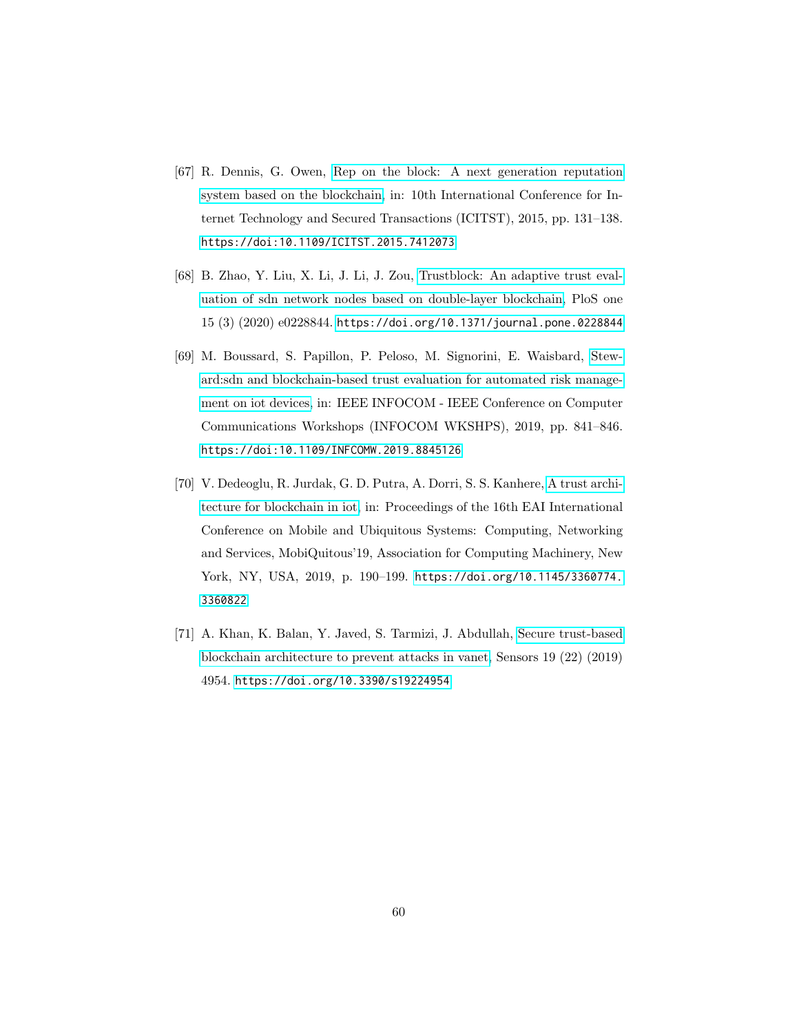[67] R. Dennis, G. Owen, Rep on the block: A next generation reputation system based on the blockchain, in: 10th International Conference for Internet Technology and Secured Transactions (ICITST), 2015, pp. 131–138. https://doi:10.1109/ICITST.2015.7412073

[68] B. Zhao, Y. Liu, X. Li, J. Li, J. Zou, Trustblock: An adaptive trust evaluation of sdn network nodes based on double-layer blockchain, PloS one 15 (3) (2020) e0228844. https://doi.org/10.1371/journal.pone.0228844

[69] M. Boussard, S. Papillon, P. Peloso, M. Signorini, E. Waisbard, Steward:sdn and blockchain-based trust evaluation for automated risk management on iot devices, in: IEEE INFOCOM - IEEE Conference on Computer Communications Workshops (INFOCOM WKSHPS), 2019, pp. 841–846. https://doi:10.1109/INFCOMW.2019.8845126

[70] V. Dedeoglu, R. Jurdak, G. D. Putra, A. Dorri, S. S. Kanhere, A trust architecture for blockchain in iot, in: Proceedings of the 16th EAI International Conference on Mobile and Ubiquitous Systems: Computing, Networking and Services, MobiQuitous'19, Association for Computing Machinery, New York, NY, USA, 2019, p. 190–199. https://doi.org/10.1145/3360774.3360822

[71] A. Khan, K. Balan, Y. Javed, S. Tarmizi, J. Abdullah, Secure trust-based blockchain architecture to prevent attacks in vanet, Sensors 19 (22) (2019) 4954. https://doi.org/10.3390/s19224954